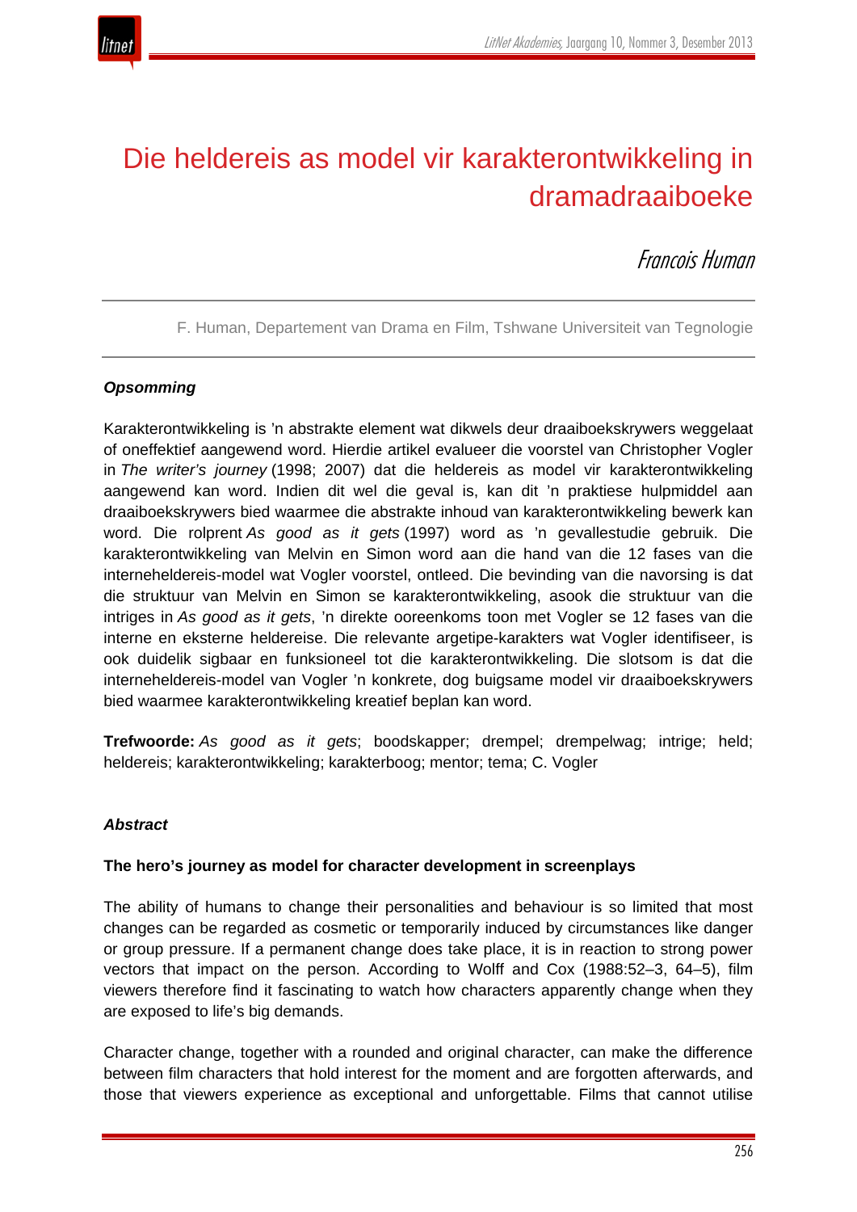# Die heldereis as model vir karakterontwikkeling in dramadraaiboeke

*Francois Human*

F. Human, Departement van Drama en Film, Tshwane Universiteit van Tegnologie

***Opsomming***

Karakterontwikkeling is 'n abstrakte element wat dikwels deur draaiboekskrywers weggelaat of oneffektief aangewend word. Hierdie artikel evalueer die voorstel van Christopher Vogler in *The writer's journey* (1998; 2007) dat die heldereis as model vir karakterontwikkeling aangewend kan word. Indien dit wel die geval is, kan dit 'n praktiese hulpmiddel aan draaiboekskrywers bied waarmee die abstrakte inhoud van karakterontwikkeling bewerk kan word. Die rolprent *As good as it gets* (1997) word as 'n gevallestudie gebruik. Die karakterontwikkeling van Melvin en Simon word aan die hand van die 12 fases van die interneheldereis-model wat Vogler voorstel, ontleed. Die bevinding van die navorsing is dat die struktuur van Melvin en Simon se karakterontwikkeling, asook die struktuur van die intriges in *As good as it gets*, 'n direkte ooreenkoms toon met Vogler se 12 fases van die interne en eksterne heldereise. Die relevante argetipe-karakters wat Vogler identifiseer, is ook duidelik sigbaar en funksioneel tot die karakterontwikkeling. Die slotsom is dat die interneheldereis-model van Vogler 'n konkrete, dog buigsame model vir draaiboekskrywers bied waarmee karakterontwikkeling kreatief beplan kan word.

**Trefwoorde:** *As good as it gets*; boodskapper; drempel; drempelwag; intrige; held; heldereis; karakterontwikkeling; karakterboog; mentor; tema; C. Vogler

***Abstract***

**The hero's journey as model for character development in screenplays**

The ability of humans to change their personalities and behaviour is so limited that most changes can be regarded as cosmetic or temporarily induced by circumstances like danger or group pressure. If a permanent change does take place, it is in reaction to strong power vectors that impact on the person. According to Wolff and Cox (1988:52–3, 64–5), film viewers therefore find it fascinating to watch how characters apparently change when they are exposed to life's big demands.

Character change, together with a rounded and original character, can make the difference between film characters that hold interest for the moment and are forgotten afterwards, and those that viewers experience as exceptional and unforgettable. Films that cannot utilise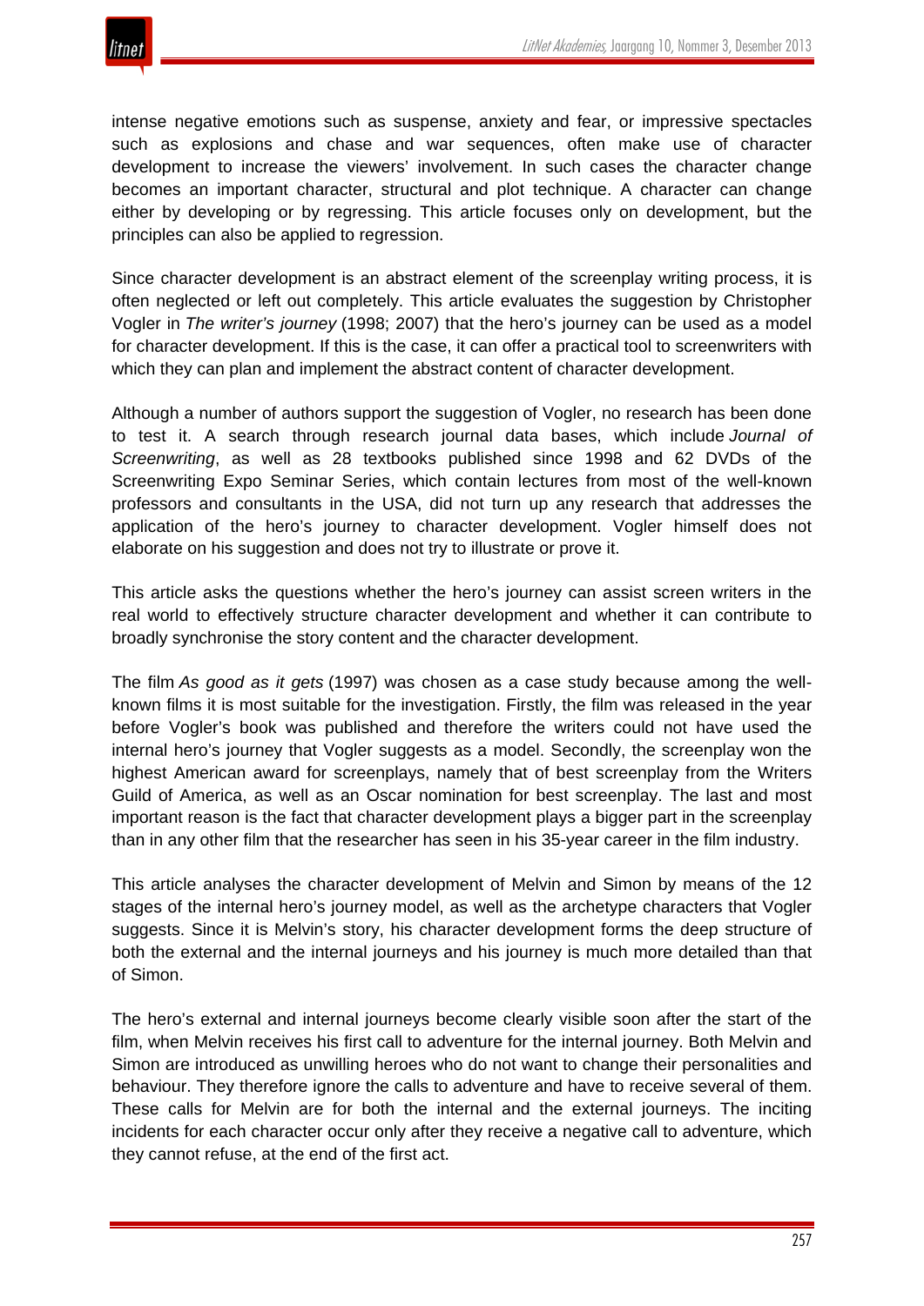intense negative emotions such as suspense, anxiety and fear, or impressive spectacles such as explosions and chase and war sequences, often make use of character development to increase the viewers' involvement. In such cases the character change becomes an important character, structural and plot technique. A character can change either by developing or by regressing. This article focuses only on development, but the principles can also be applied to regression.

Since character development is an abstract element of the screenplay writing process, it is often neglected or left out completely. This article evaluates the suggestion by Christopher Vogler in *The writer's journey* (1998; 2007) that the hero's journey can be used as a model for character development. If this is the case, it can offer a practical tool to screenwriters with which they can plan and implement the abstract content of character development.

Although a number of authors support the suggestion of Vogler, no research has been done to test it. A search through research journal data bases, which include *Journal of Screenwriting*, as well as 28 textbooks published since 1998 and 62 DVDs of the Screenwriting Expo Seminar Series, which contain lectures from most of the well-known professors and consultants in the USA, did not turn up any research that addresses the application of the hero's journey to character development. Vogler himself does not elaborate on his suggestion and does not try to illustrate or prove it.

This article asks the questions whether the hero's journey can assist screen writers in the real world to effectively structure character development and whether it can contribute to broadly synchronise the story content and the character development.

The film *As good as it gets* (1997) was chosen as a case study because among the well-known films it is most suitable for the investigation. Firstly, the film was released in the year before Vogler's book was published and therefore the writers could not have used the internal hero's journey that Vogler suggests as a model. Secondly, the screenplay won the highest American award for screenplays, namely that of best screenplay from the Writers Guild of America, as well as an Oscar nomination for best screenplay. The last and most important reason is the fact that character development plays a bigger part in the screenplay than in any other film that the researcher has seen in his 35-year career in the film industry.

This article analyses the character development of Melvin and Simon by means of the 12 stages of the internal hero's journey model, as well as the archetype characters that Vogler suggests. Since it is Melvin's story, his character development forms the deep structure of both the external and the internal journeys and his journey is much more detailed than that of Simon.

The hero's external and internal journeys become clearly visible soon after the start of the film, when Melvin receives his first call to adventure for the internal journey. Both Melvin and Simon are introduced as unwilling heroes who do not want to change their personalities and behaviour. They therefore ignore the calls to adventure and have to receive several of them. These calls for Melvin are for both the internal and the external journeys. The inciting incidents for each character occur only after they receive a negative call to adventure, which they cannot refuse, at the end of the first act.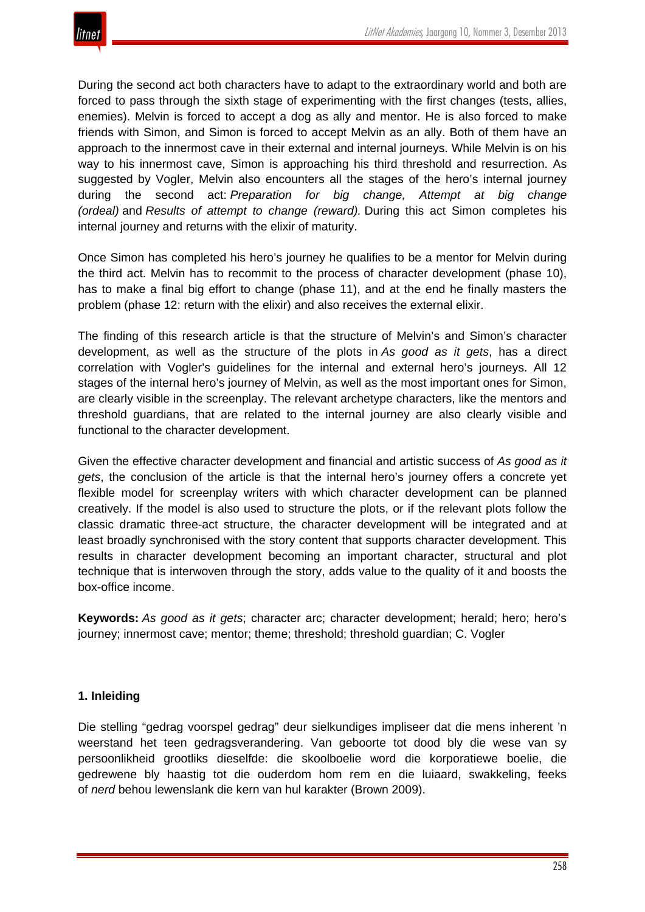During the second act both characters have to adapt to the extraordinary world and both are forced to pass through the sixth stage of experimenting with the first changes (tests, allies, enemies). Melvin is forced to accept a dog as ally and mentor. He is also forced to make friends with Simon, and Simon is forced to accept Melvin as an ally. Both of them have an approach to the innermost cave in their external and internal journeys. While Melvin is on his way to his innermost cave, Simon is approaching his third threshold and resurrection. As suggested by Vogler, Melvin also encounters all the stages of the hero's internal journey during the second act: *Preparation for big change, Attempt at big change (ordeal)* and *Results of attempt to change (reward).* During this act Simon completes his internal journey and returns with the elixir of maturity.

Once Simon has completed his hero's journey he qualifies to be a mentor for Melvin during the third act. Melvin has to recommit to the process of character development (phase 10), has to make a final big effort to change (phase 11), and at the end he finally masters the problem (phase 12: return with the elixir) and also receives the external elixir.

The finding of this research article is that the structure of Melvin's and Simon's character development, as well as the structure of the plots in *As good as it gets*, has a direct correlation with Vogler's guidelines for the internal and external hero's journeys. All 12 stages of the internal hero's journey of Melvin, as well as the most important ones for Simon, are clearly visible in the screenplay. The relevant archetype characters, like the mentors and threshold guardians, that are related to the internal journey are also clearly visible and functional to the character development.

Given the effective character development and financial and artistic success of *As good as it gets*, the conclusion of the article is that the internal hero's journey offers a concrete yet flexible model for screenplay writers with which character development can be planned creatively. If the model is also used to structure the plots, or if the relevant plots follow the classic dramatic three-act structure, the character development will be integrated and at least broadly synchronised with the story content that supports character development. This results in character development becoming an important character, structural and plot technique that is interwoven through the story, adds value to the quality of it and boosts the box-office income.

**Keywords:** *As good as it gets*; character arc; character development; herald; hero; hero's journey; innermost cave; mentor; theme; threshold; threshold guardian; C. Vogler

## 1. Inleiding

Die stelling "gedrag voorspel gedrag" deur sielkundiges impliseer dat die mens inherent 'n weerstand het teen gedragsverandering. Van geboorte tot dood bly die wese van sy persoonlikheid grootliks dieselfde: die skoolboelie word die korporatiewe boelie, die gedrewene bly haastig tot die ouderdom hom rem en die luiaard, swakkeling, feeks of *nerd* behou lewenslank die kern van hul karakter (Brown 2009).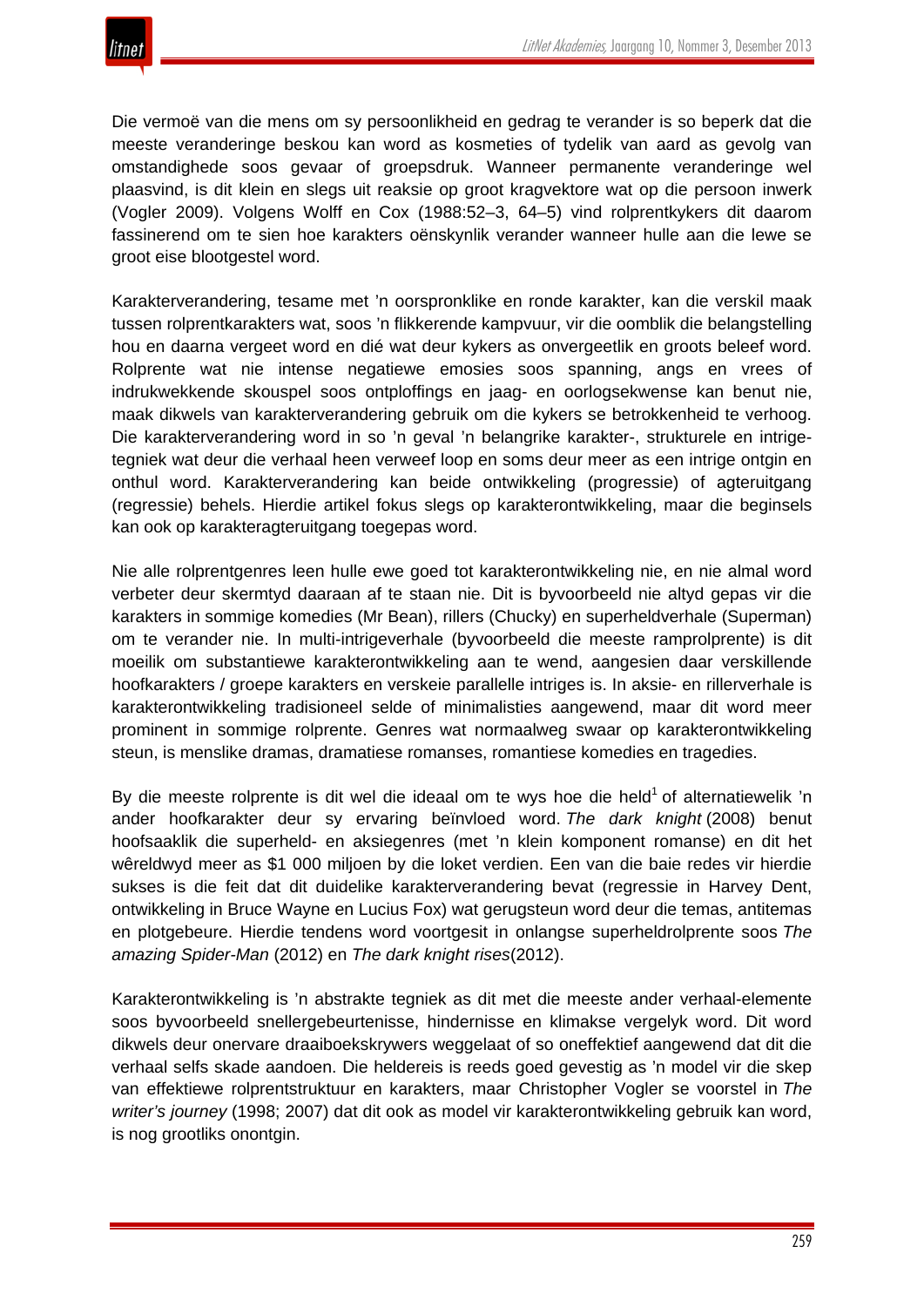Die vermoë van die mens om sy persoonlikheid en gedrag te verander is so beperk dat die meeste veranderinge beskou kan word as kosmeties of tydelik van aard as gevolg van omstandighede soos gevaar of groepsdruk. Wanneer permanente veranderinge wel plaasvind, is dit klein en slegs uit reaksie op groot kragvektore wat op die persoon inwerk (Vogler 2009). Volgens Wolff en Cox (1988:52–3, 64–5) vind rolprentkykers dit daarom fassinerend om te sien hoe karakters oënskynlik verander wanneer hulle aan die lewe se groot eise blootgestel word.

Karakterverandering, tesame met 'n oorspronklike en ronde karakter, kan die verskil maak tussen rolprentkarakters wat, soos 'n flikkerende kampvuur, vir die oomblik die belangstelling hou en daarna vergeet word en dié wat deur kykers as onvergeetlik en groots beleef word. Rolprente wat nie intense negatiewe emosies soos spanning, angs en vrees of indrukwekkende skouspel soos ontploffings en jaag- en oorlogsekwense kan benut nie, maak dikwels van karakterverandering gebruik om die kykers se betrokkenheid te verhoog. Die karakterverandering word in so 'n geval 'n belangrike karakter-, strukturele en intrige-tegniek wat deur die verhaal heen verweef loop en soms deur meer as een intrige ontgin en onthul word. Karakterverandering kan beide ontwikkeling (progressie) of agteruitgang (regressie) behels. Hierdie artikel fokus slegs op karakterontwikkeling, maar die beginsels kan ook op karakteragteruitgang toegepas word.

Nie alle rolprentgenres leen hulle ewe goed tot karakterontwikkeling nie, en nie almal word verbeter deur skermtyd daaraan af te staan nie. Dit is byvoorbeeld nie altyd gepas vir die karakters in sommige komedies (Mr Bean), rillers (Chucky) en superheldverhale (Superman) om te verander nie. In multi-intrigeverhale (byvoorbeeld die meeste ramprolprente) is dit moeilik om substantiewe karakterontwikkeling aan te wend, aangesien daar verskillende hoofkarakters / groepe karakters en verskeie parallelle intriges is. In aksie- en rillerverhale is karakterontwikkeling tradisioneel selde of minimalisties aangewend, maar dit word meer prominent in sommige rolprente. Genres wat normaalweg swaar op karakterontwikkeling steun, is menslike dramas, dramatiese romanses, romantiese komedies en tragedies.

By die meeste rolprente is dit wel die ideaal om te wys hoe die held[1] of alternatiewelik 'n ander hoofkarakter deur sy ervaring beïnvloed word. *The dark knight* (2008) benut hoofsaaklik die superheld- en aksiegenres (met 'n klein komponent romanse) en dit het wêreldwyd meer as $1 000 miljoen by die loket verdien. Een van die baie redes vir hierdie sukses is die feit dat dit duidelike karakterverandering bevat (regressie in Harvey Dent, ontwikkeling in Bruce Wayne en Lucius Fox) wat gerugsteun word deur die temas, antitemas en plotgebeure. Hierdie tendens word voortgesit in onlangse superheldrolprente soos *The amazing Spider-Man* (2012) en *The dark knight rises* (2012).

Karakterontwikkeling is 'n abstrakte tegniek as dit met die meeste ander verhaal-elemente soos byvoorbeeld snellergebeurtenisse, hindernisse en klimakse vergelyk word. Dit word dikwels deur onervare draaiboekskrywers weggelaat of so oneffektief aangewend dat dit die verhaal selfs skade aandoen. Die heldereis is reeds goed gevestig as 'n model vir die skep van effektiewe rolprentstruktuur en karakters, maar Christopher Vogler se voorstel in *The writer's journey* (1998; 2007) dat dit ook as model vir karakterontwikkeling gebruik kan word, is nog grootliks onontgin.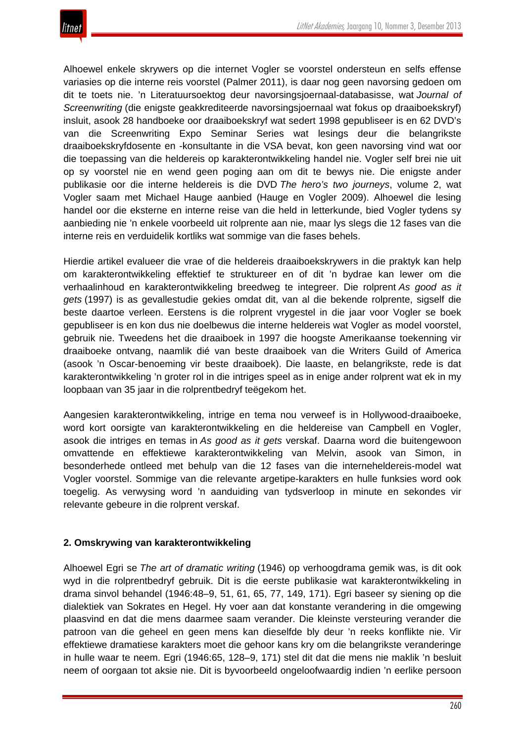Alhoewel enkele skrywers op die internet Vogler se voorstel ondersteun en selfs effense variasies op die interne reis voorstel (Palmer 2011), is daar nog geen navorsing gedoen om dit te toets nie. ’n Literatuursoektog deur navorsingsjoernaal-databasisse, wat *Journal of Screenwriting* (die enigste geakkrediteerde navorsingsjoernaal wat fokus op draaiboekskryf) insluit, asook 28 handboeke oor draaiboekskryf wat sedert 1998 gepubliseer is en 62 DVD’s van die Screenwriting Expo Seminar Series wat lesings deur die belangrikste draaiboekskryfdosente en -konsultante in die VSA bevat, kon geen navorsing vind wat oor die toepassing van die heldereis op karakterontwikkeling handel nie. Vogler self brei nie uit op sy voorstel nie en wend geen poging aan om dit te bewys nie. Die enigste ander publikasie oor die interne heldereis is die DVD *The hero’s two journeys*, volume 2, wat Vogler saam met Michael Hauge aanbied (Hauge en Vogler 2009). Alhoewel die lesing handel oor die eksterne en interne reise van die held in letterkunde, bied Vogler tydens sy aanbieding nie ’n enkele voorbeeld uit rolprente aan nie, maar lys slegs die 12 fases van die interne reis en verduidelik kortliks wat sommige van die fases behels.

Hierdie artikel evalueer die vrae of die heldereis draaiboekskrywers in die praktyk kan help om karakterontwikkeling effektief te struktureer en of dit ’n bydrae kan lewer om die verhaalinhoud en karakterontwikkeling breedweg te integreer. Die rolprent *As good as it gets* (1997) is as gevallestudie gekies omdat dit, van al die bekende rolprente, sigself die beste daartoe verleen. Eerstens is die rolprent vrygestel in die jaar voor Vogler se boek gepubliseer is en kon dus nie doelbewus die interne heldereis wat Vogler as model voorstel, gebruik nie. Tweedens het die draaiboek in 1997 die hoogste Amerikaanse toekenning vir draaiboeke ontvang, naamlik dié van beste draaiboek van die Writers Guild of America (asook ’n Oscar-benoeming vir beste draaiboek). Die laaste, en belangrikste, rede is dat karakterontwikkeling ’n groter rol in die intriges speel as in enige ander rolprent wat ek in my loopbaan van 35 jaar in die rolprentbedryf teëgekom het.

Aangesien karakterontwikkeling, intrige en tema nou verweef is in Hollywood-draaiboeke, word kort oorsigte van karakterontwikkeling en die heldereise van Campbell en Vogler, asook die intriges en temas in *As good as it gets* verskaf. Daarna word die buitengewoon omvattende en effektiewe karakterontwikkeling van Melvin, asook van Simon, in besonderhede ontleed met behulp van die 12 fases van die interneheldereis-model wat Vogler voorstel. Sommige van die relevante argetipe-karakters en hulle funksies word ook toegelig. As verwysing word ’n aanduiding van tydsverloop in minute en sekondes vir relevante gebeure in die rolprent verskaf.

## 2. Omskrywing van karakterontwikkeling

Alhoewel Egri se *The art of dramatic writing* (1946) op verhoogdrama gemik was, is dit ook wyd in die rolprentbedryf gebruik. Dit is die eerste publikasie wat karakterontwikkeling in drama sinvol behandel (1946:48–9, 51, 61, 65, 77, 149, 171). Egri baseer sy siening op die dialektiek van Sokrates en Hegel. Hy voer aan dat konstante verandering in die omgewing plaasvind en dat die mens daarmee saam verander. Die kleinste versteuring verander die patroon van die geheel en geen mens kan dieselfde bly deur ’n reeks konflikte nie. Vir effektiewe dramatiese karakters moet die gehoor kans kry om die belangrikste veranderinge in hulle waar te neem. Egri (1946:65, 128–9, 171) stel dit dat die mens nie maklik ’n besluit neem of oorgaan tot aksie nie. Dit is byvoorbeeld ongeloofwaardig indien ’n eerlike persoon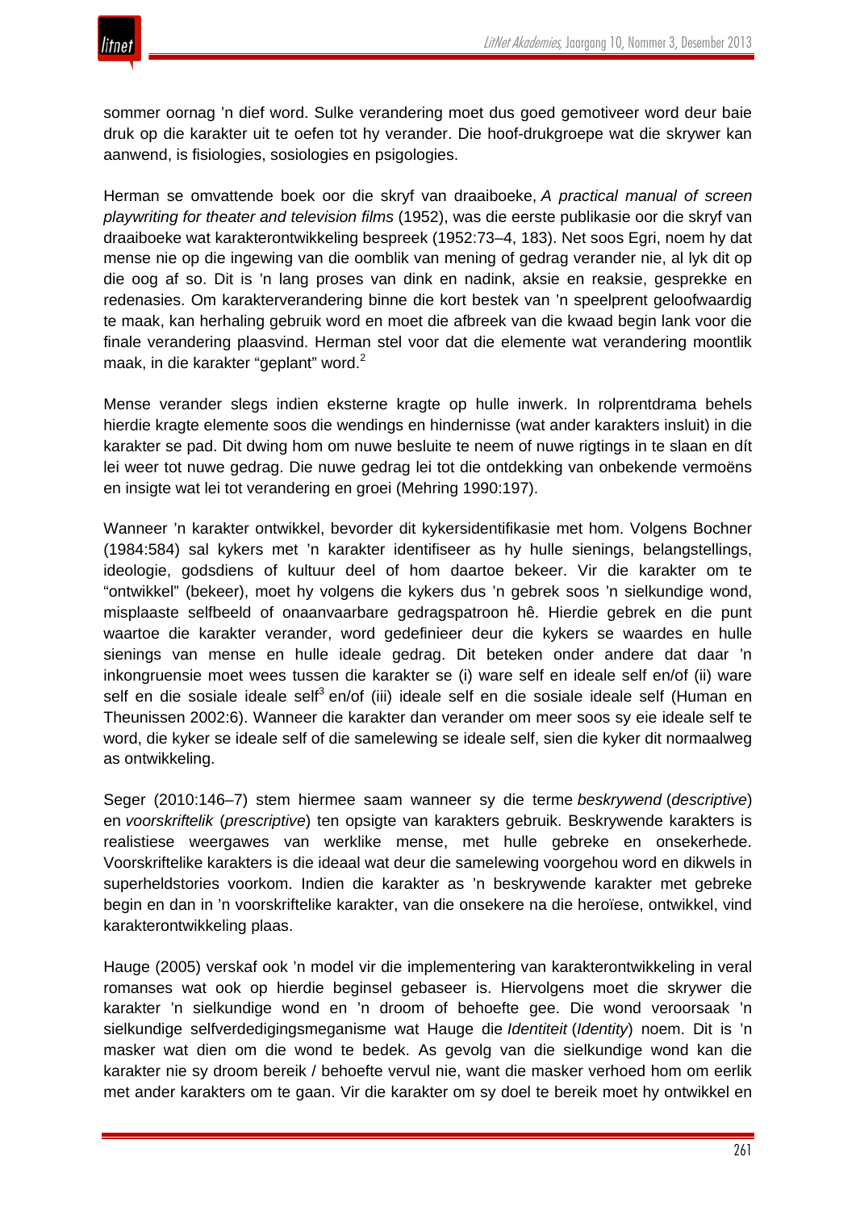sommer oornag 'n dief word. Sulke verandering moet dus goed gemotiveer word deur baie druk op die karakter uit te oefen tot hy verander. Die hoof-drukgroepe wat die skrywer kan aanwend, is fisiologies, sosiologies en psigologies.

Herman se omvattende boek oor die skryf van draaiboeke, *A practical manual of screen playwriting for theater and television films* (1952), was die eerste publikasie oor die skryf van draaiboeke wat karakterontwikkeling bespreek (1952:73–4, 183). Net soos Egri, noem hy dat mense nie op die ingewing van die oomblik van mening of gedrag verander nie, al lyk dit op die oog af so. Dit is 'n lang proses van dink en nadink, aksie en reaksie, gesprekke en redenasies. Om karakterverandering binne die kort bestek van 'n speelprent geloofwaardig te maak, kan herhaling gebruik word en moet die afbreek van die kwaad begin lank voor die finale verandering plaasvind. Herman stel voor dat die elemente wat verandering moontlik maak, in die karakter "geplant" word.[2]

Mense verander slegs indien eksterne kragte op hulle inwerk. In rolprentdrama behels hierdie kragte elemente soos die wendings en hindernisse (wat ander karakters insluit) in die karakter se pad. Dit dwing hom om nuwe besluite te neem of nuwe rigtings in te slaan en dít lei weer tot nuwe gedrag. Die nuwe gedrag lei tot die ontdekking van onbekende vermoëns en insigte wat lei tot verandering en groei (Mehring 1990:197).

Wanneer 'n karakter ontwikkel, bevorder dit kykersidentifikasie met hom. Volgens Bochner (1984:584) sal kykers met 'n karakter identifiseer as hy hulle sienings, belangstellings, ideologie, godsdiens of kultuur deel of hom daartoe bekeer. Vir die karakter om te "ontwikkel" (bekeer), moet hy volgens die kykers dus 'n gebrek soos 'n sielkundige wond, misplaaste selfbeeld of onaanvaarbare gedragspatroon hê. Hierdie gebrek en die punt waartoe die karakter verander, word gedefinieer deur die kykers se waardes en hulle sienings van mense en hulle ideale gedrag. Dit beteken onder andere dat daar 'n inkongruensie moet wees tussen die karakter se (i) ware self en ideale self en/of (ii) ware self en die sosiale ideale self[3] en/of (iii) ideale self en die sosiale ideale self (Human en Theunissen 2002:6). Wanneer die karakter dan verander om meer soos sy eie ideale self te word, die kyker se ideale self of die samelewing se ideale self, sien die kyker dit normaalweg as ontwikkeling.

Seger (2010:146–7) stem hiermee saam wanneer sy die terme *beskrywend* (*descriptive*) en *voorskriftelik* (*prescriptive*) ten opsigte van karakters gebruik. Beskrywende karakters is realistiese weergawes van werklike mense, met hulle gebreke en onsekerhede. Voorskriftelike karakters is die ideaal wat deur die samelewing voorgehou word en dikwels in superheldstories voorkom. Indien die karakter as 'n beskrywende karakter met gebreke begin en dan in 'n voorskriftelike karakter, van die onsekere na die heroïese, ontwikkel, vind karakterontwikkeling plaas.

Hauge (2005) verskaf ook 'n model vir die implementering van karakterontwikkeling in veral romanses wat ook op hierdie beginsel gebaseer is. Hiervolgens moet die skrywer die karakter 'n sielkundige wond en 'n droom of behoefte gee. Die wond veroorsaak 'n sielkundige selfverdedigingsmeganisme wat Hauge die *Identiteit* (*Identity*) noem. Dit is 'n masker wat dien om die wond te bedek. As gevolg van die sielkundige wond kan die karakter nie sy droom bereik / behoefte vervul nie, want die masker verhoed hom om eerlik met ander karakters om te gaan. Vir die karakter om sy doel te bereik moet hy ontwikkel en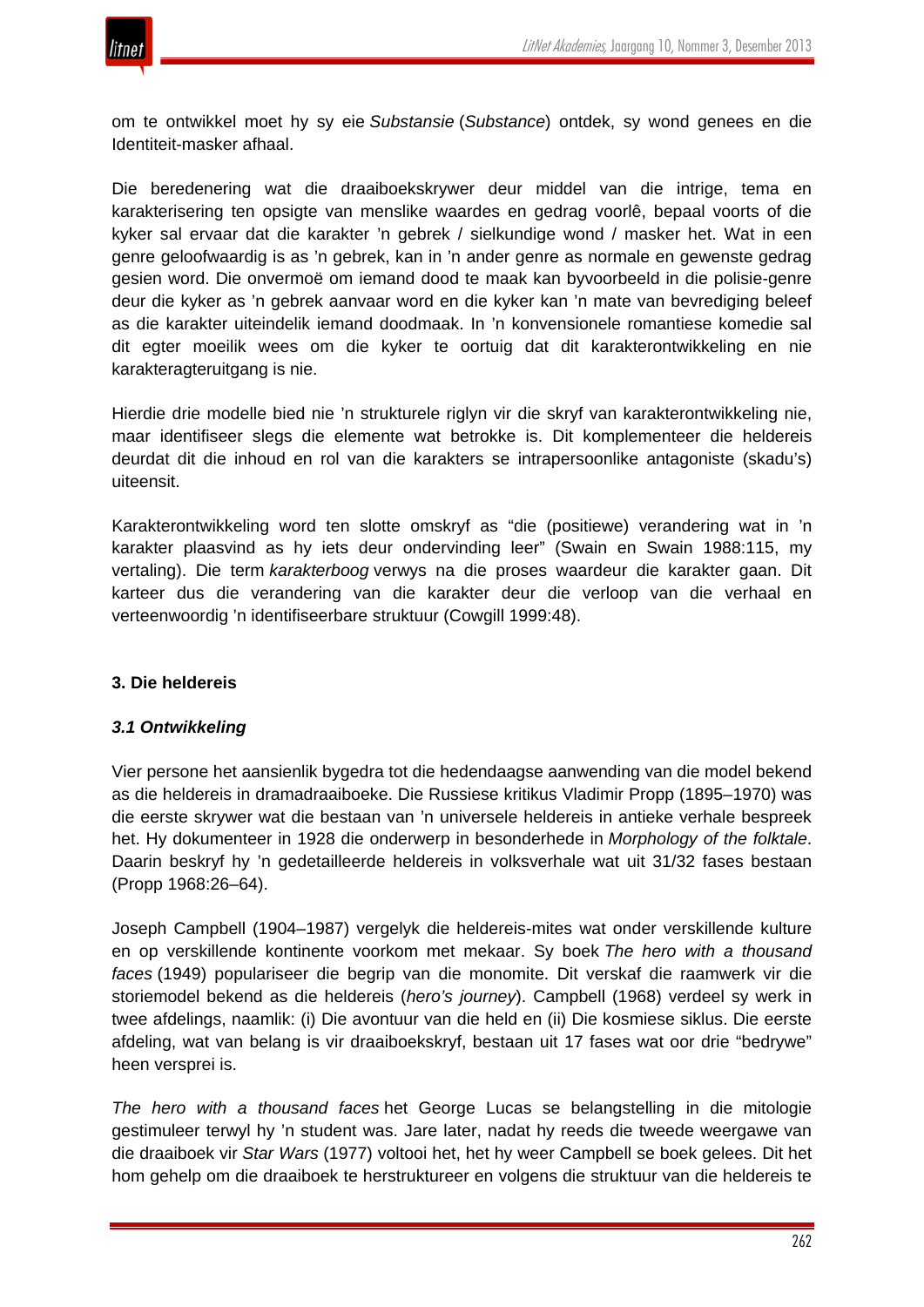om te ontwikkel moet hy sy eie *Substansie* (*Substance*) ontdek, sy wond genees en die Identiteit-masker afhaal.

Die beredenering wat die draaiboekskrywer deur middel van die intrige, tema en karakterisering ten opsigte van menslike waardes en gedrag voorlê, bepaal voorts of die kyker sal ervaar dat die karakter 'n gebrek / sielkundige wond / masker het. Wat in een genre geloofwaardig is as 'n gebrek, kan in 'n ander genre as normale en gewenste gedrag gesien word. Die onvermoë om iemand dood te maak kan byvoorbeeld in die polisie-genre deur die kyker as 'n gebrek aanvaar word en die kyker kan 'n mate van bevrediging beleef as die karakter uiteindelik iemand doodmaak. In 'n konvensionele romantiese komedie sal dit egter moeilik wees om die kyker te oortuig dat dit karakterontwikkeling en nie karakteragteruitgang is nie.

Hierdie drie modelle bied nie 'n strukturele riglyn vir die skryf van karakterontwikkeling nie, maar identifiseer slegs die elemente wat betrokke is. Dit komplementeer die heldereis deurdat dit die inhoud en rol van die karakters se intrapersoonlike antagoniste (skadu's) uiteensit.

Karakterontwikkeling word ten slotte omskryf as "die (positiewe) verandering wat in 'n karakter plaasvind as hy iets deur ondervinding leer" (Swain en Swain 1988:115, my vertaling). Die term *karakterboog* verwys na die proses waardeur die karakter gaan. Dit karteer dus die verandering van die karakter deur die verloop van die verhaal en verteenwoordig 'n identifiseerbare struktuur (Cowgill 1999:48).

## 3. Die heldereis

### *3.1 Ontwikkeling*

Vier persone het aansienlik bygedra tot die hedendaagse aanwending van die model bekend as die heldereis in dramadraaiboeke. Die Russiese kritikus Vladimir Propp (1895–1970) was die eerste skrywer wat die bestaan van 'n universele heldereis in antieke verhale bespreek het. Hy dokumenteer in 1928 die onderwerp in besonderhede in *Morphology of the folktale*. Daarin beskryf hy 'n gedetailleerde heldereis in volksverhale wat uit 31/32 fases bestaan (Propp 1968:26–64).

Joseph Campbell (1904–1987) vergelyk die heldereis-mites wat onder verskillende kulture en op verskillende kontinente voorkom met mekaar. Sy boek *The hero with a thousand faces* (1949) populariseer die begrip van die monomite. Dit verskaf die raamwerk vir die storiemodel bekend as die heldereis (*hero's journey*). Campbell (1968) verdeel sy werk in twee afdelings, naamlik: (i) Die avontuur van die held en (ii) Die kosmiese siklus. Die eerste afdeling, wat van belang is vir draaiboekskryf, bestaan uit 17 fases wat oor drie "bedrywe" heen versprei is.

*The hero with a thousand faces* het George Lucas se belangstelling in die mitologie gestimuleer terwyl hy 'n student was. Jare later, nadat hy reeds die tweede weergawe van die draaiboek vir *Star Wars* (1977) voltooi het, het hy weer Campbell se boek gelees. Dit het hom gehelp om die draaiboek te herstruktureer en volgens die struktuur van die heldereis te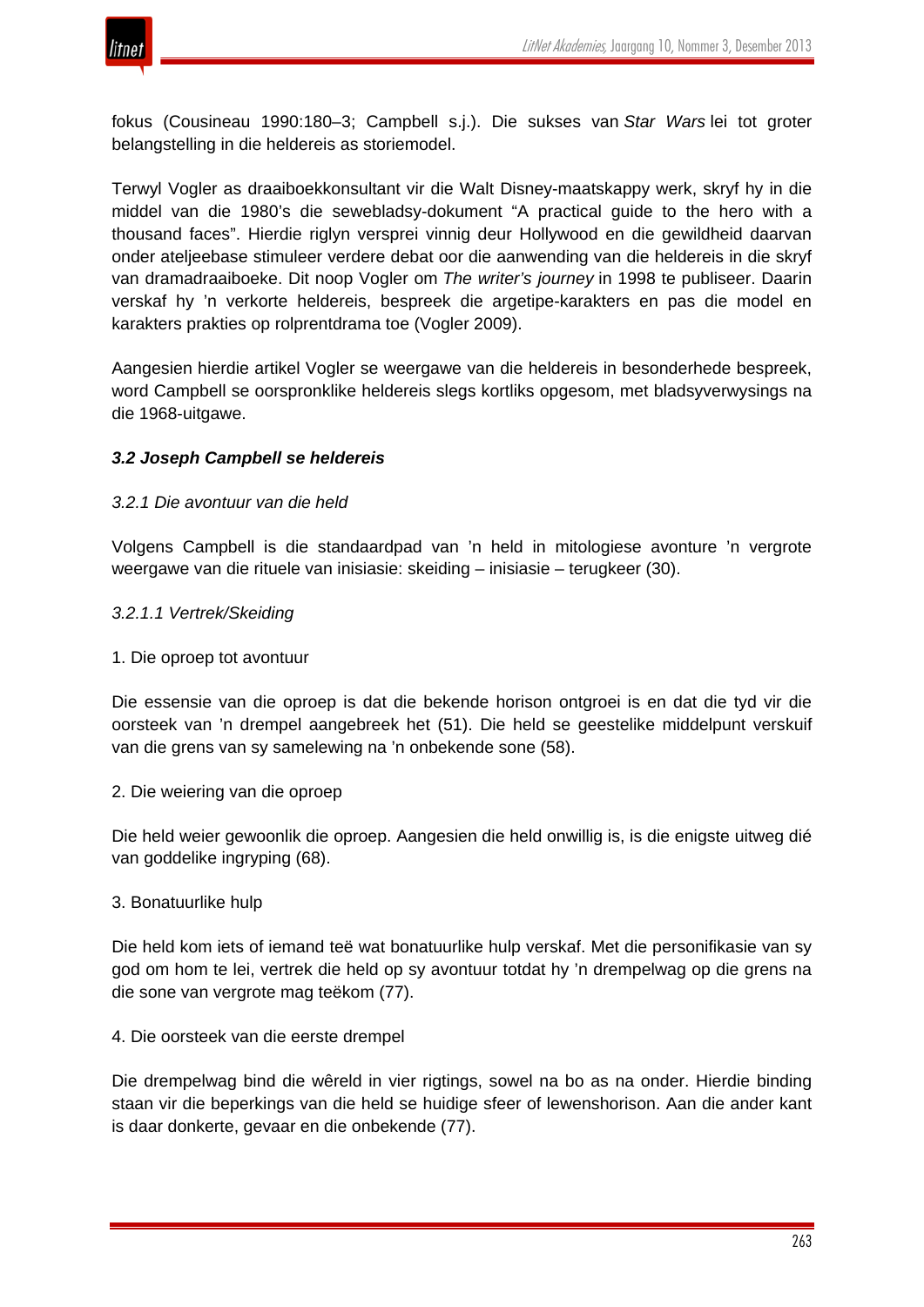fokus (Cousineau 1990:180–3; Campbell s.j.). Die sukses van *Star Wars* lei tot groter belangstelling in die heldereis as storiemodel.

Terwyl Vogler as draaiboekkonsultant vir die Walt Disney-maatskappy werk, skryf hy in die middel van die 1980's die sewebladsy-dokument "A practical guide to the hero with a thousand faces". Hierdie riglyn versprei vinnig deur Hollywood en die gewildheid daarvan onder ateljeebase stimuleer verdere debat oor die aanwending van die heldereis in die skryf van dramadraaiboeke. Dit noop Vogler om *The writer's journey* in 1998 te publiseer. Daarin verskaf hy 'n verkorte heldereis, bespreek die argetipe-karakters en pas die model en karakters prakties op rolprentdrama toe (Vogler 2009).

Aangesien hierdie artikel Vogler se weergawe van die heldereis in besonderhede bespreek, word Campbell se oorspronklike heldereis slegs kortliks opgesom, met bladsyverwysings na die 1968-uitgawe.

### *3.2 Joseph Campbell se heldereis*

#### *3.2.1 Die avontuur van die held*

Volgens Campbell is die standaardpad van 'n held in mitologiese avonture 'n vergrote weergawe van die rituele van inisiasie: skeiding – inisiasie – terugkeer (30).

##### *3.2.1.1 Vertrek/Skeiding*

1. Die oproep tot avontuur

Die essensie van die oproep is dat die bekende horison ontgroei is en dat die tyd vir die oorsteek van 'n drempel aangebreek het (51). Die held se geestelike middelpunt verskuif van die grens van sy samelewing na 'n onbekende sone (58).

2. Die weiering van die oproep

Die held weier gewoonlik die oproep. Aangesien die held onwillig is, is die enigste uitweg dié van goddelike ingryping (68).

3. Bonatuurlike hulp

Die held kom iets of iemand teë wat bonatuurlike hulp verskaf. Met die personifikasie van sy god om hom te lei, vertrek die held op sy avontuur totdat hy 'n drempelwag op die grens na die sone van vergrote mag teëkom (77).

4. Die oorsteek van die eerste drempel

Die drempelwag bind die wêreld in vier rigtings, sowel na bo as na onder. Hierdie binding staan vir die beperkings van die held se huidige sfeer of lewenshorison. Aan die ander kant is daar donkerte, gevaar en die onbekende (77).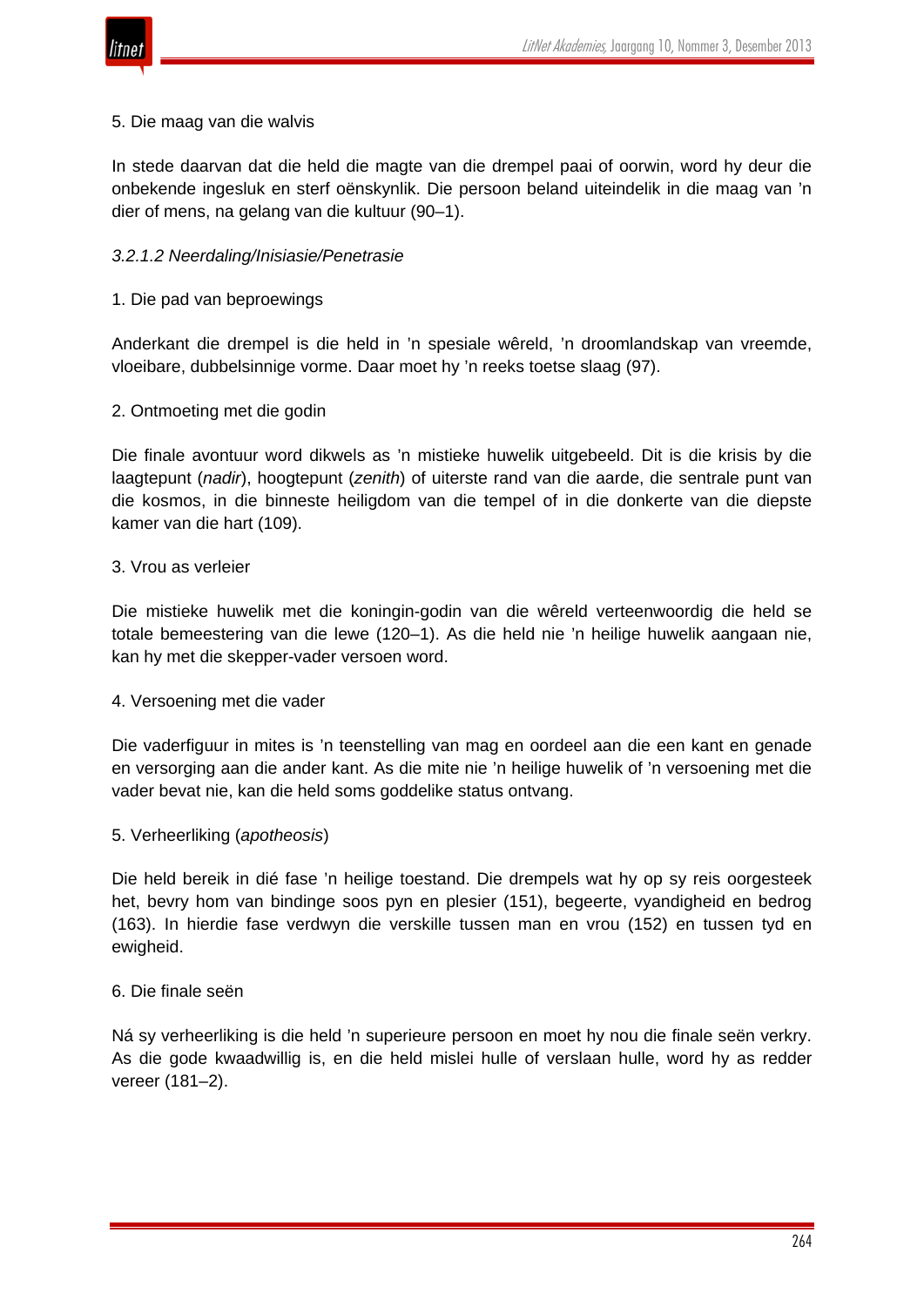5. Die maag van die walvis

In stede daarvan dat die held die magte van die drempel paai of oorwin, word hy deur die onbekende ingesluk en sterf oënskynlik. Die persoon beland uiteindelik in die maag van ’n dier of mens, na gelang van die kultuur (90–1).

*3.2.1.2 Neerdaling/Inisiasie/Penetrasie*

1. Die pad van beproewings

Anderkant die drempel is die held in ’n spesiale wêreld, ’n droomlandskap van vreemde, vloeibare, dubbelsinnige vorme. Daar moet hy ’n reeks toetse slaag (97).

2. Ontmoeting met die godin

Die finale avontuur word dikwels as ’n mistieke huwelik uitgebeeld. Dit is die krisis by die laagtepunt (*nadir*), hoogtepunt (*zenith*) of uiterste rand van die aarde, die sentrale punt van die kosmos, in die binneste heiligdom van die tempel of in die donkerte van die diepste kamer van die hart (109).

3. Vrou as verleier

Die mistieke huwelik met die koningin-godin van die wêreld verteenwoordig die held se totale bemeestering van die lewe (120–1). As die held nie ’n heilige huwelik aangaan nie, kan hy met die skepper-vader versoen word.

4. Versoening met die vader

Die vaderfiguur in mites is ’n teenstelling van mag en oordeel aan die een kant en genade en versorging aan die ander kant. As die mite nie ’n heilige huwelik of ’n versoening met die vader bevat nie, kan die held soms goddelike status ontvang.

5. Verheerliking (*apotheosis*)

Die held bereik in dié fase ’n heilige toestand. Die drempels wat hy op sy reis oorgesteek het, bevry hom van bindinge soos pyn en plesier (151), begeerte, vyandigheid en bedrog (163). In hierdie fase verdwyn die verskille tussen man en vrou (152) en tussen tyd en ewigheid.

6. Die finale seën

Ná sy verheerliking is die held ’n superieure persoon en moet hy nou die finale seën verkry. As die gode kwaadwillig is, en die held mislei hulle of verslaan hulle, word hy as redder vereer (181–2).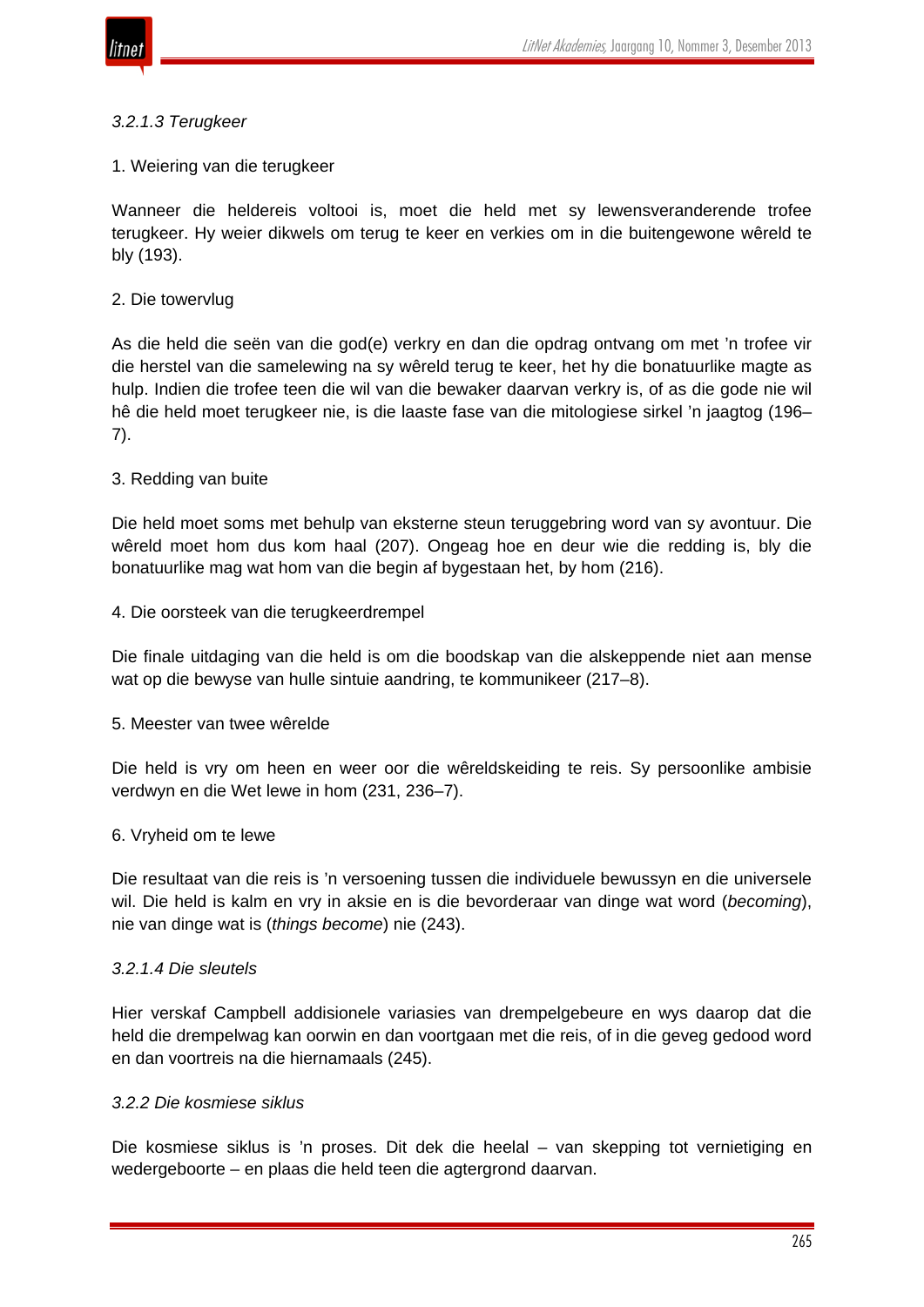*3.2.1.3 Terugkeer*

1. Weiering van die terugkeer

Wanneer die heldereis voltooi is, moet die held met sy lewensveranderende trofee terugkeer. Hy weier dikwels om terug te keer en verkies om in die buitengewone wêreld te bly (193).

2. Die towervlug

As die held die seën van die god(e) verkry en dan die opdrag ontvang om met 'n trofee vir die herstel van die samelewing na sy wêreld terug te keer, het hy die bonatuurlike magte as hulp. Indien die trofee teen die wil van die bewaker daarvan verkry is, of as die gode nie wil hê die held moet terugkeer nie, is die laaste fase van die mitologiese sirkel 'n jaagtog (196–7).

3. Redding van buite

Die held moet soms met behulp van eksterne steun teruggebring word van sy avontuur. Die wêreld moet hom dus kom haal (207). Ongeag hoe en deur wie die redding is, bly die bonatuurlike mag wat hom van die begin af bygestaan het, by hom (216).

4. Die oorsteek van die terugkeerdrempel

Die finale uitdaging van die held is om die boodskap van die alskeppende niet aan mense wat op die bewyse van hulle sintuie aandring, te kommunikeer (217–8).

5. Meester van twee wêrelde

Die held is vry om heen en weer oor die wêreldskeiding te reis. Sy persoonlike ambisie verdwyn en die Wet lewe in hom (231, 236–7).

6. Vryheid om te lewe

Die resultaat van die reis is 'n versoening tussen die individuele bewussyn en die universele wil. Die held is kalm en vry in aksie en is die bevorderaar van dinge wat word (*becoming*), nie van dinge wat is (*things become*) nie (243).

*3.2.1.4 Die sleutels*

Hier verskaf Campbell addisionele variasies van drempelgebeure en wys daarop dat die held die drempelwag kan oorwin en dan voortgaan met die reis, of in die geveg gedood word en dan voortreis na die hiernamaals (245).

*3.2.2 Die kosmiese siklus*

Die kosmiese siklus is 'n proses. Dit dek die heelal – van skepping tot vernietiging en wedergeboorte – en plaas die held teen die agtergrond daarvan.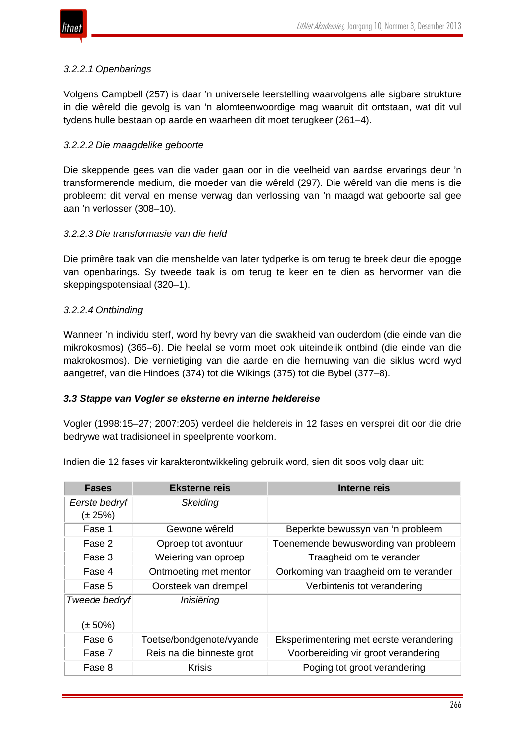*3.2.2.1 Openbarings*

Volgens Campbell (257) is daar ’n universele leerstelling waarvolgens alle sigbare strukture in die wêreld die gevolg is van ’n alomteenwoordige mag waaruit dit ontstaan, wat dit vul tydens hulle bestaan op aarde en waarheen dit moet terugkeer (261–4).

*3.2.2.2 Die maagdelike geboorte*

Die skeppende gees van die vader gaan oor in die veelheid van aardse ervarings deur ’n transformerende medium, die moeder van die wêreld (297). Die wêreld van die mens is die probleem: dit verval en mense verwag dan verlossing van ’n maagd wat geboorte sal gee aan ’n verlosser (308–10).

*3.2.2.3 Die transformasie van die held*

Die primêre taak van die menshelde van later tydperke is om terug te breek deur die epogge van openbarings. Sy tweede taak is om terug te keer en te dien as hervormer van die skeppingspotensiaal (320–1).

*3.2.2.4 Ontbinding*

Wanneer ’n individu sterf, word hy bevry van die swakheid van ouderdom (die einde van die mikrokosmos) (365–6). Die heelal se vorm moet ook uiteindelik ontbind (die einde van die makrokosmos). Die vernietiging van die aarde en die hernuwing van die siklus word wyd aangetref, van die Hindoes (374) tot die Wikings (375) tot die Bybel (377–8).

***3.3 Stappe van Vogler se eksterne en interne heldereise***

Vogler (1998:15–27; 2007:205) verdeel die heldereis in 12 fases en versprei dit oor die drie bedrywe wat tradisioneel in speelprente voorkom.

Indien die 12 fases vir karakterontwikkeling gebruik word, sien dit soos volg daar uit:

| Fases | Eksterne reis | Interne reis |
|---|---|---|
| *Eerste bedryf* (± 25%) | *Skeiding* | |
| Fase 1 | Gewone wêreld | Beperkte bewussyn van ’n probleem |
| Fase 2 | Oproep tot avontuur | Toenemende bewuswording van probleem |
| Fase 3 | Weiering van oproep | Traagheid om te verander |
| Fase 4 | Ontmoeting met mentor | Oorkoming van traagheid om te verander |
| Fase 5 | Oorsteek van drempel | Verbintenis tot verandering |
| *Tweede bedryf* (± 50%) | *Inisiëring* | |
| Fase 6 | Toetse/bondgenote/vyande | Eksperimentering met eerste verandering |
| Fase 7 | Reis na die binneste grot | Voorbereiding vir groot verandering |
| Fase 8 | Krisis | Poging tot groot verandering |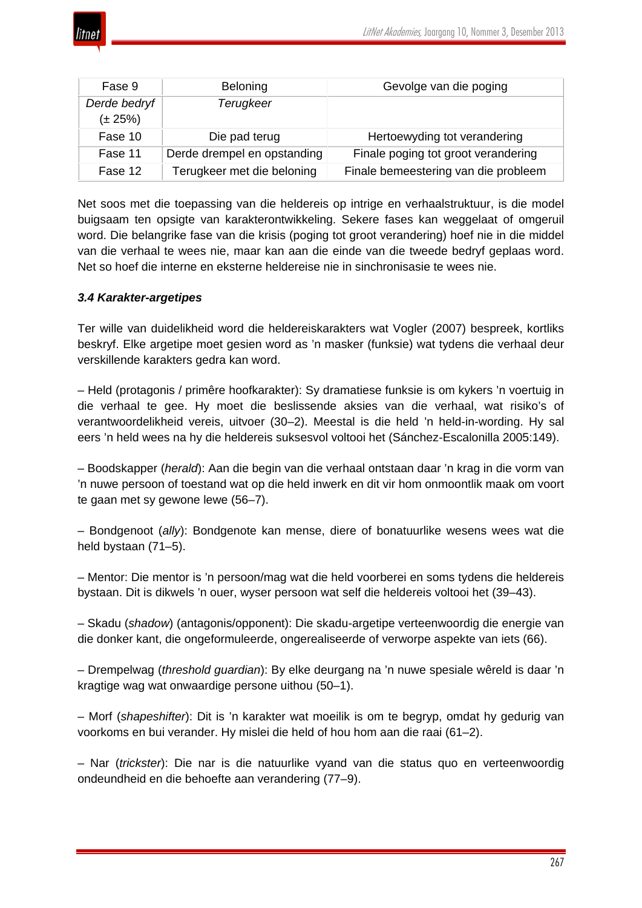| Fase 9 | Beloning | Gevolge van die poging |
|---|---|---|
| *Derde bedryf* (± 25%) | *Terugkeer* | |
| Fase 10 | Die pad terug | Hertoewyding tot verandering |
| Fase 11 | Derde drempel en opstanding | Finale poging tot groot verandering |
| Fase 12 | Terugkeer met die beloning | Finale bemeestering van die probleem |

Net soos met die toepassing van die heldereis op intrige en verhaalstruktuur, is die model buigsaam ten opsigte van karakterontwikkeling. Sekere fases kan weggelaat of omgeruil word. Die belangrike fase van die krisis (poging tot groot verandering) hoef nie in die middel van die verhaal te wees nie, maar kan aan die einde van die tweede bedryf geplaas word. Net so hoef die interne en eksterne heldereise nie in sinchronisasie te wees nie.

### *3.4 Karakter-argetipes*

Ter wille van duidelikheid word die heldereiskarakters wat Vogler (2007) bespreek, kortliks beskryf. Elke argetipe moet gesien word as 'n masker (funksie) wat tydens die verhaal deur verskillende karakters gedra kan word.

– Held (protagonis / primêre hoofkarakter): Sy dramatiese funksie is om kykers 'n voertuig in die verhaal te gee. Hy moet die beslissende aksies van die verhaal, wat risiko's of verantwoordelikheid vereis, uitvoer (30–2). Meestal is die held 'n held-in-wording. Hy sal eers 'n held wees na hy die heldereis suksesvol voltooi het (Sánchez-Escalonilla 2005:149).

– Boodskapper (*herald*): Aan die begin van die verhaal ontstaan daar 'n krag in die vorm van 'n nuwe persoon of toestand wat op die held inwerk en dit vir hom onmoontlik maak om voort te gaan met sy gewone lewe (56–7).

– Bondgenoot (*ally*): Bondgenote kan mense, diere of bonatuurlike wesens wees wat die held bystaan (71–5).

– Mentor: Die mentor is 'n persoon/mag wat die held voorberei en soms tydens die heldereis bystaan. Dit is dikwels 'n ouer, wyser persoon wat self die heldereis voltooi het (39–43).

– Skadu (*shadow*) (antagonis/opponent): Die skadu-argetipe verteenwoordig die energie van die donker kant, die ongeformuleerde, ongerealiseerde of verworpe aspekte van iets (66).

– Drempelwag (*threshold guardian*): By elke deurgang na 'n nuwe spesiale wêreld is daar 'n kragtige wag wat onwaardige persone uithou (50–1).

– Morf (*shapeshifter*): Dit is 'n karakter wat moeilik is om te begryp, omdat hy gedurig van voorkoms en bui verander. Hy mislei die held of hou hom aan die raai (61–2).

– Nar (*trickster*): Die nar is die natuurlike vyand van die status quo en verteenwoordig ondeundheid en die behoefte aan verandering (77–9).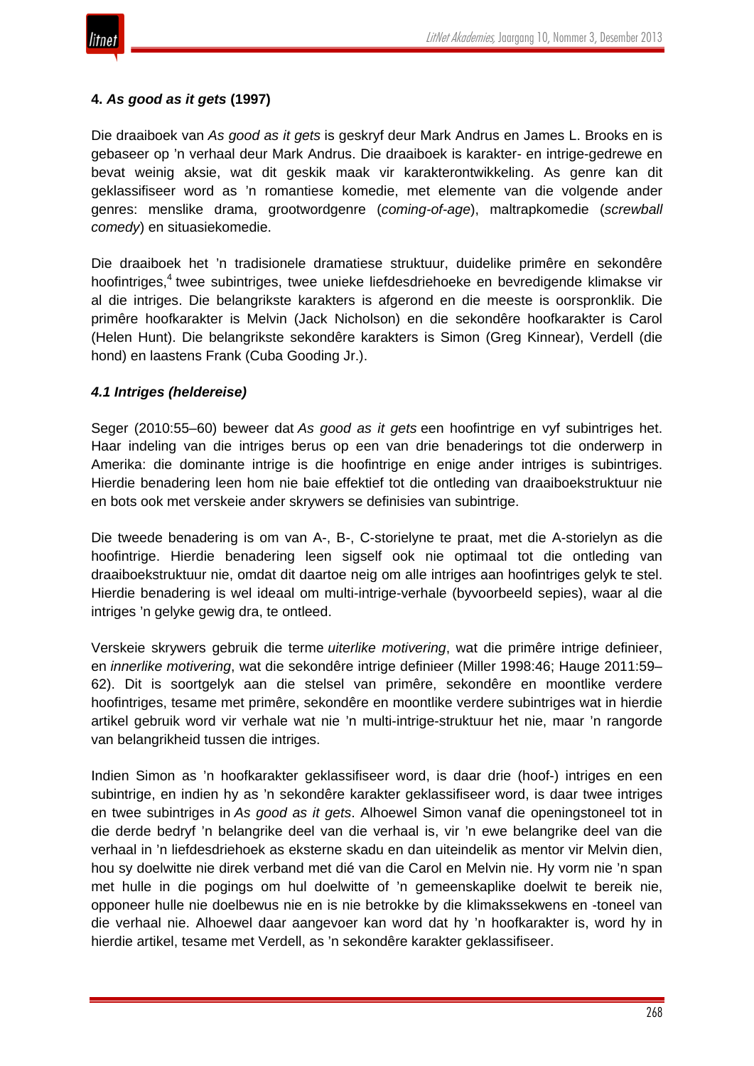### 4. *As good as it gets* (1997)

Die draaiboek van *As good as it gets* is geskryf deur Mark Andrus en James L. Brooks en is gebaseer op 'n verhaal deur Mark Andrus. Die draaiboek is karakter- en intrige-gedrewe en bevat weinig aksie, wat dit geskik maak vir karakterontwikkeling. As genre kan dit geklassifiseer word as 'n romantiese komedie, met elemente van die volgende ander genres: menslike drama, grootwordgenre (*coming-of-age*), maltrapkomedie (*screwball comedy*) en situasiekomedie.

Die draaiboek het 'n tradisionele dramatiese struktuur, duidelike primêre en sekondêre hoofintriges,[4] twee subintriges, twee unieke liefdesdriehoeke en bevredigende klimakse vir al die intriges. Die belangrikste karakters is afgerond en die meeste is oorspronklik. Die primêre hoofkarakter is Melvin (Jack Nicholson) en die sekondêre hoofkarakter is Carol (Helen Hunt). Die belangrikste sekondêre karakters is Simon (Greg Kinnear), Verdell (die hond) en laastens Frank (Cuba Gooding Jr.).

#### *4.1 Intriges (heldereise)*

Seger (2010:55–60) beweer dat *As good as it gets* een hoofintrige en vyf subintriges het. Haar indeling van die intriges berus op een van drie benaderings tot die onderwerp in Amerika: die dominante intrige is die hoofintrige en enige ander intriges is subintriges. Hierdie benadering leen hom nie baie effektief tot die ontleding van draaiboekstruktuur nie en bots ook met verskeie ander skrywers se definisies van subintrige.

Die tweede benadering is om van A-, B-, C-storielyne te praat, met die A-storielyn as die hoofintrige. Hierdie benadering leen sigself ook nie optimaal tot die ontleding van draaiboekstruktuur nie, omdat dit daartoe neig om alle intriges aan hoofintriges gelyk te stel. Hierdie benadering is wel ideaal om multi-intrige-verhale (byvoorbeeld sepies), waar al die intriges 'n gelyke gewig dra, te ontleed.

Verskeie skrywers gebruik die terme *uiterlike motivering*, wat die primêre intrige definieer, en *innerlike motivering*, wat die sekondêre intrige definieer (Miller 1998:46; Hauge 2011:59–62). Dit is soortgelyk aan die stelsel van primêre, sekondêre en moontlike verdere hoofintriges, tesame met primêre, sekondêre en moontlike verdere subintriges wat in hierdie artikel gebruik word vir verhale wat nie 'n multi-intrige-struktuur het nie, maar 'n rangorde van belangrikheid tussen die intriges.

Indien Simon as 'n hoofkarakter geklassifiseer word, is daar drie (hoof-) intriges en een subintrige, en indien hy as 'n sekondêre karakter geklassifiseer word, is daar twee intriges en twee subintriges in *As good as it gets*. Alhoewel Simon vanaf die openingstoneel tot in die derde bedryf 'n belangrike deel van die verhaal is, vir 'n ewe belangrike deel van die verhaal in 'n liefdesdriehoek as eksterne skadu en dan uiteindelik as mentor vir Melvin dien, hou sy doelwitte nie direk verband met dié van die Carol en Melvin nie. Hy vorm nie 'n span met hulle in die pogings om hul doelwitte of 'n gemeenskaplike doelwit te bereik nie, opponeer hulle nie doelbewus nie en is nie betrokke by die klimakssekwens en -toneel van die verhaal nie. Alhoewel daar aangevoer kan word dat hy 'n hoofkarakter is, word hy in hierdie artikel, tesame met Verdell, as 'n sekondêre karakter geklassifiseer.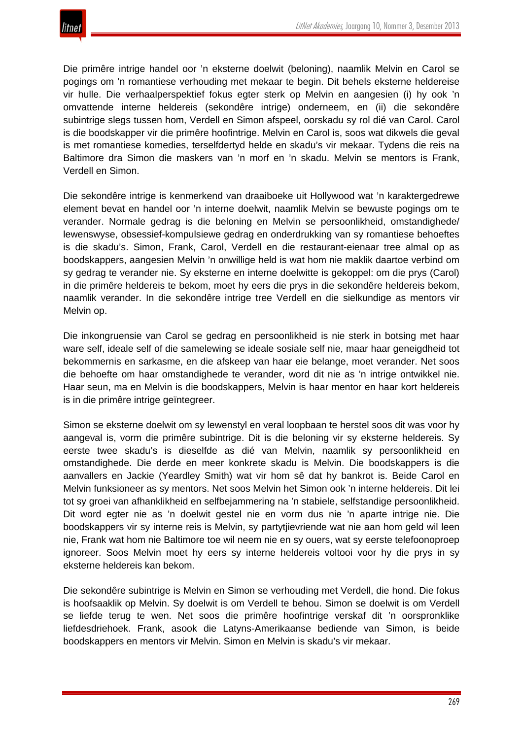Die primêre intrige handel oor 'n eksterne doelwit (beloning), naamlik Melvin en Carol se pogings om 'n romantiese verhouding met mekaar te begin. Dit behels eksterne heldereise vir hulle. Die verhaalperspektief fokus egter sterk op Melvin en aangesien (i) hy ook 'n omvattende interne heldereis (sekondêre intrige) onderneem, en (ii) die sekondêre subintrige slegs tussen hom, Verdell en Simon afspeel, oorskadu sy rol dié van Carol. Carol is die boodskapper vir die primêre hoofintrige. Melvin en Carol is, soos wat dikwels die geval is met romantiese komedies, terselfdertyd helde en skadu's vir mekaar. Tydens die reis na Baltimore dra Simon die maskers van 'n morf en 'n skadu. Melvin se mentors is Frank, Verdell en Simon.

Die sekondêre intrige is kenmerkend van draaiboeke uit Hollywood wat 'n karaktergedrewe element bevat en handel oor 'n interne doelwit, naamlik Melvin se bewuste pogings om te verander. Normale gedrag is die beloning en Melvin se persoonlikheid, omstandighede/ lewenswyse, obsessief-kompulsiewe gedrag en onderdrukking van sy romantiese behoeftes is die skadu's. Simon, Frank, Carol, Verdell en die restaurant-eienaar tree almal op as boodskappers, aangesien Melvin 'n onwillige held is wat hom nie maklik daartoe verbind om sy gedrag te verander nie. Sy eksterne en interne doelwitte is gekoppel: om die prys (Carol) in die primêre heldereis te bekom, moet hy eers die prys in die sekondêre heldereis bekom, naamlik verander. In die sekondêre intrige tree Verdell en die sielkundige as mentors vir Melvin op.

Die inkongruensie van Carol se gedrag en persoonlikheid is nie sterk in botsing met haar ware self, ideale self of die samelewing se ideale sosiale self nie, maar haar geneigdheid tot bekommernis en sarkasme, en die afskeep van haar eie belange, moet verander. Net soos die behoefte om haar omstandighede te verander, word dit nie as 'n intrige ontwikkel nie. Haar seun, ma en Melvin is die boodskappers, Melvin is haar mentor en haar kort heldereis is in die primêre intrige geïntegreer.

Simon se eksterne doelwit om sy lewenstyl en veral loopbaan te herstel soos dit was voor hy aangeval is, vorm die primêre subintrige. Dit is die beloning vir sy eksterne heldereis. Sy eerste twee skadu's is dieselfde as dié van Melvin, naamlik sy persoonlikheid en omstandighede. Die derde en meer konkrete skadu is Melvin. Die boodskappers is die aanvallers en Jackie (Yeardley Smith) wat vir hom sê dat hy bankrot is. Beide Carol en Melvin funksioneer as sy mentors. Net soos Melvin het Simon ook 'n interne heldereis. Dit lei tot sy groei van afhanklikheid en selfbejammering na 'n stabiele, selfstandige persoonlikheid. Dit word egter nie as 'n doelwit gestel nie en vorm dus nie 'n aparte intrige nie. Die boodskappers vir sy interne reis is Melvin, sy partytjievriende wat nie aan hom geld wil leen nie, Frank wat hom nie Baltimore toe wil neem nie en sy ouers, wat sy eerste telefoonoproep ignoreer. Soos Melvin moet hy eers sy interne heldereis voltooi voor hy die prys in sy eksterne heldereis kan bekom.

Die sekondêre subintrige is Melvin en Simon se verhouding met Verdell, die hond. Die fokus is hoofsaaklik op Melvin. Sy doelwit is om Verdell te behou. Simon se doelwit is om Verdell se liefde terug te wen. Net soos die primêre hoofintrige verskaf dit 'n oorspronklike liefdesdriehoek. Frank, asook die Latyns-Amerikaanse bediende van Simon, is beide boodskappers en mentors vir Melvin. Simon en Melvin is skadu's vir mekaar.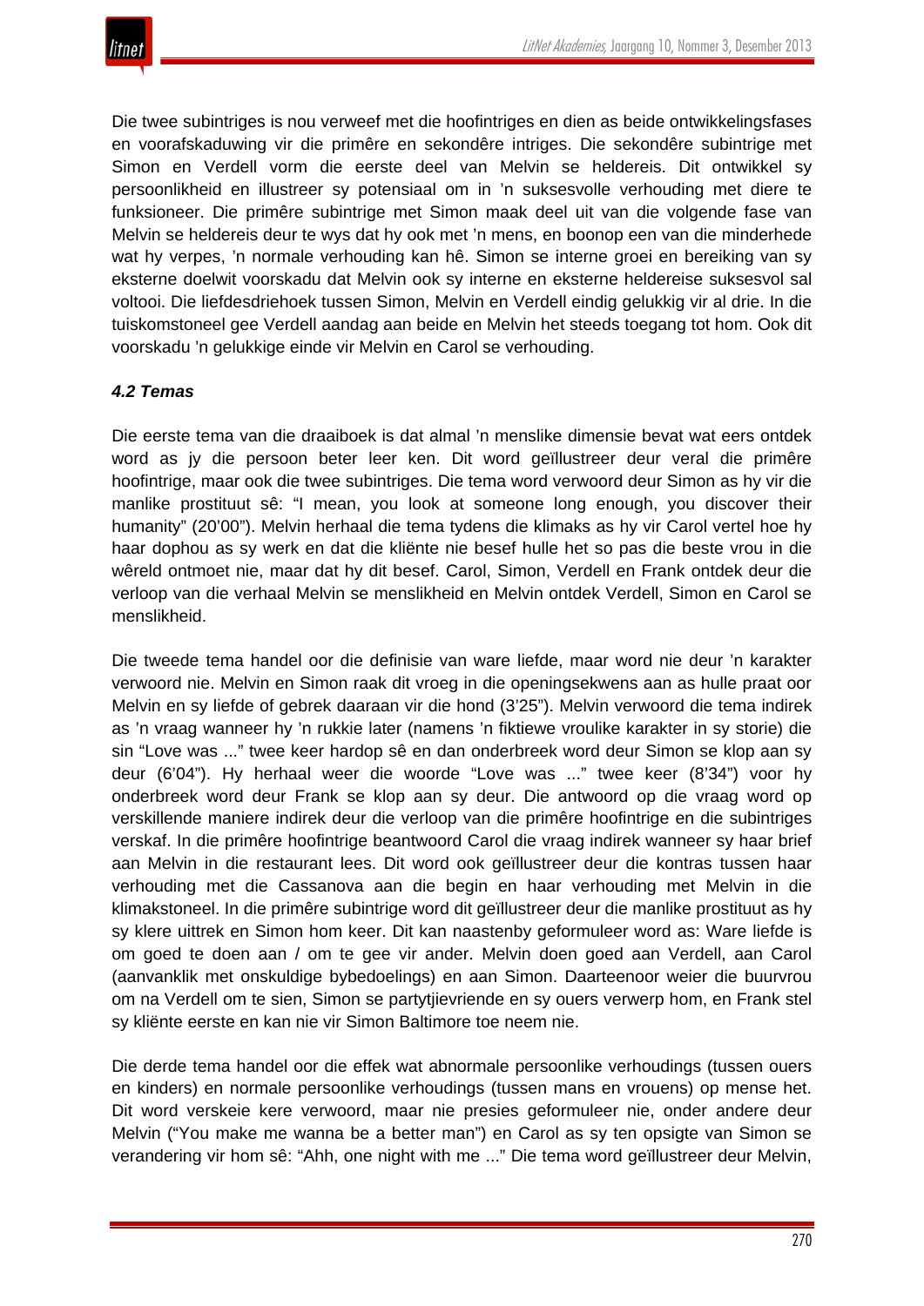Die twee subintriges is nou verweef met die hoofintriges en dien as beide ontwikkelingsfases en voorafskaduwing vir die primêre en sekondêre intriges. Die sekondêre subintrige met Simon en Verdell vorm die eerste deel van Melvin se heldereis. Dit ontwikkel sy persoonlikheid en illustreer sy potensiaal om in ’n suksesvolle verhouding met diere te funksioneer. Die primêre subintrige met Simon maak deel uit van die volgende fase van Melvin se heldereis deur te wys dat hy ook met ’n mens, en boonop een van die minderhede wat hy verpes, ’n normale verhouding kan hê. Simon se interne groei en bereiking van sy eksterne doelwit voorskadu dat Melvin ook sy interne en eksterne heldereise suksesvol sal voltooi. Die liefdesdriehoek tussen Simon, Melvin en Verdell eindig gelukkig vir al drie. In die tuiskomstoneel gee Verdell aandag aan beide en Melvin het steeds toegang tot hom. Ook dit voorskadu ’n gelukkige einde vir Melvin en Carol se verhouding.

### *4.2 Temas*

Die eerste tema van die draaiboek is dat almal ’n menslike dimensie bevat wat eers ontdek word as jy die persoon beter leer ken. Dit word geïllustreer deur veral die primêre hoofintrige, maar ook die twee subintriges. Die tema word verwoord deur Simon as hy vir die manlike prostituut sê: “I mean, you look at someone long enough, you discover their humanity” (20’00”). Melvin herhaal die tema tydens die klimaks as hy vir Carol vertel hoe hy haar dophou as sy werk en dat die kliënte nie besef hulle het so pas die beste vrou in die wêreld ontmoet nie, maar dat hy dit besef. Carol, Simon, Verdell en Frank ontdek deur die verloop van die verhaal Melvin se menslikheid en Melvin ontdek Verdell, Simon en Carol se menslikheid.

Die tweede tema handel oor die definisie van ware liefde, maar word nie deur ’n karakter verwoord nie. Melvin en Simon raak dit vroeg in die openingsekwens aan as hulle praat oor Melvin en sy liefde of gebrek daaraan vir die hond (3’25”). Melvin verwoord die tema indirek as ’n vraag wanneer hy ’n rukkie later (namens ’n fiktiewe vroulike karakter in sy storie) die sin “Love was ...” twee keer hardop sê en dan onderbreek word deur Simon se klop aan sy deur (6’04”). Hy herhaal weer die woorde “Love was ...” twee keer (8’34”) voor hy onderbreek word deur Frank se klop aan sy deur. Die antwoord op die vraag word op verskillende maniere indirek deur die verloop van die primêre hoofintrige en die subintriges verskaf. In die primêre hoofintrige beantwoord Carol die vraag indirek wanneer sy haar brief aan Melvin in die restaurant lees. Dit word ook geïllustreer deur die kontras tussen haar verhouding met die Cassanova aan die begin en haar verhouding met Melvin in die klimakstoneel. In die primêre subintrige word dit geïllustreer deur die manlike prostituut as hy sy klere uittrek en Simon hom keer. Dit kan naastenby geformuleer word as: Ware liefde is om goed te doen aan / om te gee vir ander. Melvin doen goed aan Verdell, aan Carol (aanvanklik met onskuldige bybedoelings) en aan Simon. Daarteenoor weier die buurvrou om na Verdell om te sien, Simon se partytjievriende en sy ouers verwerp hom, en Frank stel sy kliënte eerste en kan nie vir Simon Baltimore toe neem nie.

Die derde tema handel oor die effek wat abnormale persoonlike verhoudings (tussen ouers en kinders) en normale persoonlike verhoudings (tussen mans en vrouens) op mense het. Dit word verskeie kere verwoord, maar nie presies geformuleer nie, onder andere deur Melvin (“You make me wanna be a better man”) en Carol as sy ten opsigte van Simon se verandering vir hom sê: “Ahh, one night with me ...” Die tema word geïllustreer deur Melvin,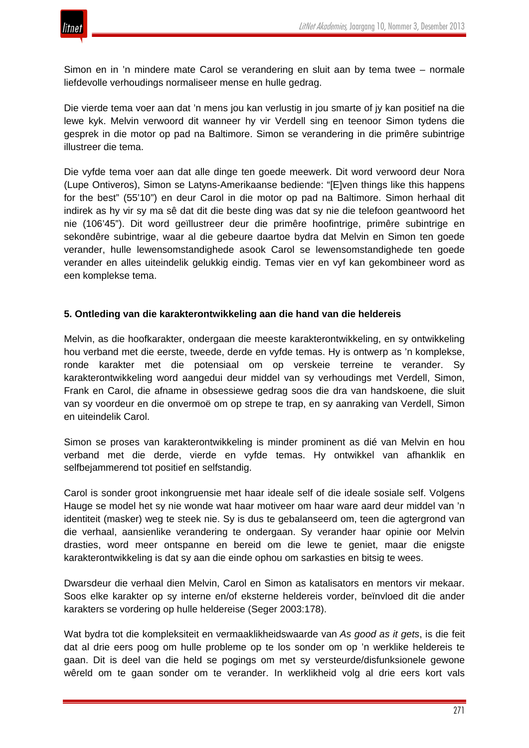Simon en in ’n mindere mate Carol se verandering en sluit aan by tema twee – normale liefdevolle verhoudings normaliseer mense en hulle gedrag.

Die vierde tema voer aan dat ’n mens jou kan verlustig in jou smarte of jy kan positief na die lewe kyk. Melvin verwoord dit wanneer hy vir Verdell sing en teenoor Simon tydens die gesprek in die motor op pad na Baltimore. Simon se verandering in die primêre subintrige illustreer die tema.

Die vyfde tema voer aan dat alle dinge ten goede meewerk. Dit word verwoord deur Nora (Lupe Ontiveros), Simon se Latyns-Amerikaanse bediende: “[E]ven things like this happens for the best” (55’10”) en deur Carol in die motor op pad na Baltimore. Simon herhaal dit indirek as hy vir sy ma sê dat dit die beste ding was dat sy nie die telefoon geantwoord het nie (106’45”). Dit word geïllustreer deur die primêre hoofintrige, primêre subintrige en sekondêre subintrige, waar al die gebeure daartoe bydra dat Melvin en Simon ten goede verander, hulle lewensomstandighede asook Carol se lewensomstandighede ten goede verander en alles uiteindelik gelukkig eindig. Temas vier en vyf kan gekombineer word as een komplekse tema.

## 5. Ontleding van die karakterontwikkeling aan die hand van die heldereis

Melvin, as die hoofkarakter, ondergaan die meeste karakterontwikkeling, en sy ontwikkeling hou verband met die eerste, tweede, derde en vyfde temas. Hy is ontwerp as ’n komplekse, ronde karakter met die potensiaal om op verskeie terreine te verander. Sy karakterontwikkeling word aangedui deur middel van sy verhoudings met Verdell, Simon, Frank en Carol, die afname in obsessiewe gedrag soos die dra van handskoene, die sluit van sy voordeur en die onvermoë om op strepe te trap, en sy aanraking van Verdell, Simon en uiteindelik Carol.

Simon se proses van karakterontwikkeling is minder prominent as dié van Melvin en hou verband met die derde, vierde en vyfde temas. Hy ontwikkel van afhanklik en selfbejammerend tot positief en selfstandig.

Carol is sonder groot inkongruensie met haar ideale self of die ideale sosiale self. Volgens Hauge se model het sy nie wonde wat haar motiveer om haar ware aard deur middel van ’n identiteit (masker) weg te steek nie. Sy is dus te gebalanseerd om, teen die agtergrond van die verhaal, aansienlike verandering te ondergaan. Sy verander haar opinie oor Melvin drasties, word meer ontspanne en bereid om die lewe te geniet, maar die enigste karakterontwikkeling is dat sy aan die einde ophou om sarkasties en bitsig te wees.

Dwarsdeur die verhaal dien Melvin, Carol en Simon as katalisators en mentors vir mekaar. Soos elke karakter op sy interne en/of eksterne heldereis vorder, beïnvloed dit die ander karakters se vordering op hulle heldereise (Seger 2003:178).

Wat bydra tot die kompleksiteit en vermaaklikheidswaarde van *As good as it gets*, is die feit dat al drie eers poog om hulle probleme op te los sonder om op ’n werklike heldereis te gaan. Dit is deel van die held se pogings om met sy versteurde/disfunksionele gewone wêreld om te gaan sonder om te verander. In werklikheid volg al drie eers kort vals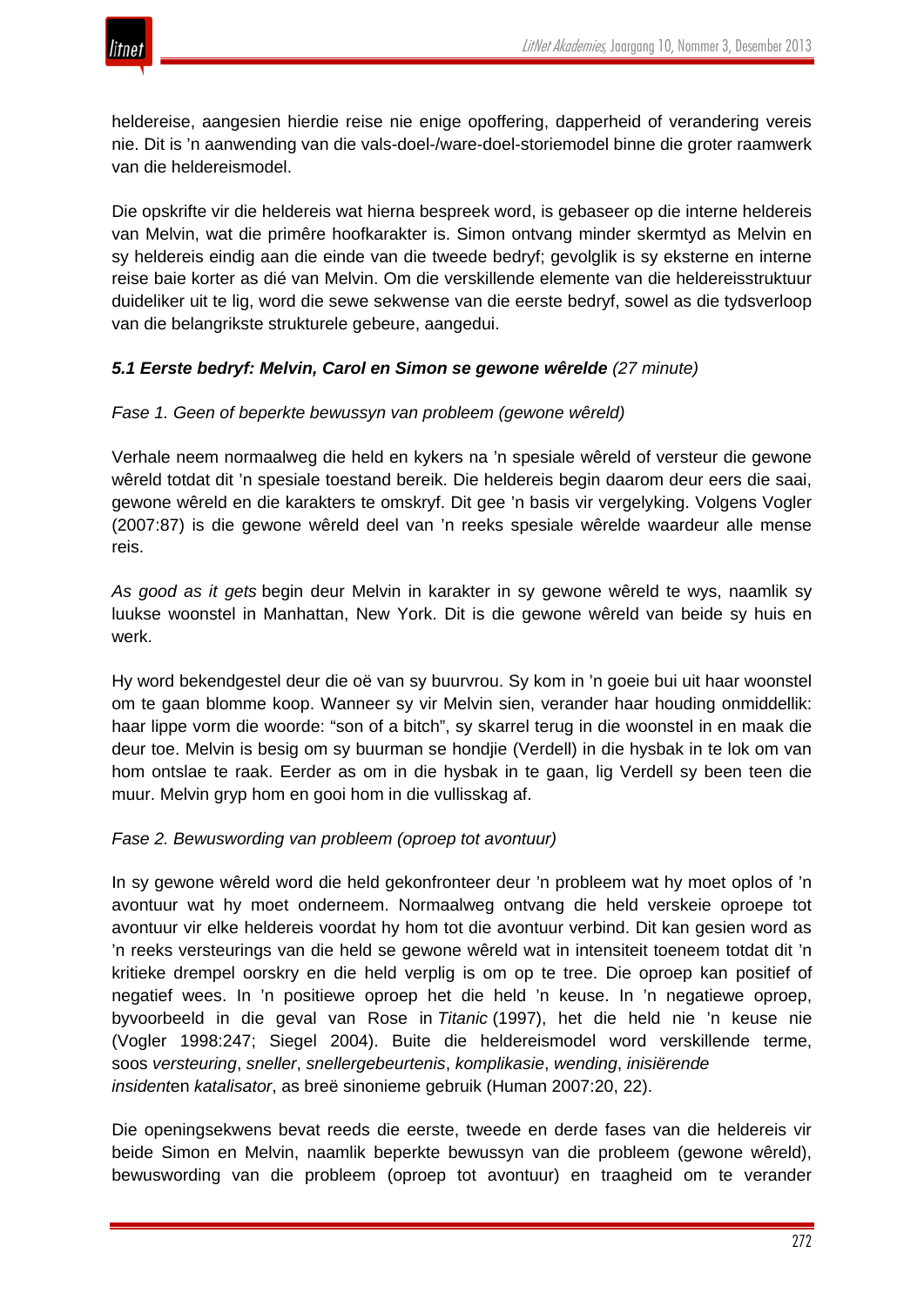heldereise, aangesien hierdie reise nie enige opoffering, dapperheid of verandering vereis nie. Dit is ’n aanwending van die vals-doel-/ware-doel-storiemodel binne die groter raamwerk van die heldereismodel.

Die opskrifte vir die heldereis wat hierna bespreek word, is gebaseer op die interne heldereis van Melvin, wat die primêre hoofkarakter is. Simon ontvang minder skermtyd as Melvin en sy heldereis eindig aan die einde van die tweede bedryf; gevolglik is sy eksterne en interne reise baie korter as dié van Melvin. Om die verskillende elemente van die heldereisstruktuur duideliker uit te lig, word die sewe sekwense van die eerste bedryf, sowel as die tydsverloop van die belangrikste strukturele gebeure, aangedui.

### *5.1 Eerste bedryf: Melvin, Carol en Simon se gewone wêrelde* (27 minute)

*Fase 1. Geen of beperkte bewussyn van probleem (gewone wêreld)*

Verhale neem normaalweg die held en kykers na ’n spesiale wêreld of versteur die gewone wêreld totdat dit ’n spesiale toestand bereik. Die heldereis begin daarom deur eers die saai, gewone wêreld en die karakters te omskryf. Dit gee ’n basis vir vergelyking. Volgens Vogler (2007:87) is die gewone wêreld deel van ’n reeks spesiale wêrelde waardeur alle mense reis.

*As good as it gets* begin deur Melvin in karakter in sy gewone wêreld te wys, naamlik sy luukse woonstel in Manhattan, New York. Dit is die gewone wêreld van beide sy huis en werk.

Hy word bekendgestel deur die oë van sy buurvrou. Sy kom in ’n goeie bui uit haar woonstel om te gaan blomme koop. Wanneer sy vir Melvin sien, verander haar houding onmiddellik: haar lippe vorm die woorde: “son of a bitch”, sy skarrel terug in die woonstel in en maak die deur toe. Melvin is besig om sy buurman se hondjie (Verdell) in die hysbak in te lok om van hom ontslae te raak. Eerder as om in die hysbak in te gaan, lig Verdell sy been teen die muur. Melvin gryp hom en gooi hom in die vullisskag af.

*Fase 2. Bewuswording van probleem (oproep tot avontuur)*

In sy gewone wêreld word die held gekonfronteer deur ’n probleem wat hy moet oplos of ’n avontuur wat hy moet onderneem. Normaalweg ontvang die held verskeie oproepe tot avontuur vir elke heldereis voordat hy hom tot die avontuur verbind. Dit kan gesien word as ’n reeks versteurings van die held se gewone wêreld wat in intensiteit toeneem totdat dit ’n kritieke drempel oorskry en die held verplig is om op te tree. Die oproep kan positief of negatief wees. In ’n positiewe oproep het die held ’n keuse. In ’n negatiewe oproep, byvoorbeeld in die geval van Rose in *Titanic* (1997), het die held nie ’n keuse nie (Vogler 1998:247; Siegel 2004). Buite die heldereismodel word verskillende terme, soos *versteuring*, *sneller*, *snellergebeurtenis*, *komplikasie*, *wending*, *inisiërende insident*en *katalisator*, as breë sinonieme gebruik (Human 2007:20, 22).

Die openingsekwens bevat reeds die eerste, tweede en derde fases van die heldereis vir beide Simon en Melvin, naamlik beperkte bewussyn van die probleem (gewone wêreld), bewuswording van die probleem (oproep tot avontuur) en traagheid om te verander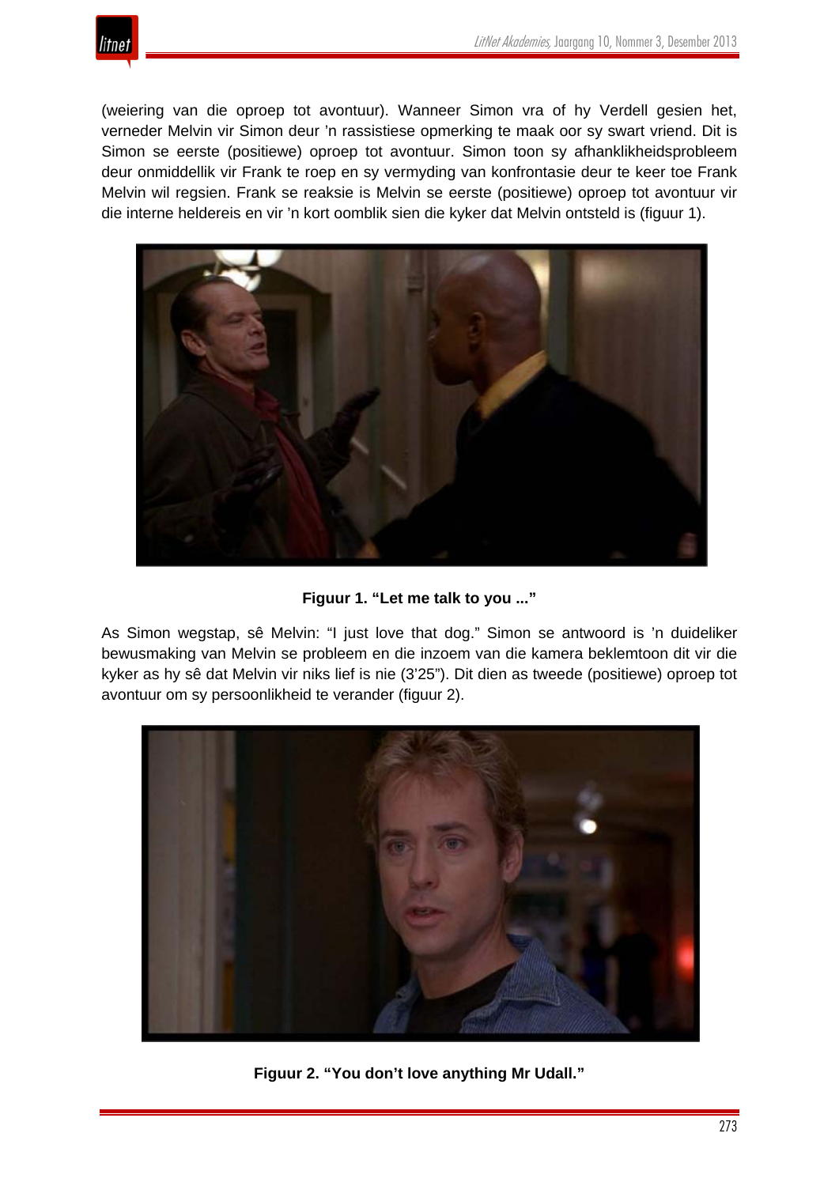(weiering van die oproep tot avontuur). Wanneer Simon vra of hy Verdell gesien het, verneder Melvin vir Simon deur ’n rassistiese opmerking te maak oor sy swart vriend. Dit is Simon se eerste (positiewe) oproep tot avontuur. Simon toon sy afhanklikheidsprobleem deur onmiddellik vir Frank te roep en sy vermyding van konfrontasie deur te keer toe Frank Melvin wil regsien. Frank se reaksie is Melvin se eerste (positiewe) oproep tot avontuur vir die interne heldereis en vir ’n kort oomblik sien die kyker dat Melvin ontsteld is (figuur 1).

**Figuur 1. “Let me talk to you ...”**

As Simon wegstap, sê Melvin: “I just love that dog.” Simon se antwoord is ’n duideliker bewusmaking van Melvin se probleem en die inzoem van die kamera beklemtoon dit vir die kyker as hy sê dat Melvin vir niks lief is nie (3’25”). Dit dien as tweede (positiewe) oproep tot avontuur om sy persoonlikheid te verander (figuur 2).

**Figuur 2. “You don’t love anything Mr Udall.”**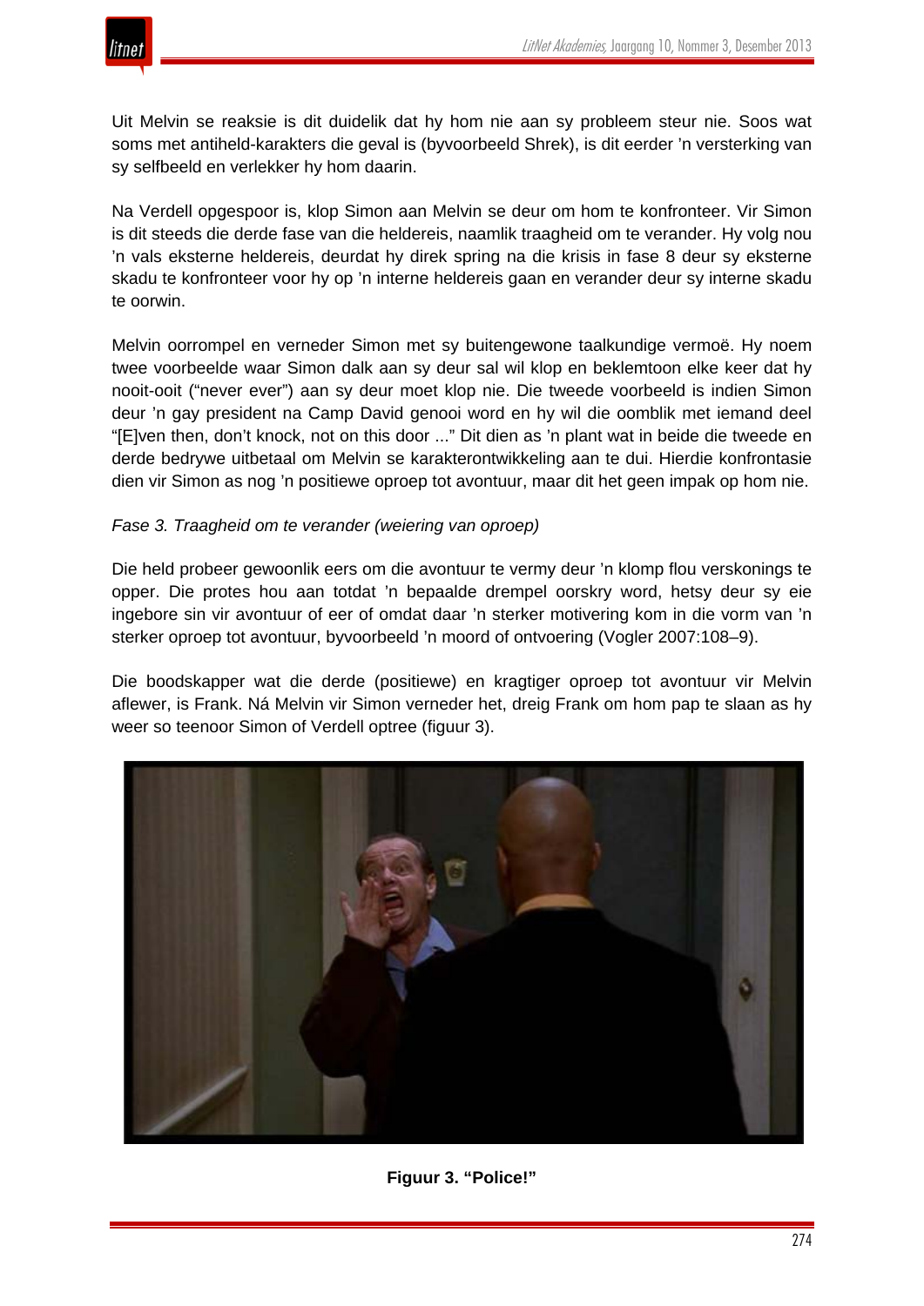Uit Melvin se reaksie is dit duidelik dat hy hom nie aan sy probleem steur nie. Soos wat soms met antiheld-karakters die geval is (byvoorbeeld Shrek), is dit eerder 'n versterking van sy selfbeeld en verlekker hy hom daarin.

Na Verdell opgespoor is, klop Simon aan Melvin se deur om hom te konfronteer. Vir Simon is dit steeds die derde fase van die heldereis, naamlik traagheid om te verander. Hy volg nou 'n vals eksterne heldereis, deurdat hy direk spring na die krisis in fase 8 deur sy eksterne skadu te konfronteer voor hy op 'n interne heldereis gaan en verander deur sy interne skadu te oorwin.

Melvin oorrompel en verneder Simon met sy buitengewone taalkundige vermoë. Hy noem twee voorbeelde waar Simon dalk aan sy deur sal wil klop en beklemtoon elke keer dat hy nooit-ooit ("never ever") aan sy deur moet klop nie. Die tweede voorbeeld is indien Simon deur 'n gay president na Camp David genooi word en hy wil die oomblik met iemand deel "[E]ven then, don't knock, not on this door ..." Dit dien as 'n plant wat in beide die tweede en derde bedrywe uitbetaal om Melvin se karakterontwikkeling aan te dui. Hierdie konfrontasie dien vir Simon as nog 'n positiewe oproep tot avontuur, maar dit het geen impak op hom nie.

*Fase 3. Traagheid om te verander (weiering van oproep)*

Die held probeer gewoonlik eers om die avontuur te vermy deur 'n klomp flou verskonings te opper. Die protes hou aan totdat 'n bepaalde drempel oorskry word, hetsy deur sy eie ingebore sin vir avontuur of eer of omdat daar 'n sterker motivering kom in die vorm van 'n sterker oproep tot avontuur, byvoorbeeld 'n moord of ontvoering (Vogler 2007:108–9).

Die boodskapper wat die derde (positiewe) en kragtiger oproep tot avontuur vir Melvin aflewer, is Frank. Ná Melvin vir Simon verneder het, dreig Frank om hom pap te slaan as hy weer so teenoor Simon of Verdell optree (figuur 3).

**Figuur 3. "Police!"**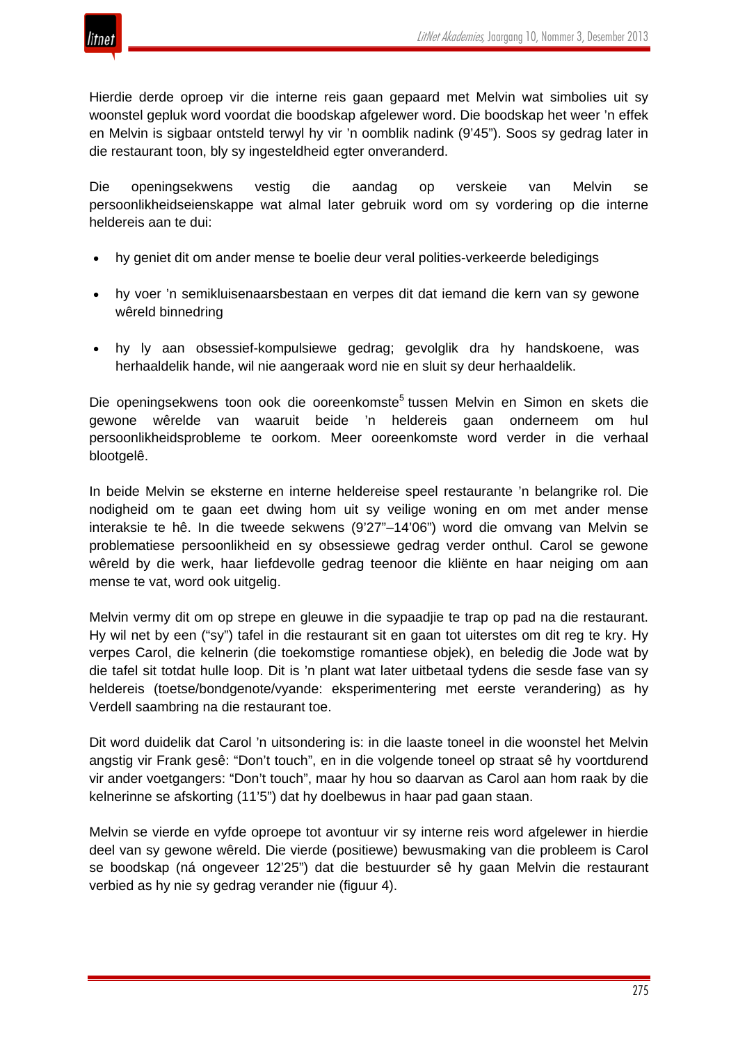Hierdie derde oproep vir die interne reis gaan gepaard met Melvin wat simbolies uit sy woonstel gepluk word voordat die boodskap afgelewer word. Die boodskap het weer ’n effek en Melvin is sigbaar ontsteld terwyl hy vir ’n oomblik nadink (9’45”). Soos sy gedrag later in die restaurant toon, bly sy ingesteldheid egter onveranderd.

Die openingsekwens vestig die aandag op verskeie van Melvin se persoonlikheidseienskappe wat almal later gebruik word om sy vordering op die interne heldereis aan te dui:

- hy geniet dit om ander mense te boelie deur veral polities-verkeerde beledigings
- hy voer ’n semikluisenaarsbestaan en verpes dit dat iemand die kern van sy gewone wêreld binnedring
- hy ly aan obsessief-kompulsiewe gedrag; gevolglik dra hy handskoene, was herhaaldelik hande, wil nie aangeraak word nie en sluit sy deur herhaaldelik.

Die openingsekwens toon ook die ooreenkomste[5] tussen Melvin en Simon en skets die gewone wêrelde van waaruit beide ’n heldereis gaan onderneem om hul persoonlikheidsprobleme te oorkom. Meer ooreenkomste word verder in die verhaal blootgelê.

In beide Melvin se eksterne en interne heldereise speel restaurante ’n belangrike rol. Die nodigheid om te gaan eet dwing hom uit sy veilige woning en om met ander mense interaksie te hê. In die tweede sekwens (9’27”–14’06”) word die omvang van Melvin se problematiese persoonlikheid en sy obsessiewe gedrag verder onthul. Carol se gewone wêreld by die werk, haar liefdevolle gedrag teenoor die kliënte en haar neiging om aan mense te vat, word ook uitgelig.

Melvin vermy dit om op strepe en gleuwe in die sypaadjie te trap op pad na die restaurant. Hy wil net by een (“sy”) tafel in die restaurant sit en gaan tot uiterstes om dit reg te kry. Hy verpes Carol, die kelnerin (die toekomstige romantiese objek), en beledig die Jode wat by die tafel sit totdat hulle loop. Dit is ’n plant wat later uitbetaal tydens die sesde fase van sy heldereis (toetse/bondgenote/vyande: eksperimentering met eerste verandering) as hy Verdell saambring na die restaurant toe.

Dit word duidelik dat Carol ’n uitsondering is: in die laaste toneel in die woonstel het Melvin angstig vir Frank gesê: “Don’t touch”, en in die volgende toneel op straat sê hy voortdurend vir ander voetgangers: “Don’t touch”, maar hy hou so daarvan as Carol aan hom raak by die kelnerinne se afskorting (11’5”) dat hy doelbewus in haar pad gaan staan.

Melvin se vierde en vyfde oproepe tot avontuur vir sy interne reis word afgelewer in hierdie deel van sy gewone wêreld. Die vierde (positiewe) bewusmaking van die probleem is Carol se boodskap (ná ongeveer 12’25”) dat die bestuurder sê hy gaan Melvin die restaurant verbied as hy nie sy gedrag verander nie (figuur 4).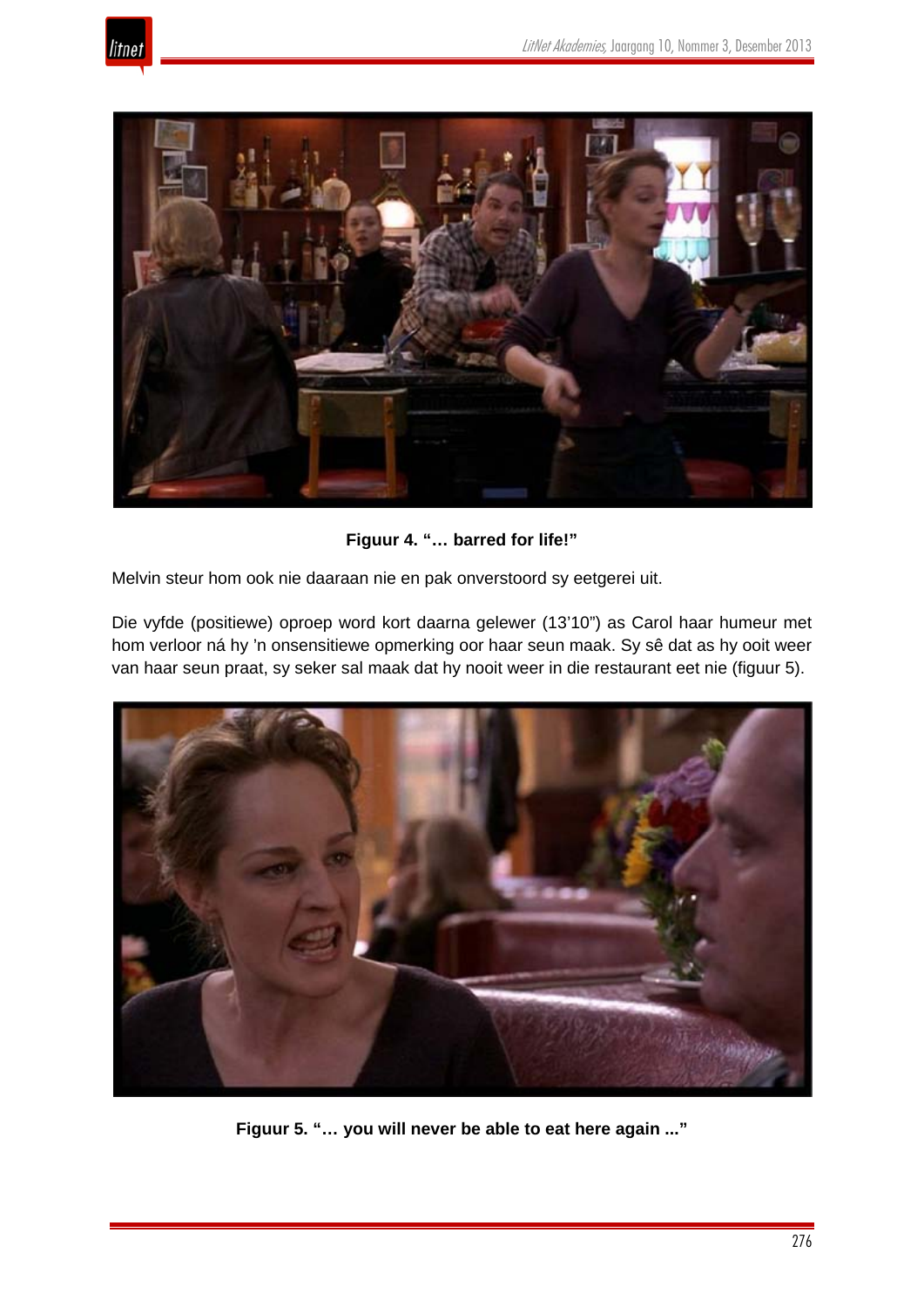Figuur 4. "… barred for life!"

Melvin steur hom ook nie daaraan nie en pak onverstoord sy eetgerei uit.

Die vyfde (positiewe) oproep word kort daarna gelewer (13'10") as Carol haar humeur met hom verloor ná hy 'n onsensitiewe opmerking oor haar seun maak. Sy sê dat as hy ooit weer van haar seun praat, sy seker sal maak dat hy nooit weer in die restaurant eet nie (figuur 5).

Figuur 5. "… you will never be able to eat here again ..."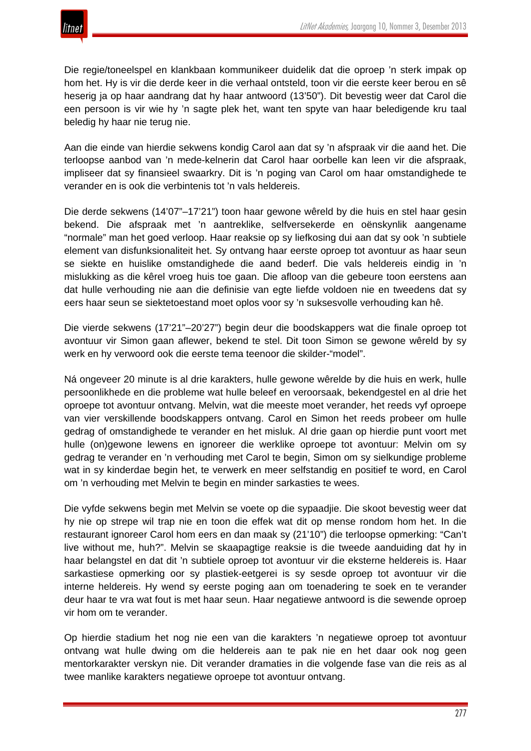Die regie/toneelspel en klankbaan kommunikeer duidelik dat die oproep 'n sterk impak op hom het. Hy is vir die derde keer in die verhaal ontsteld, toon vir die eerste keer berou en sê heserig ja op haar aandrang dat hy haar antwoord (13'50"). Dit bevestig weer dat Carol die een persoon is vir wie hy 'n sagte plek het, want ten spyte van haar beledigende kru taal beledig hy haar nie terug nie.

Aan die einde van hierdie sekwens kondig Carol aan dat sy 'n afspraak vir die aand het. Die terloopse aanbod van 'n mede-kelnerin dat Carol haar oorbelle kan leen vir die afspraak, impliseer dat sy finansieel swaarkry. Dit is 'n poging van Carol om haar omstandighede te verander en is ook die verbintenis tot 'n vals heldereis.

Die derde sekwens (14'07"–17'21") toon haar gewone wêreld by die huis en stel haar gesin bekend. Die afspraak met 'n aantreklike, selfversekerde en oënskynlik aangename "normale" man het goed verloop. Haar reaksie op sy liefkosing dui aan dat sy ook 'n subtiele element van disfunksionaliteit het. Sy ontvang haar eerste oproep tot avontuur as haar seun se siekte en huislike omstandighede die aand bederf. Die vals heldereis eindig in 'n mislukking as die kêrel vroeg huis toe gaan. Die afloop van die gebeure toon eerstens aan dat hulle verhouding nie aan die definisie van egte liefde voldoen nie en tweedens dat sy eers haar seun se siektetoestand moet oplos voor sy 'n suksesvolle verhouding kan hê.

Die vierde sekwens (17'21"–20'27") begin deur die boodskappers wat die finale oproep tot avontuur vir Simon gaan aflewer, bekend te stel. Dit toon Simon se gewone wêreld by sy werk en hy verwoord ook die eerste tema teenoor die skilder-"model".

Ná ongeveer 20 minute is al drie karakters, hulle gewone wêrelde by die huis en werk, hulle persoonlikhede en die probleme wat hulle beleef en veroorsaak, bekendgestel en al drie het oproepe tot avontuur ontvang. Melvin, wat die meeste moet verander, het reeds vyf oproepe van vier verskillende boodskappers ontvang. Carol en Simon het reeds probeer om hulle gedrag of omstandighede te verander en het misluk. Al drie gaan op hierdie punt voort met hulle (on)gewone lewens en ignoreer die werklike oproepe tot avontuur: Melvin om sy gedrag te verander en 'n verhouding met Carol te begin, Simon om sy sielkundige probleme wat in sy kinderdae begin het, te verwerk en meer selfstandig en positief te word, en Carol om 'n verhouding met Melvin te begin en minder sarkasties te wees.

Die vyfde sekwens begin met Melvin se voete op die sypaadjie. Die skoot bevestig weer dat hy nie op strepe wil trap nie en toon die effek wat dit op mense rondom hom het. In die restaurant ignoreer Carol hom eers en dan maak sy (21'10") die terloopse opmerking: "Can't live without me, huh?". Melvin se skaapagtige reaksie is die tweede aanduiding dat hy in haar belangstel en dat dit 'n subtiele oproep tot avontuur vir die eksterne heldereis is. Haar sarkastiese opmerking oor sy plastiek-eetgerei is sy sesde oproep tot avontuur vir die interne heldereis. Hy wend sy eerste poging aan om toenadering te soek en te verander deur haar te vra wat fout is met haar seun. Haar negatiewe antwoord is die sewende oproep vir hom om te verander.

Op hierdie stadium het nog nie een van die karakters 'n negatiewe oproep tot avontuur ontvang wat hulle dwing om die heldereis aan te pak nie en het daar ook nog geen mentorkarakter verskyn nie. Dit verander dramaties in die volgende fase van die reis as al twee manlike karakters negatiewe oproepe tot avontuur ontvang.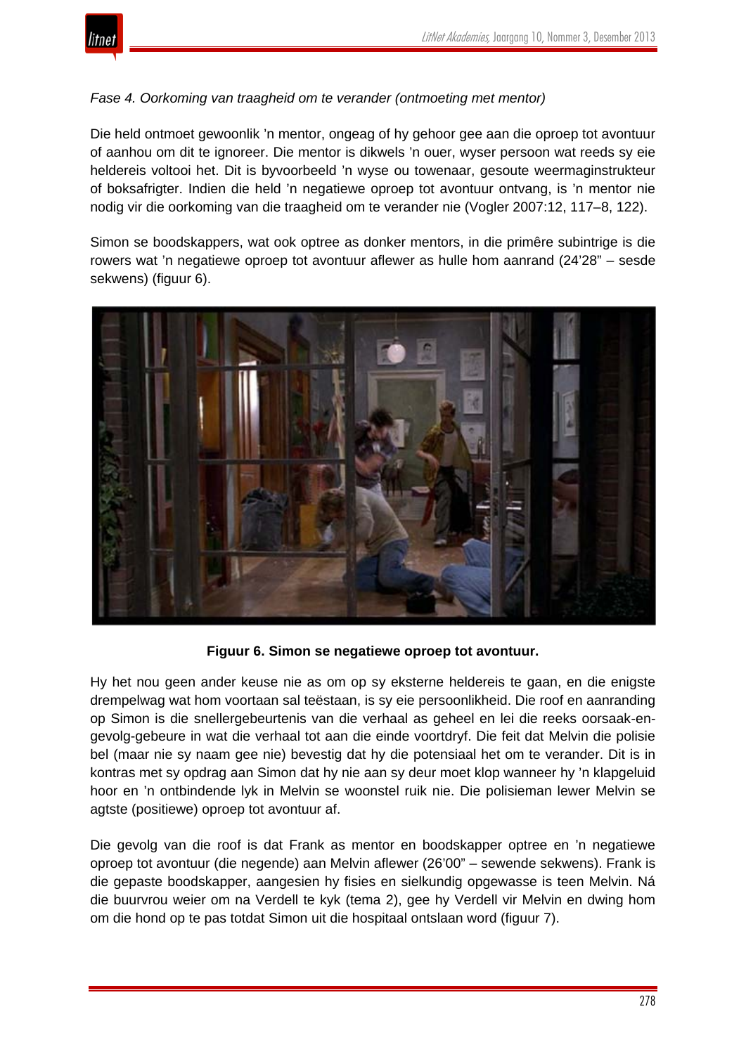*Fase 4. Oorkoming van traagheid om te verander (ontmoeting met mentor)*

Die held ontmoet gewoonlik ’n mentor, ongeag of hy gehoor gee aan die oproep tot avontuur of aanhou om dit te ignoreer. Die mentor is dikwels ’n ouer, wyser persoon wat reeds sy eie heldereis voltooi het. Dit is byvoorbeeld ’n wyse ou towenaar, gesoute weermaginstrukteur of boksafrigter. Indien die held ’n negatiewe oproep tot avontuur ontvang, is ’n mentor nie nodig vir die oorkoming van die traagheid om te verander nie (Vogler 2007:12, 117–8, 122).

Simon se boodskappers, wat ook optree as donker mentors, in die primêre subintrige is die rowers wat ’n negatiewe oproep tot avontuur aflewer as hulle hom aanrand (24’28” – sesde sekwens) (figuur 6).

**Figuur 6. Simon se negatiewe oproep tot avontuur.**

Hy het nou geen ander keuse nie as om op sy eksterne heldereis te gaan, en die enigste drempelwag wat hom voortaan sal teëstaan, is sy eie persoonlikheid. Die roof en aanranding op Simon is die snellergebeurtenis van die verhaal as geheel en lei die reeks oorsaak-en-gevolg-gebeure in wat die verhaal tot aan die einde voortdryf. Die feit dat Melvin die polisie bel (maar nie sy naam gee nie) bevestig dat hy die potensiaal het om te verander. Dit is in kontras met sy opdrag aan Simon dat hy nie aan sy deur moet klop wanneer hy ’n klapgeluid hoor en ’n ontbindende lyk in Melvin se woonstel ruik nie. Die polisieman lewer Melvin se agtste (positiewe) oproep tot avontuur af.

Die gevolg van die roof is dat Frank as mentor en boodskapper optree en ’n negatiewe oproep tot avontuur (die negende) aan Melvin aflewer (26’00” – sewende sekwens). Frank is die gepaste boodskapper, aangesien hy fisies en sielkundig opgewasse is teen Melvin. Ná die buurvrou weier om na Verdell te kyk (tema 2), gee hy Verdell vir Melvin en dwing hom om die hond op te pas totdat Simon uit die hospitaal ontslaan word (figuur 7).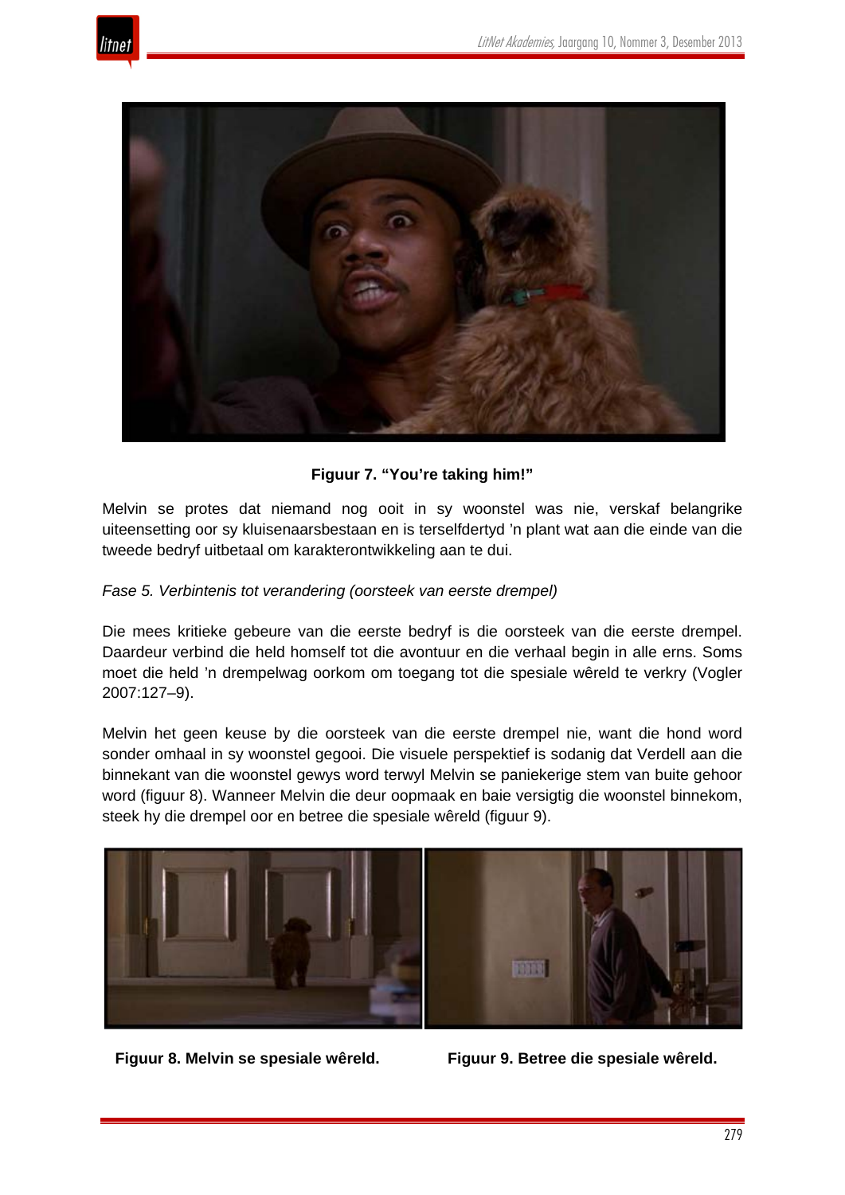**Figuur 7. "You're taking him!"**

Melvin se protes dat niemand nog ooit in sy woonstel was nie, verskaf belangrike uiteensetting oor sy kluisenaarsbestaan en is terselfdertyd 'n plant wat aan die einde van die tweede bedryf uitbetaal om karakterontwikkeling aan te dui.

*Fase 5. Verbintenis tot verandering (oorsteek van eerste drempel)*

Die mees kritieke gebeure van die eerste bedryf is die oorsteek van die eerste drempel. Daardeur verbind die held homself tot die avontuur en die verhaal begin in alle erns. Soms moet die held 'n drempelwag oorkom om toegang tot die spesiale wêreld te verkry (Vogler 2007:127–9).

Melvin het geen keuse by die oorsteek van die eerste drempel nie, want die hond word sonder omhaal in sy woonstel gegooi. Die visuele perspektief is sodanig dat Verdell aan die binnekant van die woonstel gewys word terwyl Melvin se paniekerige stem van buite gehoor word (figuur 8). Wanneer Melvin die deur oopmaak en baie versigtig die woonstel binnekom, steek hy die drempel oor en betree die spesiale wêreld (figuur 9).

**Figuur 8. Melvin se spesiale wêreld.**

**Figuur 9. Betree die spesiale wêreld.**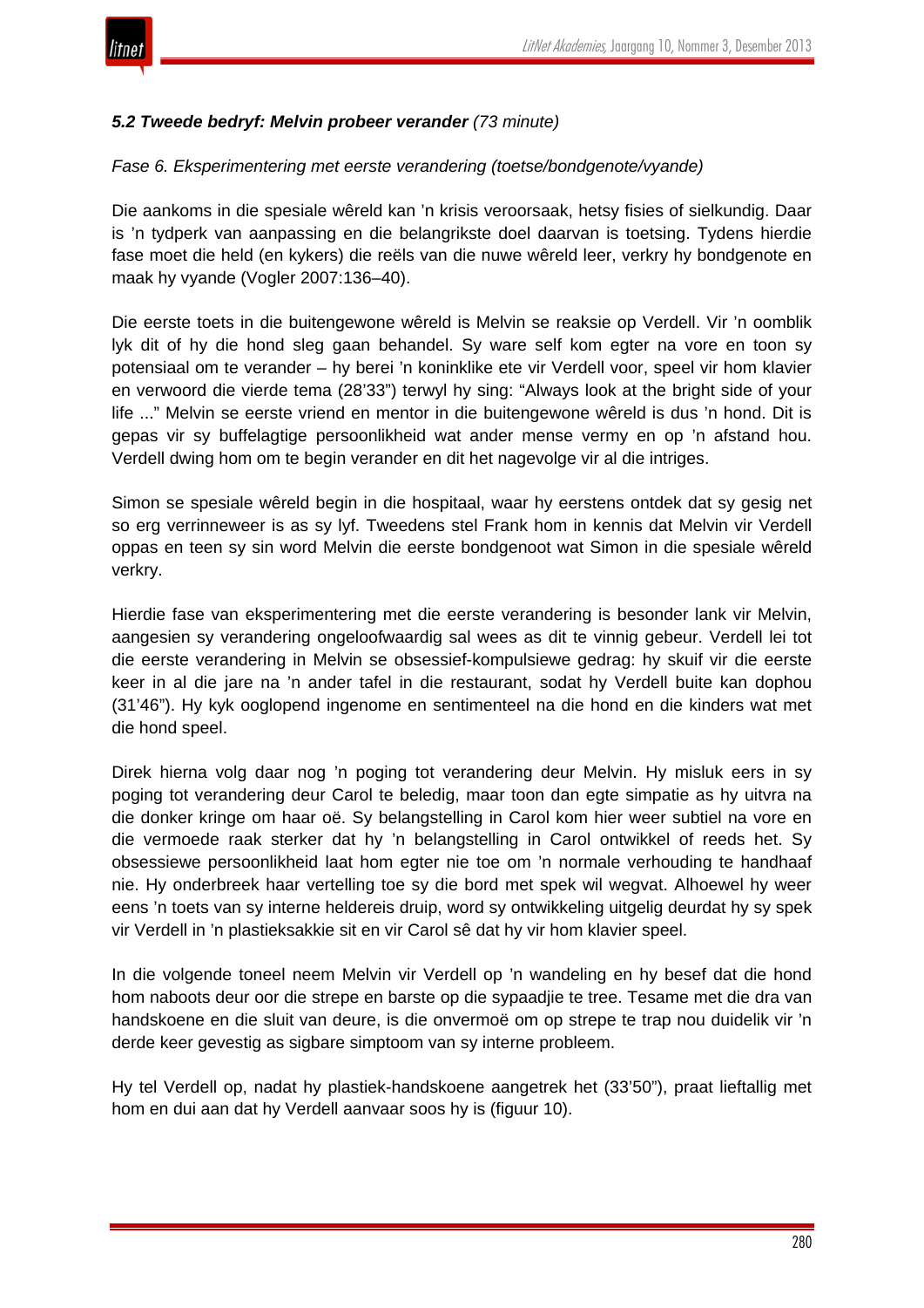### *5.2 Tweede bedryf: Melvin probeer verander* *(73 minute)*

*Fase 6. Eksperimentering met eerste verandering (toetse/bondgenote/vyande)*

Die aankoms in die spesiale wêreld kan ’n krisis veroorsaak, hetsy fisies of sielkundig. Daar is ’n tydperk van aanpassing en die belangrikste doel daarvan is toetsing. Tydens hierdie fase moet die held (en kykers) die reëls van die nuwe wêreld leer, verkry hy bondgenote en maak hy vyande (Vogler 2007:136–40).

Die eerste toets in die buitengewone wêreld is Melvin se reaksie op Verdell. Vir ’n oomblik lyk dit of hy die hond sleg gaan behandel. Sy ware self kom egter na vore en toon sy potensiaal om te verander – hy berei ’n koninklike ete vir Verdell voor, speel vir hom klavier en verwoord die vierde tema (28’33”) terwyl hy sing: “Always look at the bright side of your life ...” Melvin se eerste vriend en mentor in die buitengewone wêreld is dus ’n hond. Dit is gepas vir sy buffelagtige persoonlikheid wat ander mense vermy en op ’n afstand hou. Verdell dwing hom om te begin verander en dit het nagevolge vir al die intriges.

Simon se spesiale wêreld begin in die hospitaal, waar hy eerstens ontdek dat sy gesig net so erg verrinneweer is as sy lyf. Tweedens stel Frank hom in kennis dat Melvin vir Verdell oppas en teen sy sin word Melvin die eerste bondgenoot wat Simon in die spesiale wêreld verkry.

Hierdie fase van eksperimentering met die eerste verandering is besonder lank vir Melvin, aangesien sy verandering ongeloofwaardig sal wees as dit te vinnig gebeur. Verdell lei tot die eerste verandering in Melvin se obsessief-kompulsiewe gedrag: hy skuif vir die eerste keer in al die jare na ’n ander tafel in die restaurant, sodat hy Verdell buite kan dophou (31’46”). Hy kyk ooglopend ingenome en sentimenteel na die hond en die kinders wat met die hond speel.

Direk hierna volg daar nog ’n poging tot verandering deur Melvin. Hy misluk eers in sy poging tot verandering deur Carol te beledig, maar toon dan egte simpatie as hy uitvra na die donker kringe om haar oë. Sy belangstelling in Carol kom hier weer subtiel na vore en die vermoede raak sterker dat hy ’n belangstelling in Carol ontwikkel of reeds het. Sy obsessiewe persoonlikheid laat hom egter nie toe om ’n normale verhouding te handhaaf nie. Hy onderbreek haar vertelling toe sy die bord met spek wil wegvat. Alhoewel hy weer eens ’n toets van sy interne heldereis druip, word sy ontwikkeling uitgelig deurdat hy sy spek vir Verdell in ’n plastieksakkie sit en vir Carol sê dat hy vir hom klavier speel.

In die volgende toneel neem Melvin vir Verdell op ’n wandeling en hy besef dat die hond hom naboots deur oor die strepe en barste op die sypaadjie te tree. Tesame met die dra van handskoene en die sluit van deure, is die onvermoë om op strepe te trap nou duidelik vir ’n derde keer gevestig as sigbare simptoom van sy interne probleem.

Hy tel Verdell op, nadat hy plastiek-handskoene aangetrek het (33’50”), praat lieftallig met hom en dui aan dat hy Verdell aanvaar soos hy is (figuur 10).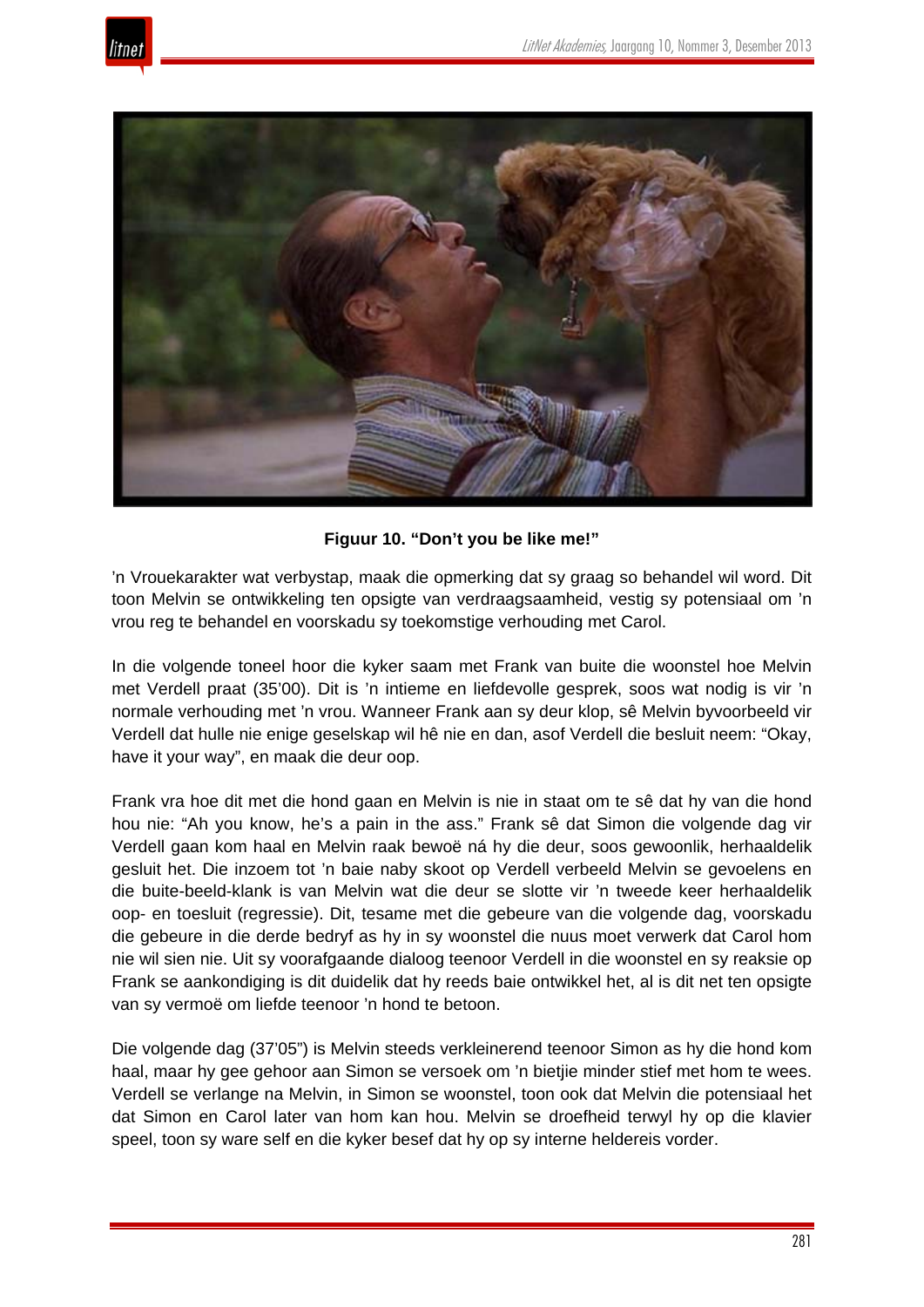**Figuur 10. "Don't you be like me!"**

'n Vrouekarakter wat verbystap, maak die opmerking dat sy graag so behandel wil word. Dit toon Melvin se ontwikkeling ten opsigte van verdraagsaamheid, vestig sy potensiaal om 'n vrou reg te behandel en voorskadu sy toekomstige verhouding met Carol.

In die volgende toneel hoor die kyker saam met Frank van buite die woonstel hoe Melvin met Verdell praat (35'00). Dit is 'n intieme en liefdevolle gesprek, soos wat nodig is vir 'n normale verhouding met 'n vrou. Wanneer Frank aan sy deur klop, sê Melvin byvoorbeeld vir Verdell dat hulle nie enige geselskap wil hê nie en dan, asof Verdell die besluit neem: "Okay, have it your way", en maak die deur oop.

Frank vra hoe dit met die hond gaan en Melvin is nie in staat om te sê dat hy van die hond hou nie: "Ah you know, he's a pain in the ass." Frank sê dat Simon die volgende dag vir Verdell gaan kom haal en Melvin raak bewoë ná hy die deur, soos gewoonlik, herhaaldelik gesluit het. Die inzoem tot 'n baie naby skoot op Verdell verbeeld Melvin se gevoelens en die buite-beeld-klank is van Melvin wat die deur se slotte vir 'n tweede keer herhaaldelik oop- en toesluit (regressie). Dit, tesame met die gebeure van die volgende dag, voorskadu die gebeure in die derde bedryf as hy in sy woonstel die nuus moet verwerk dat Carol hom nie wil sien nie. Uit sy voorafgaande dialoog teenoor Verdell in die woonstel en sy reaksie op Frank se aankondiging is dit duidelik dat hy reeds baie ontwikkel het, al is dit net ten opsigte van sy vermoë om liefde teenoor 'n hond te betoon.

Die volgende dag (37'05") is Melvin steeds verkleinerend teenoor Simon as hy die hond kom haal, maar hy gee gehoor aan Simon se versoek om 'n bietjie minder stief met hom te wees. Verdell se verlange na Melvin, in Simon se woonstel, toon ook dat Melvin die potensiaal het dat Simon en Carol later van hom kan hou. Melvin se droefheid terwyl hy op die klavier speel, toon sy ware self en die kyker besef dat hy op sy interne heldereis vorder.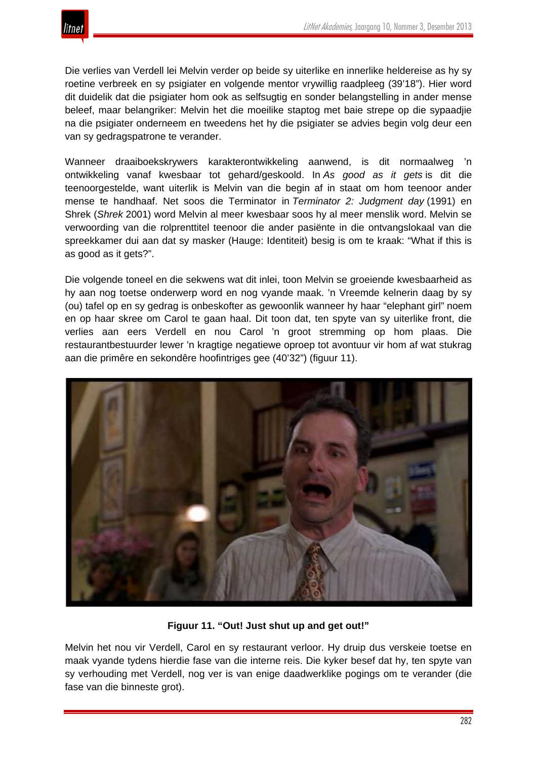Die verlies van Verdell lei Melvin verder op beide sy uiterlike en innerlike heldereise as hy sy roetine verbreek en sy psigiater en volgende mentor vrywillig raadpleeg (39'18"). Hier word dit duidelik dat die psigiater hom ook as selfsugtig en sonder belangstelling in ander mense beleef, maar belangriker: Melvin het die moeilike staptog met baie strepe op die sypaadjie na die psigiater onderneem en tweedens het hy die psigiater se advies begin volg deur een van sy gedragspatrone te verander.

Wanneer draaiboekskrywers karakterontwikkeling aanwend, is dit normaalweg 'n ontwikkeling vanaf kwesbaar tot gehard/geskoold. In *As good as it gets* is dit die teenoorgestelde, want uiterlik is Melvin van die begin af in staat om hom teenoor ander mense te handhaaf. Net soos die Terminator in *Terminator 2: Judgment day* (1991) en Shrek (*Shrek* 2001) word Melvin al meer kwesbaar soos hy al meer menslik word. Melvin se verwoording van die rolprenttitel teenoor die ander pasiënte in die ontvangslokaal van die spreekkamer dui aan dat sy masker (Hauge: Identiteit) besig is om te kraak: "What if this is as good as it gets?".

Die volgende toneel en die sekwens wat dit inlei, toon Melvin se groeiende kwesbaarheid as hy aan nog toetse onderwerp word en nog vyande maak. 'n Vreemde kelnerin daag by sy (ou) tafel op en sy gedrag is onbeskofter as gewoonlik wanneer hy haar "elephant girl" noem en op haar skree om Carol te gaan haal. Dit toon dat, ten spyte van sy uiterlike front, die verlies aan eers Verdell en nou Carol 'n groot stremming op hom plaas. Die restaurantbestuurder lewer 'n kragtige negatiewe oproep tot avontuur vir hom af wat stukrag aan die primêre en sekondêre hoofintriges gee (40'32") (figuur 11).

**Figuur 11. "Out! Just shut up and get out!"**

Melvin het nou vir Verdell, Carol en sy restaurant verloor. Hy druip dus verskeie toetse en maak vyande tydens hierdie fase van die interne reis. Die kyker besef dat hy, ten spyte van sy verhouding met Verdell, nog ver is van enige daadwerklike pogings om te verander (die fase van die binneste grot).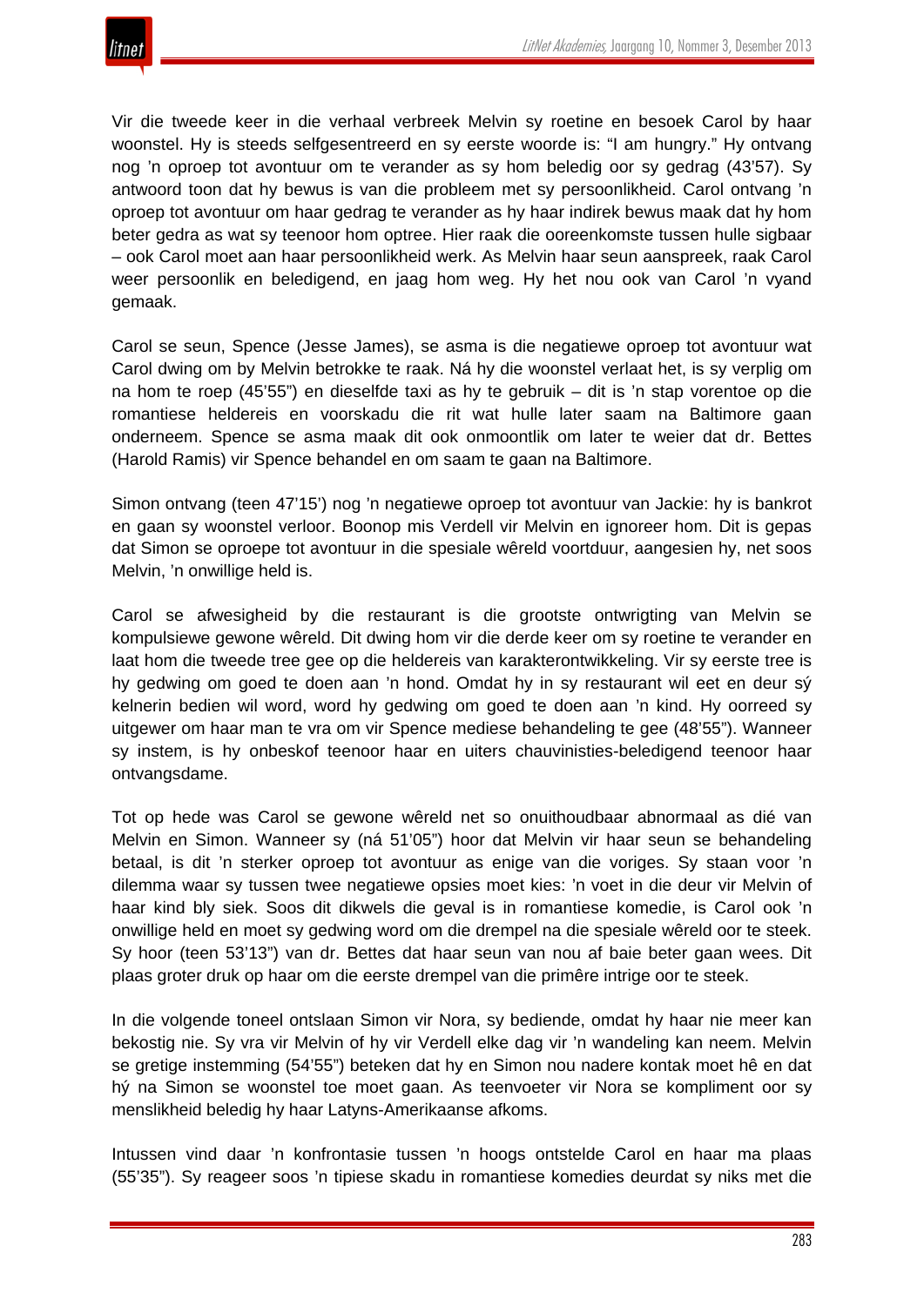Vir die tweede keer in die verhaal verbreek Melvin sy roetine en besoek Carol by haar woonstel. Hy is steeds selfgesentreerd en sy eerste woorde is: "I am hungry." Hy ontvang nog 'n oproep tot avontuur om te verander as sy hom beledig oor sy gedrag (43'57). Sy antwoord toon dat hy bewus is van die probleem met sy persoonlikheid. Carol ontvang 'n oproep tot avontuur om haar gedrag te verander as hy haar indirek bewus maak dat hy hom beter gedra as wat sy teenoor hom optree. Hier raak die ooreenkomste tussen hulle sigbaar – ook Carol moet aan haar persoonlikheid werk. As Melvin haar seun aanspreek, raak Carol weer persoonlik en beledigend, en jaag hom weg. Hy het nou ook van Carol 'n vyand gemaak.

Carol se seun, Spence (Jesse James), se asma is die negatiewe oproep tot avontuur wat Carol dwing om by Melvin betrokke te raak. Ná hy die woonstel verlaat het, is sy verplig om na hom te roep (45'55") en dieselfde taxi as hy te gebruik – dit is 'n stap vorentoe op die romantiese heldereis en voorskadu die rit wat hulle later saam na Baltimore gaan onderneem. Spence se asma maak dit ook onmoontlik om later te weier dat dr. Bettes (Harold Ramis) vir Spence behandel en om saam te gaan na Baltimore.

Simon ontvang (teen 47'15') nog 'n negatiewe oproep tot avontuur van Jackie: hy is bankrot en gaan sy woonstel verloor. Boonop mis Verdell vir Melvin en ignoreer hom. Dit is gepas dat Simon se oproepe tot avontuur in die spesiale wêreld voortduur, aangesien hy, net soos Melvin, 'n onwillige held is.

Carol se afwesigheid by die restaurant is die grootste ontwrigting van Melvin se kompulsiewe gewone wêreld. Dit dwing hom vir die derde keer om sy roetine te verander en laat hom die tweede tree gee op die heldereis van karakterontwikkeling. Vir sy eerste tree is hy gedwing om goed te doen aan 'n hond. Omdat hy in sy restaurant wil eet en deur sý kelnerin bedien wil word, word hy gedwing om goed te doen aan 'n kind. Hy oorreed sy uitgewer om haar man te vra om vir Spence mediese behandeling te gee (48'55"). Wanneer sy instem, is hy onbeskof teenoor haar en uiters chauvinisties-beledigend teenoor haar ontvangsdame.

Tot op hede was Carol se gewone wêreld net so onuithoudbaar abnormaal as dié van Melvin en Simon. Wanneer sy (ná 51'05") hoor dat Melvin vir haar seun se behandeling betaal, is dit 'n sterker oproep tot avontuur as enige van die voriges. Sy staan voor 'n dilemma waar sy tussen twee negatiewe opsies moet kies: 'n voet in die deur vir Melvin of haar kind bly siek. Soos dit dikwels die geval is in romantiese komedie, is Carol ook 'n onwillige held en moet sy gedwing word om die drempel na die spesiale wêreld oor te steek. Sy hoor (teen 53'13") van dr. Bettes dat haar seun van nou af baie beter gaan wees. Dit plaas groter druk op haar om die eerste drempel van die primêre intrige oor te steek.

In die volgende toneel ontslaan Simon vir Nora, sy bediende, omdat hy haar nie meer kan bekostig nie. Sy vra vir Melvin of hy vir Verdell elke dag vir 'n wandeling kan neem. Melvin se gretige instemming (54'55") beteken dat hy en Simon nou nadere kontak moet hê en dat hý na Simon se woonstel toe moet gaan. As teenvoeter vir Nora se kompliment oor sy menslikheid beledig hy haar Latyns-Amerikaanse afkoms.

Intussen vind daar 'n konfrontasie tussen 'n hoogs ontstelde Carol en haar ma plaas (55'35"). Sy reageer soos 'n tipiese skadu in romantiese komedies deurdat sy niks met die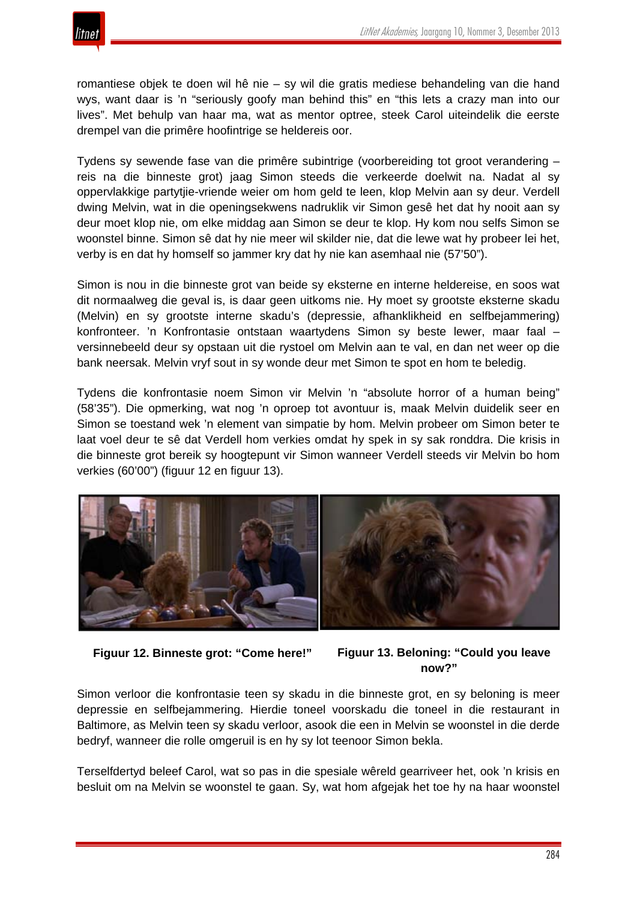romantiese objek te doen wil hê nie – sy wil die gratis mediese behandeling van die hand wys, want daar is 'n "seriously goofy man behind this" en "this lets a crazy man into our lives". Met behulp van haar ma, wat as mentor optree, steek Carol uiteindelik die eerste drempel van die primêre hoofintrige se heldereis oor.

Tydens sy sewende fase van die primêre subintrige (voorbereiding tot groot verandering – reis na die binneste grot) jaag Simon steeds die verkeerde doelwit na. Nadat al sy oppervlakkige partytjie-vriende weier om hom geld te leen, klop Melvin aan sy deur. Verdell dwing Melvin, wat in die openingsekwens nadruklik vir Simon gesê het dat hy nooit aan sy deur moet klop nie, om elke middag aan Simon se deur te klop. Hy kom nou selfs Simon se woonstel binne. Simon sê dat hy nie meer wil skilder nie, dat die lewe wat hy probeer lei het, verby is en dat hy homself so jammer kry dat hy nie kan asemhaal nie (57'50").

Simon is nou in die binneste grot van beide sy eksterne en interne heldereise, en soos wat dit normaalweg die geval is, is daar geen uitkoms nie. Hy moet sy grootste eksterne skadu (Melvin) en sy grootste interne skadu's (depressie, afhanklikheid en selfbejammering) konfronteer. 'n Konfrontasie ontstaan waartydens Simon sy beste lewer, maar faal – versinnebeeld deur sy opstaan uit die rystoel om Melvin aan te val, en dan net weer op die bank neersak. Melvin vryf sout in sy wonde deur met Simon te spot en hom te beledig.

Tydens die konfrontasie noem Simon vir Melvin 'n "absolute horror of a human being" (58'35"). Die opmerking, wat nog 'n oproep tot avontuur is, maak Melvin duidelik seer en Simon se toestand wek 'n element van simpatie by hom. Melvin probeer om Simon beter te laat voel deur te sê dat Verdell hom verkies omdat hy spek in sy sak ronddra. Die krisis in die binneste grot bereik sy hoogtepunt vir Simon wanneer Verdell steeds vir Melvin bo hom verkies (60'00") (figuur 12 en figuur 13).

**Figuur 12. Binneste grot: "Come here!"**

**Figuur 13. Beloning: "Could you leave now?"**

Simon verloor die konfrontasie teen sy skadu in die binneste grot, en sy beloning is meer depressie en selfbejammering. Hierdie toneel voorskadu die toneel in die restaurant in Baltimore, as Melvin teen sy skadu verloor, asook die een in Melvin se woonstel in die derde bedryf, wanneer die rolle omgeruil is en hy sy lot teenoor Simon bekla.

Terselfdertyd beleef Carol, wat so pas in die spesiale wêreld gearriveer het, ook 'n krisis en besluit om na Melvin se woonstel te gaan. Sy, wat hom afgejak het toe hy na haar woonstel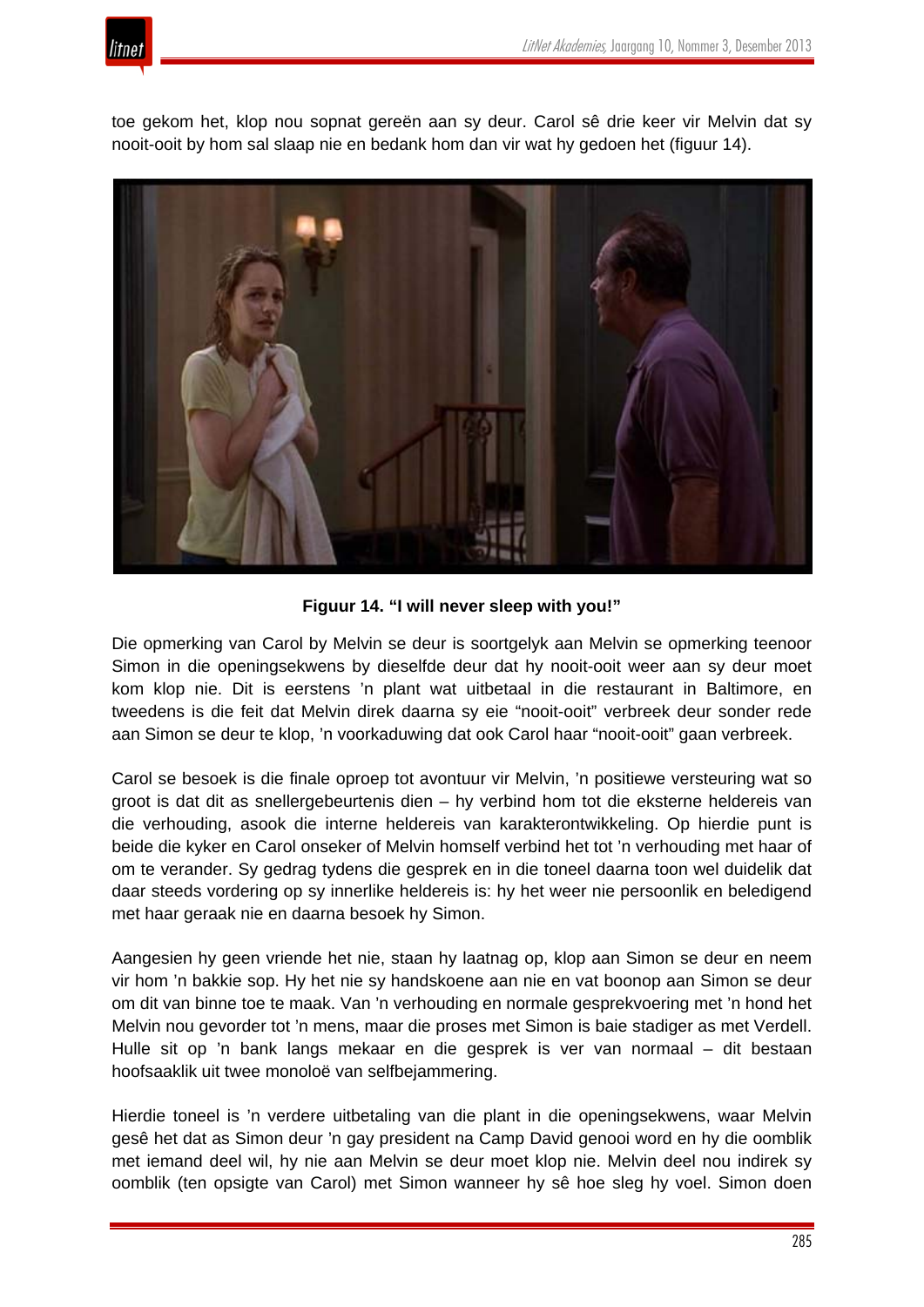toe gekom het, klop nou sopnat gereën aan sy deur. Carol sê drie keer vir Melvin dat sy nooit-ooit by hom sal slaap nie en bedank hom dan vir wat hy gedoen het (figuur 14).

**Figuur 14. "I will never sleep with you!"**

Die opmerking van Carol by Melvin se deur is soortgelyk aan Melvin se opmerking teenoor Simon in die openingsekwens by dieselfde deur dat hy nooit-ooit weer aan sy deur moet kom klop nie. Dit is eerstens 'n plant wat uitbetaal in die restaurant in Baltimore, en tweedens is die feit dat Melvin direk daarna sy eie "nooit-ooit" verbreek deur sonder rede aan Simon se deur te klop, 'n voorkaduwing dat ook Carol haar "nooit-ooit" gaan verbreek.

Carol se besoek is die finale oproep tot avontuur vir Melvin, 'n positiewe versteuring wat so groot is dat dit as snellergebeurtenis dien – hy verbind hom tot die eksterne heldereis van die verhouding, asook die interne heldereis van karakterontwikkeling. Op hierdie punt is beide die kyker en Carol onseker of Melvin homself verbind het tot 'n verhouding met haar of om te verander. Sy gedrag tydens die gesprek en in die toneel daarna toon wel duidelik dat daar steeds vordering op sy innerlike heldereis is: hy het weer nie persoonlik en beledigend met haar geraak nie en daarna besoek hy Simon.

Aangesien hy geen vriende het nie, staan hy laatnag op, klop aan Simon se deur en neem vir hom 'n bakkie sop. Hy het nie sy handskoene aan nie en vat boonop aan Simon se deur om dit van binne toe te maak. Van 'n verhouding en normale gesprekvoering met 'n hond het Melvin nou gevorder tot 'n mens, maar die proses met Simon is baie stadiger as met Verdell. Hulle sit op 'n bank langs mekaar en die gesprek is ver van normaal – dit bestaan hoofsaaklik uit twee monoloë van selfbejammering.

Hierdie toneel is 'n verdere uitbetaling van die plant in die openingsekwens, waar Melvin gesê het dat as Simon deur 'n gay president na Camp David genooi word en hy die oomblik met iemand deel wil, hy nie aan Melvin se deur moet klop nie. Melvin deel nou indirek sy oomblik (ten opsigte van Carol) met Simon wanneer hy sê hoe sleg hy voel. Simon doen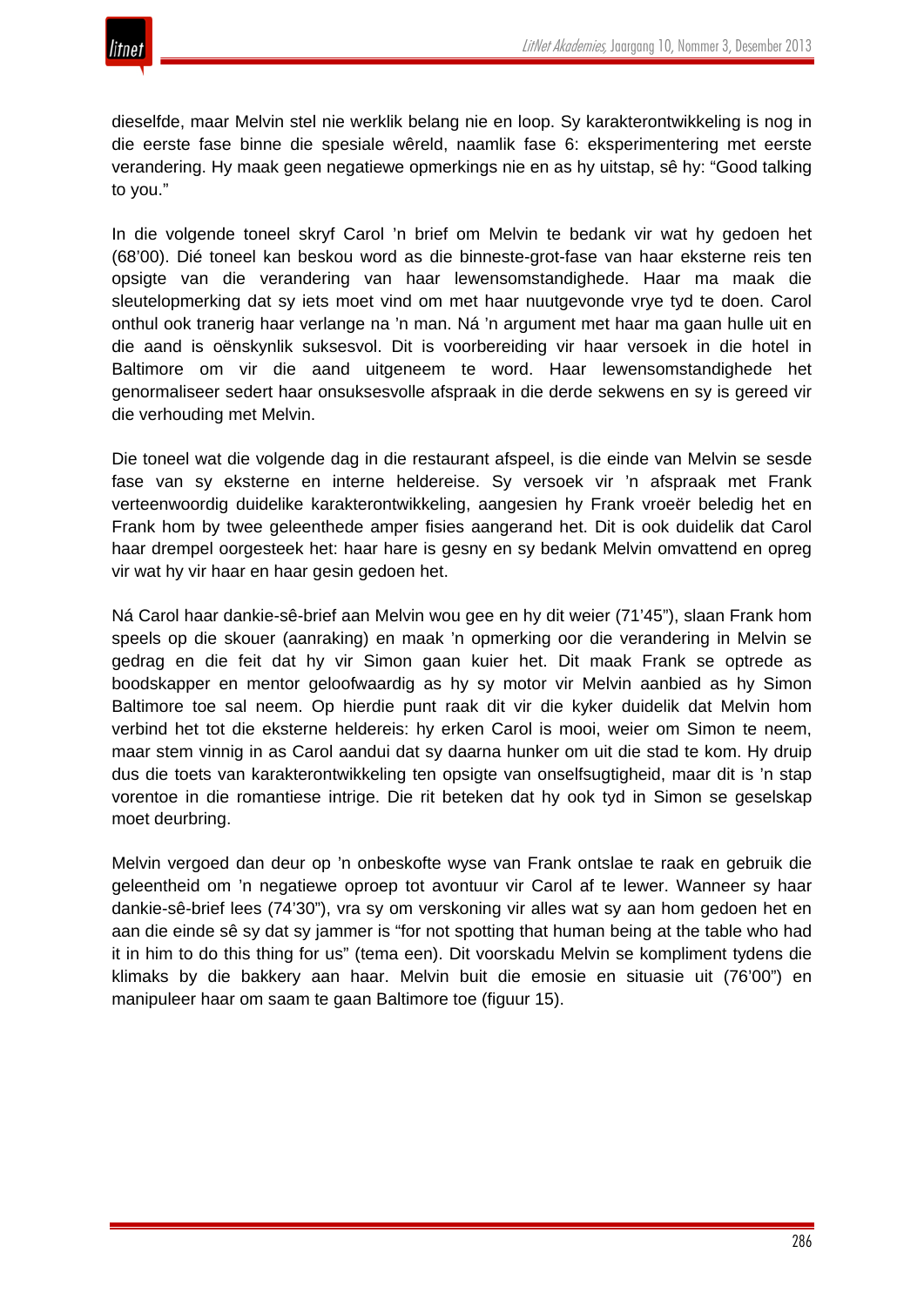dieselfde, maar Melvin stel nie werklik belang nie en loop. Sy karakterontwikkeling is nog in die eerste fase binne die spesiale wêreld, naamlik fase 6: eksperimentering met eerste verandering. Hy maak geen negatiewe opmerkings nie en as hy uitstap, sê hy: "Good talking to you."

In die volgende toneel skryf Carol 'n brief om Melvin te bedank vir wat hy gedoen het (68'00). Dié toneel kan beskou word as die binneste-grot-fase van haar eksterne reis ten opsigte van die verandering van haar lewensomstandighede. Haar ma maak die sleutelopmerking dat sy iets moet vind om met haar nuutgevonde vrye tyd te doen. Carol onthul ook tranerig haar verlange na 'n man. Ná 'n argument met haar ma gaan hulle uit en die aand is oënskynlik suksesvol. Dit is voorbereiding vir haar versoek in die hotel in Baltimore om vir die aand uitgeneem te word. Haar lewensomstandighede het genormaliseer sedert haar onsuksesvolle afspraak in die derde sekwens en sy is gereed vir die verhouding met Melvin.

Die toneel wat die volgende dag in die restaurant afspeel, is die einde van Melvin se sesde fase van sy eksterne en interne heldereise. Sy versoek vir 'n afspraak met Frank verteenwoordig duidelike karakterontwikkeling, aangesien hy Frank vroeër beledig het en Frank hom by twee geleenthede amper fisies aangerand het. Dit is ook duidelik dat Carol haar drempel oorgesteek het: haar hare is gesny en sy bedank Melvin omvattend en opreg vir wat hy vir haar en haar gesin gedoen het.

Ná Carol haar dankie-sê-brief aan Melvin wou gee en hy dit weier (71'45"), slaan Frank hom speels op die skouer (aanraking) en maak 'n opmerking oor die verandering in Melvin se gedrag en die feit dat hy vir Simon gaan kuier het. Dit maak Frank se optrede as boodskapper en mentor geloofwaardig as hy sy motor vir Melvin aanbied as hy Simon Baltimore toe sal neem. Op hierdie punt raak dit vir die kyker duidelik dat Melvin hom verbind het tot die eksterne heldereis: hy erken Carol is mooi, weier om Simon te neem, maar stem vinnig in as Carol aandui dat sy daarna hunker om uit die stad te kom. Hy druip dus die toets van karakterontwikkeling ten opsigte van onselfsugtigheid, maar dit is 'n stap vorentoe in die romantiese intrige. Die rit beteken dat hy ook tyd in Simon se geselskap moet deurbring.

Melvin vergoed dan deur op 'n onbeskofte wyse van Frank ontslae te raak en gebruik die geleentheid om 'n negatiewe oproep tot avontuur vir Carol af te lewer. Wanneer sy haar dankie-sê-brief lees (74'30"), vra sy om verskoning vir alles wat sy aan hom gedoen het en aan die einde sê sy dat sy jammer is "for not spotting that human being at the table who had it in him to do this thing for us" (tema een). Dit voorskadu Melvin se kompliment tydens die klimaks by die bakkery aan haar. Melvin buit die emosie en situasie uit (76'00") en manipuleer haar om saam te gaan Baltimore toe (figuur 15).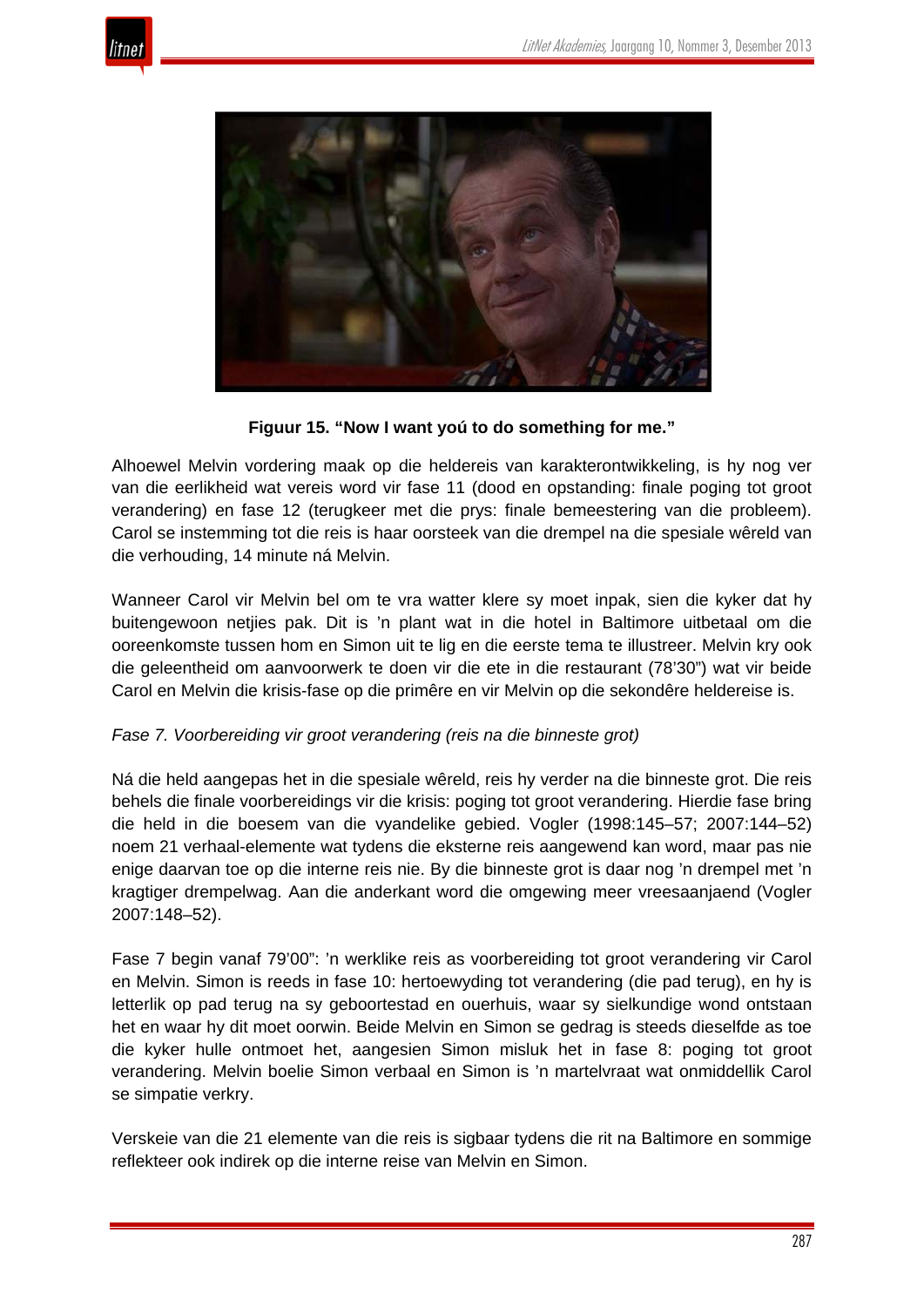**Figuur 15. "Now I want yoú to do something for me."**

Alhoewel Melvin vordering maak op die heldereis van karakterontwikkeling, is hy nog ver van die eerlikheid wat vereis word vir fase 11 (dood en opstanding: finale poging tot groot verandering) en fase 12 (terugkeer met die prys: finale bemeestering van die probleem). Carol se instemming tot die reis is haar oorsteek van die drempel na die spesiale wêreld van die verhouding, 14 minute ná Melvin.

Wanneer Carol vir Melvin bel om te vra watter klere sy moet inpak, sien die kyker dat hy buitengewoon netjies pak. Dit is 'n plant wat in die hotel in Baltimore uitbetaal om die ooreenkomste tussen hom en Simon uit te lig en die eerste tema te illustreer. Melvin kry ook die geleentheid om aanvoorwerk te doen vir die ete in die restaurant (78'30") wat vir beide Carol en Melvin die krisis-fase op die primêre en vir Melvin op die sekondêre heldereise is.

*Fase 7. Voorbereiding vir groot verandering (reis na die binneste grot)*

Ná die held aangepas het in die spesiale wêreld, reis hy verder na die binneste grot. Die reis behels die finale voorbereidings vir die krisis: poging tot groot verandering. Hierdie fase bring die held in die boesem van die vyandelike gebied. Vogler (1998:145–57; 2007:144–52) noem 21 verhaal-elemente wat tydens die eksterne reis aangewend kan word, maar pas nie enige daarvan toe op die interne reis nie. By die binneste grot is daar nog 'n drempel met 'n kragtiger drempelwag. Aan die anderkant word die omgewing meer vreesaanjaend (Vogler 2007:148–52).

Fase 7 begin vanaf 79'00": 'n werklike reis as voorbereiding tot groot verandering vir Carol en Melvin. Simon is reeds in fase 10: hertoewyding tot verandering (die pad terug), en hy is letterlik op pad terug na sy geboortestad en ouerhuis, waar sy sielkundige wond ontstaan het en waar hy dit moet oorwin. Beide Melvin en Simon se gedrag is steeds dieselfde as toe die kyker hulle ontmoet het, aangesien Simon misluk het in fase 8: poging tot groot verandering. Melvin boelie Simon verbaal en Simon is 'n martelvraat wat onmiddellik Carol se simpatie verkry.

Verskeie van die 21 elemente van die reis is sigbaar tydens die rit na Baltimore en sommige reflekteer ook indirek op die interne reise van Melvin en Simon.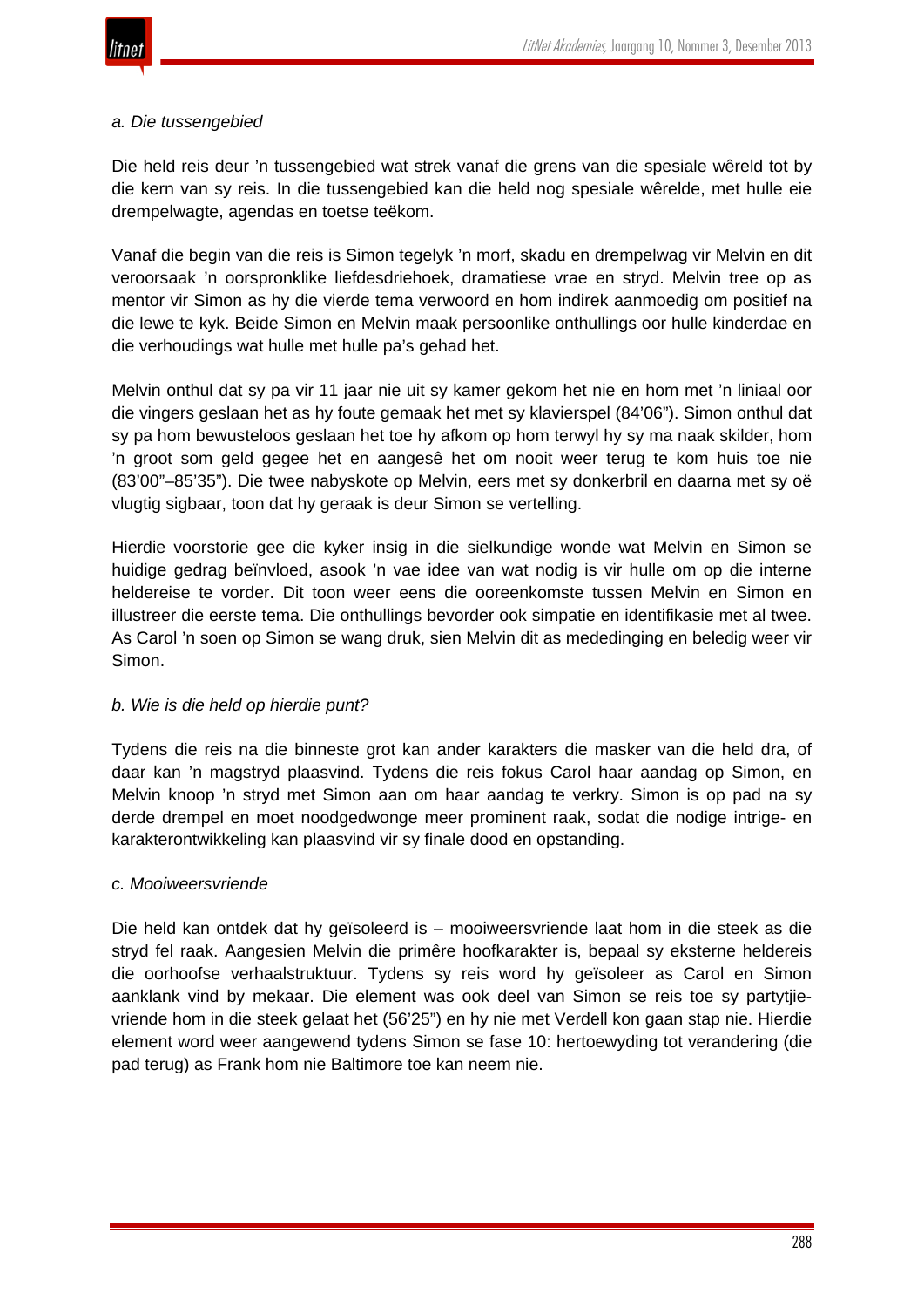*a. Die tussengebied*

Die held reis deur ’n tussengebied wat strek vanaf die grens van die spesiale wêreld tot by die kern van sy reis. In die tussengebied kan die held nog spesiale wêrelde, met hulle eie drempelwagte, agendas en toetse teëkom.

Vanaf die begin van die reis is Simon tegelyk ’n morf, skadu en drempelwag vir Melvin en dit veroorsaak ’n oorspronklike liefdesdriehoek, dramatiese vrae en stryd. Melvin tree op as mentor vir Simon as hy die vierde tema verwoord en hom indirek aanmoedig om positief na die lewe te kyk. Beide Simon en Melvin maak persoonlike onthullings oor hulle kinderdae en die verhoudings wat hulle met hulle pa’s gehad het.

Melvin onthul dat sy pa vir 11 jaar nie uit sy kamer gekom het nie en hom met ’n liniaal oor die vingers geslaan het as hy foute gemaak het met sy klavierspel (84’06”). Simon onthul dat sy pa hom bewusteloos geslaan het toe hy afkom op hom terwyl hy sy ma naak skilder, hom ’n groot som geld gegee het en aangesê het om nooit weer terug te kom huis toe nie (83’00”–85’35”). Die twee nabyskote op Melvin, eers met sy donkerbril en daarna met sy oë vlugtig sigbaar, toon dat hy geraak is deur Simon se vertelling.

Hierdie voorstorie gee die kyker insig in die sielkundige wonde wat Melvin en Simon se huidige gedrag beïnvloed, asook ’n vae idee van wat nodig is vir hulle om op die interne heldereise te vorder. Dit toon weer eens die ooreenkomste tussen Melvin en Simon en illustreer die eerste tema. Die onthullings bevorder ook simpatie en identifikasie met al twee. As Carol ’n soen op Simon se wang druk, sien Melvin dit as mededinging en beledig weer vir Simon.

*b. Wie is die held op hierdie punt?*

Tydens die reis na die binneste grot kan ander karakters die masker van die held dra, of daar kan ’n magstryd plaasvind. Tydens die reis fokus Carol haar aandag op Simon, en Melvin knoop ’n stryd met Simon aan om haar aandag te verkry. Simon is op pad na sy derde drempel en moet noodgedwonge meer prominent raak, sodat die nodige intrige- en karakterontwikkeling kan plaasvind vir sy finale dood en opstanding.

*c. Mooiweersvriende*

Die held kan ontdek dat hy geïsoleerd is – mooiweersvriende laat hom in die steek as die stryd fel raak. Aangesien Melvin die primêre hoofkarakter is, bepaal sy eksterne heldereis die oorhoofse verhaalstruktuur. Tydens sy reis word hy geïsoleer as Carol en Simon aanklank vind by mekaar. Die element was ook deel van Simon se reis toe sy partytjievriende hom in die steek gelaat het (56’25”) en hy nie met Verdell kon gaan stap nie. Hierdie element word weer aangewend tydens Simon se fase 10: hertoewyding tot verandering (die pad terug) as Frank hom nie Baltimore toe kan neem nie.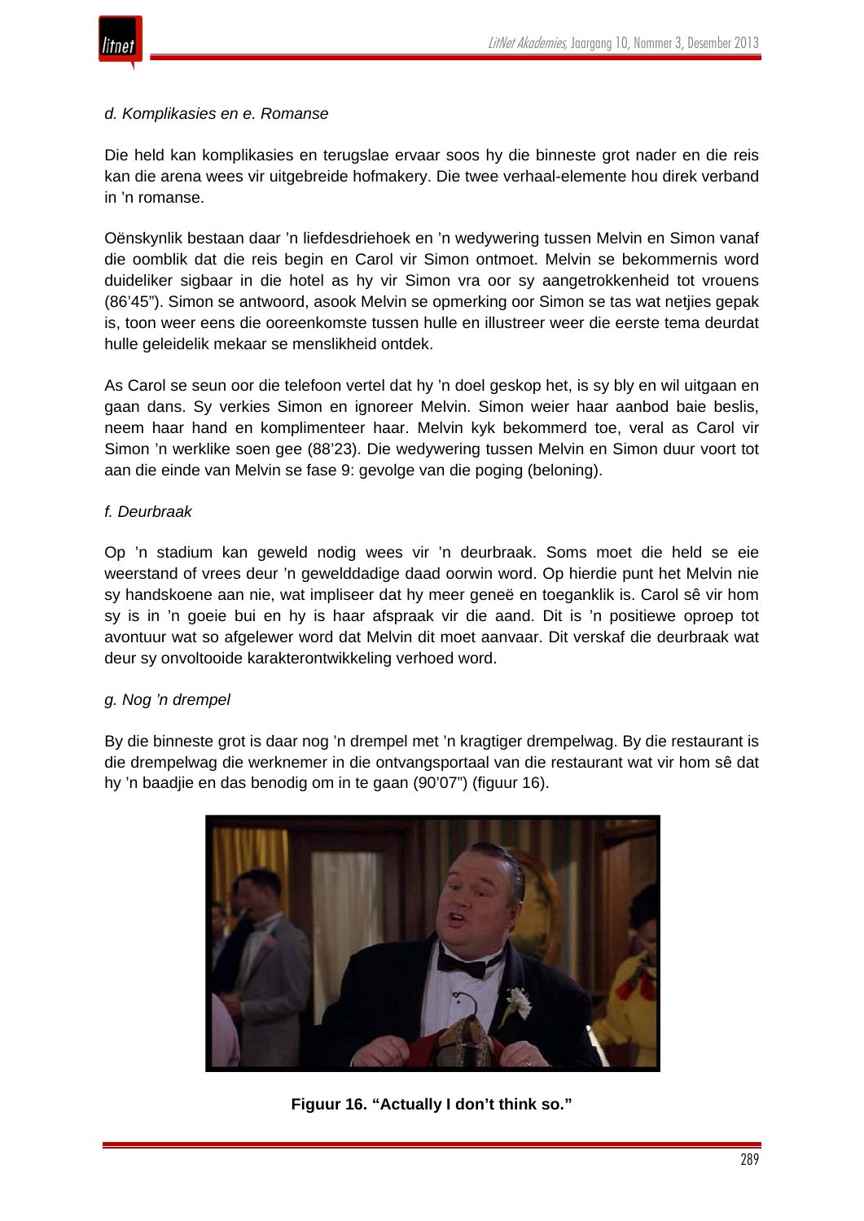*d. Komplikasies en e. Romanse*

Die held kan komplikasies en terugslae ervaar soos hy die binneste grot nader en die reis kan die arena wees vir uitgebreide hofmakery. Die twee verhaal-elemente hou direk verband in ’n romanse.

Oënskynlik bestaan daar ’n liefdesdriehoek en ’n wedywering tussen Melvin en Simon vanaf die oomblik dat die reis begin en Carol vir Simon ontmoet. Melvin se bekommernis word duideliker sigbaar in die hotel as hy vir Simon vra oor sy aangetrokkenheid tot vrouens (86’45”). Simon se antwoord, asook Melvin se opmerking oor Simon se tas wat netjies gepak is, toon weer eens die ooreenkomste tussen hulle en illustreer weer die eerste tema deurdat hulle geleidelik mekaar se menslikheid ontdek.

As Carol se seun oor die telefoon vertel dat hy ’n doel geskop het, is sy bly en wil uitgaan en gaan dans. Sy verkies Simon en ignoreer Melvin. Simon weier haar aanbod baie beslis, neem haar hand en komplimenteer haar. Melvin kyk bekommerd toe, veral as Carol vir Simon ’n werklike soen gee (88’23). Die wedywering tussen Melvin en Simon duur voort tot aan die einde van Melvin se fase 9: gevolge van die poging (beloning).

*f. Deurbraak*

Op ’n stadium kan geweld nodig wees vir ’n deurbraak. Soms moet die held se eie weerstand of vrees deur ’n gewelddadige daad oorwin word. Op hierdie punt het Melvin nie sy handskoene aan nie, wat impliseer dat hy meer geneë en toeganklik is. Carol sê vir hom sy is in ’n goeie bui en hy is haar afspraak vir die aand. Dit is ’n positiewe oproep tot avontuur wat so afgelewer word dat Melvin dit moet aanvaar. Dit verskaf die deurbraak wat deur sy onvoltooide karakterontwikkeling verhoed word.

*g. Nog ’n drempel*

By die binneste grot is daar nog ’n drempel met ’n kragtiger drempelwag. By die restaurant is die drempelwag die werknemer in die ontvangsportaal van die restaurant wat vir hom sê dat hy ’n baadjie en das benodig om in te gaan (90’07”) (figuur 16).

**Figuur 16. “Actually I don’t think so.”**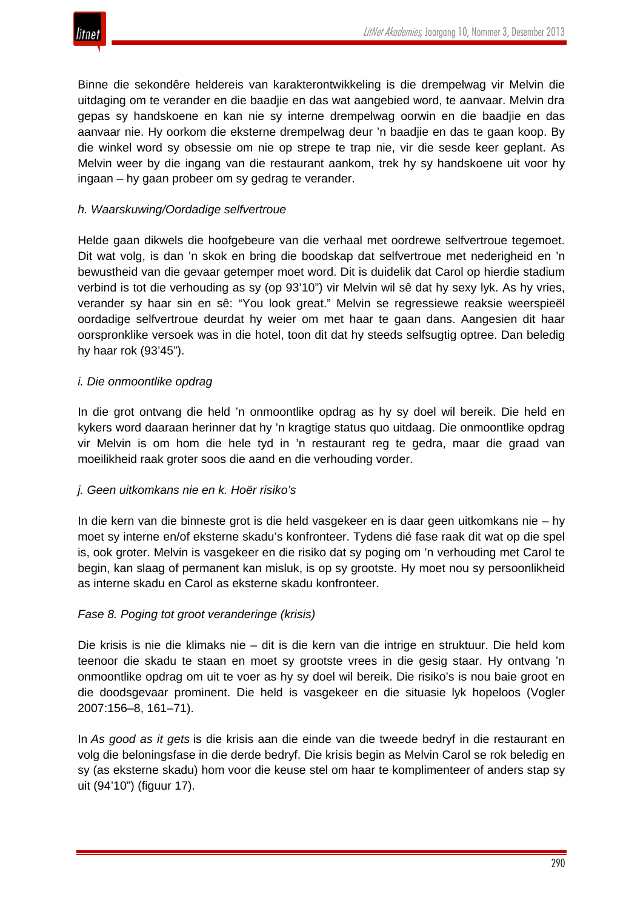Binne die sekondêre heldereis van karakterontwikkeling is die drempelwag vir Melvin die uitdaging om te verander en die baadjie en das wat aangebied word, te aanvaar. Melvin dra gepas sy handskoene en kan nie sy interne drempelwag oorwin en die baadjie en das aanvaar nie. Hy oorkom die eksterne drempelwag deur 'n baadjie en das te gaan koop. By die winkel word sy obsessie om nie op strepe te trap nie, vir die sesde keer geplant. As Melvin weer by die ingang van die restaurant aankom, trek hy sy handskoene uit voor hy ingaan – hy gaan probeer om sy gedrag te verander.

*h. Waarskuwing/Oordadige selfvertroue*

Helde gaan dikwels die hoofgebeure van die verhaal met oordrewe selfvertroue tegemoet. Dit wat volg, is dan 'n skok en bring die boodskap dat selfvertroue met nederigheid en 'n bewustheid van die gevaar getemper moet word. Dit is duidelik dat Carol op hierdie stadium verbind is tot die verhouding as sy (op 93'10") vir Melvin wil sê dat hy sexy lyk. As hy vries, verander sy haar sin en sê: "You look great." Melvin se regressiewe reaksie weerspieël oordadige selfvertroue deurdat hy weier om met haar te gaan dans. Aangesien dit haar oorspronklike versoek was in die hotel, toon dit dat hy steeds selfsugtig optree. Dan beledig hy haar rok (93'45").

*i. Die onmoontlike opdrag*

In die grot ontvang die held 'n onmoontlike opdrag as hy sy doel wil bereik. Die held en kykers word daaraan herinner dat hy 'n kragtige status quo uitdaag. Die onmoontlike opdrag vir Melvin is om hom die hele tyd in 'n restaurant reg te gedra, maar die graad van moeilikheid raak groter soos die aand en die verhouding vorder.

*j. Geen uitkomkans nie en k. Hoër risiko's*

In die kern van die binneste grot is die held vasgekeer en is daar geen uitkomkans nie – hy moet sy interne en/of eksterne skadu's konfronteer. Tydens dié fase raak dit wat op die spel is, ook groter. Melvin is vasgekeer en die risiko dat sy poging om 'n verhouding met Carol te begin, kan slaag of permanent kan misluk, is op sy grootste. Hy moet nou sy persoonlikheid as interne skadu en Carol as eksterne skadu konfronteer.

*Fase 8. Poging tot groot veranderinge (krisis)*

Die krisis is nie die klimaks nie – dit is die kern van die intrige en struktuur. Die held kom teenoor die skadu te staan en moet sy grootste vrees in die gesig staar. Hy ontvang 'n onmoontlike opdrag om uit te voer as hy sy doel wil bereik. Die risiko's is nou baie groot en die doodsgevaar prominent. Die held is vasgekeer en die situasie lyk hopeloos (Vogler 2007:156–8, 161–71).

In *As good as it gets* is die krisis aan die einde van die tweede bedryf in die restaurant en volg die beloningsfase in die derde bedryf. Die krisis begin as Melvin Carol se rok beledig en sy (as eksterne skadu) hom voor die keuse stel om haar te komplimenteer of anders stap sy uit (94'10") (figuur 17).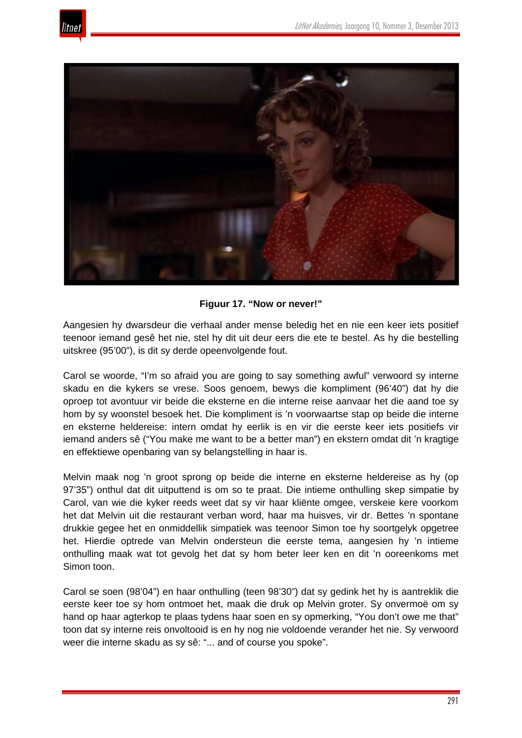**Figuur 17. “Now or never!”**

Aangesien hy dwarsdeur die verhaal ander mense beledig het en nie een keer iets positief teenoor iemand gesê het nie, stel hy dit uit deur eers die ete te bestel. As hy die bestelling uitskree (95’00”), is dit sy derde opeenvolgende fout.

Carol se woorde, “I’m so afraid you are going to say something awful” verwoord sy interne skadu en die kykers se vrese. Soos genoem, bewys die kompliment (96’40”) dat hy die oproep tot avontuur vir beide die eksterne en die interne reise aanvaar het die aand toe sy hom by sy woonstel besoek het. Die kompliment is ’n voorwaartse stap op beide die interne en eksterne heldereise: intern omdat hy eerlik is en vir die eerste keer iets positiefs vir iemand anders sê (“You make me want to be a better man”) en ekstern omdat dit ’n kragtige en effektiewe openbaring van sy belangstelling in haar is.

Melvin maak nog ’n groot sprong op beide die interne en eksterne heldereise as hy (op 97’35”) onthul dat dit uitputtend is om so te praat. Die intieme onthulling skep simpatie by Carol, van wie die kyker reeds weet dat sy vir haar kliënte omgee, verskeie kere voorkom het dat Melvin uit die restaurant verban word, haar ma huisves, vir dr. Bettes ’n spontane drukkie gegee het en onmiddellik simpatiek was teenoor Simon toe hy soortgelyk opgetree het. Hierdie optrede van Melvin ondersteun die eerste tema, aangesien hy ’n intieme onthulling maak wat tot gevolg het dat sy hom beter leer ken en dit ’n ooreenkoms met Simon toon.

Carol se soen (98’04”) en haar onthulling (teen 98’30”) dat sy gedink het hy is aantreklik die eerste keer toe sy hom ontmoet het, maak die druk op Melvin groter. Sy onvermoë om sy hand op haar agterkop te plaas tydens haar soen en sy opmerking, “You don’t owe me that” toon dat sy interne reis onvoltooid is en hy nog nie voldoende verander het nie. Sy verwoord weer die interne skadu as sy sê: “... and of course you spoke”.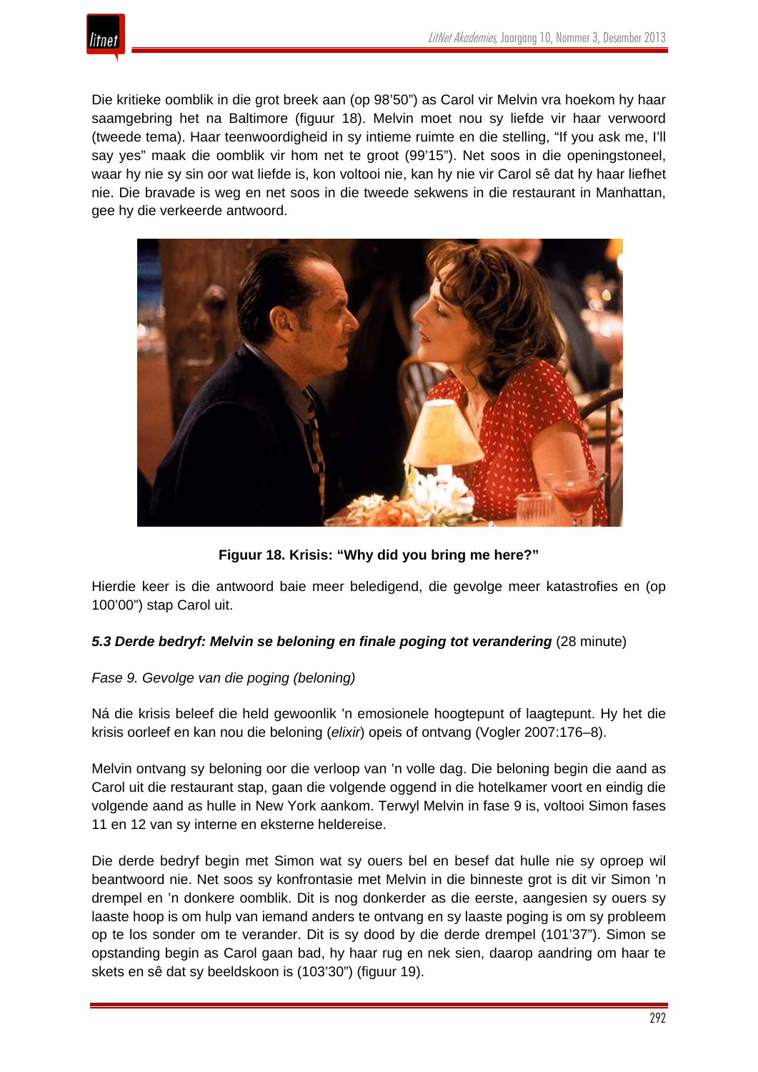Die kritieke oomblik in die grot breek aan (op 98'50") as Carol vir Melvin vra hoekom hy haar saamgebring het na Baltimore (figuur 18). Melvin moet nou sy liefde vir haar verwoord (tweede tema). Haar teenwoordigheid in sy intieme ruimte en die stelling, "If you ask me, I'll say yes" maak die oomblik vir hom net te groot (99'15"). Net soos in die openingstoneel, waar hy nie sy sin oor wat liefde is, kon voltooi nie, kan hy nie vir Carol sê dat hy haar liefhet nie. Die bravade is weg en net soos in die tweede sekwens in die restaurant in Manhattan, gee hy die verkeerde antwoord.

**Figuur 18. Krisis: "Why did you bring me here?"**

Hierdie keer is die antwoord baie meer beledigend, die gevolge meer katastrofies en (op 100'00") stap Carol uit.

### ***5.3 Derde bedryf: Melvin se beloning en finale poging tot verandering*** (28 minute)

*Fase 9. Gevolge van die poging (beloning)*

Ná die krisis beleef die held gewoonlik 'n emosionele hoogtepunt of laagtepunt. Hy het die krisis oorleef en kan nou die beloning (*elixir*) opeis of ontvang (Vogler 2007:176–8).

Melvin ontvang sy beloning oor die verloop van 'n volle dag. Die beloning begin die aand as Carol uit die restaurant stap, gaan die volgende oggend in die hotelkamer voort en eindig die volgende aand as hulle in New York aankom. Terwyl Melvin in fase 9 is, voltooi Simon fases 11 en 12 van sy interne en eksterne heldereise.

Die derde bedryf begin met Simon wat sy ouers bel en besef dat hulle nie sy oproep wil beantwoord nie. Net soos sy konfrontasie met Melvin in die binneste grot is dit vir Simon 'n drempel en 'n donkere oomblik. Dit is nog donkerder as die eerste, aangesien sy ouers sy laaste hoop is om hulp van iemand anders te ontvang en sy laaste poging is om sy probleem op te los sonder om te verander. Dit is sy dood by die derde drempel (101'37"). Simon se opstanding begin as Carol gaan bad, hy haar rug en nek sien, daarop aandring om haar te skets en sê dat sy beeldskoon is (103'30") (figuur 19).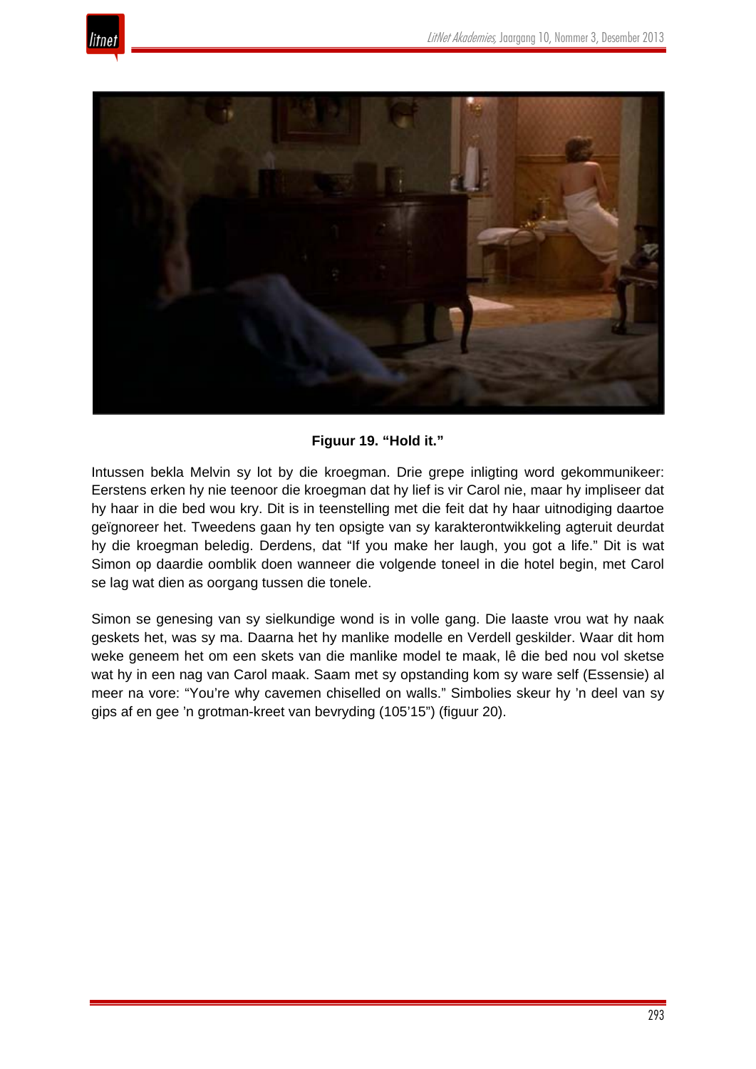**Figuur 19. "Hold it."**

Intussen bekla Melvin sy lot by die kroegman. Drie grepe inligting word gekommunikeer: Eerstens erken hy nie teenoor die kroegman dat hy lief is vir Carol nie, maar hy impliseer dat hy haar in die bed wou kry. Dit is in teenstelling met die feit dat hy haar uitnodiging daartoe geïgnoreer het. Tweedens gaan hy ten opsigte van sy karakterontwikkeling agteruit deurdat hy die kroegman beledig. Derdens, dat "If you make her laugh, you got a life." Dit is wat Simon op daardie oomblik doen wanneer die volgende toneel in die hotel begin, met Carol se lag wat dien as oorgang tussen die tonele.

Simon se genesing van sy sielkundige wond is in volle gang. Die laaste vrou wat hy naak geskets het, was sy ma. Daarna het hy manlike modelle en Verdell geskilder. Waar dit hom weke geneem het om een skets van die manlike model te maak, lê die bed nou vol sketse wat hy in een nag van Carol maak. Saam met sy opstanding kom sy ware self (Essensie) al meer na vore: "You're why cavemen chiselled on walls." Simbolies skeur hy 'n deel van sy gips af en gee 'n grotman-kreet van bevryding (105'15") (figuur 20).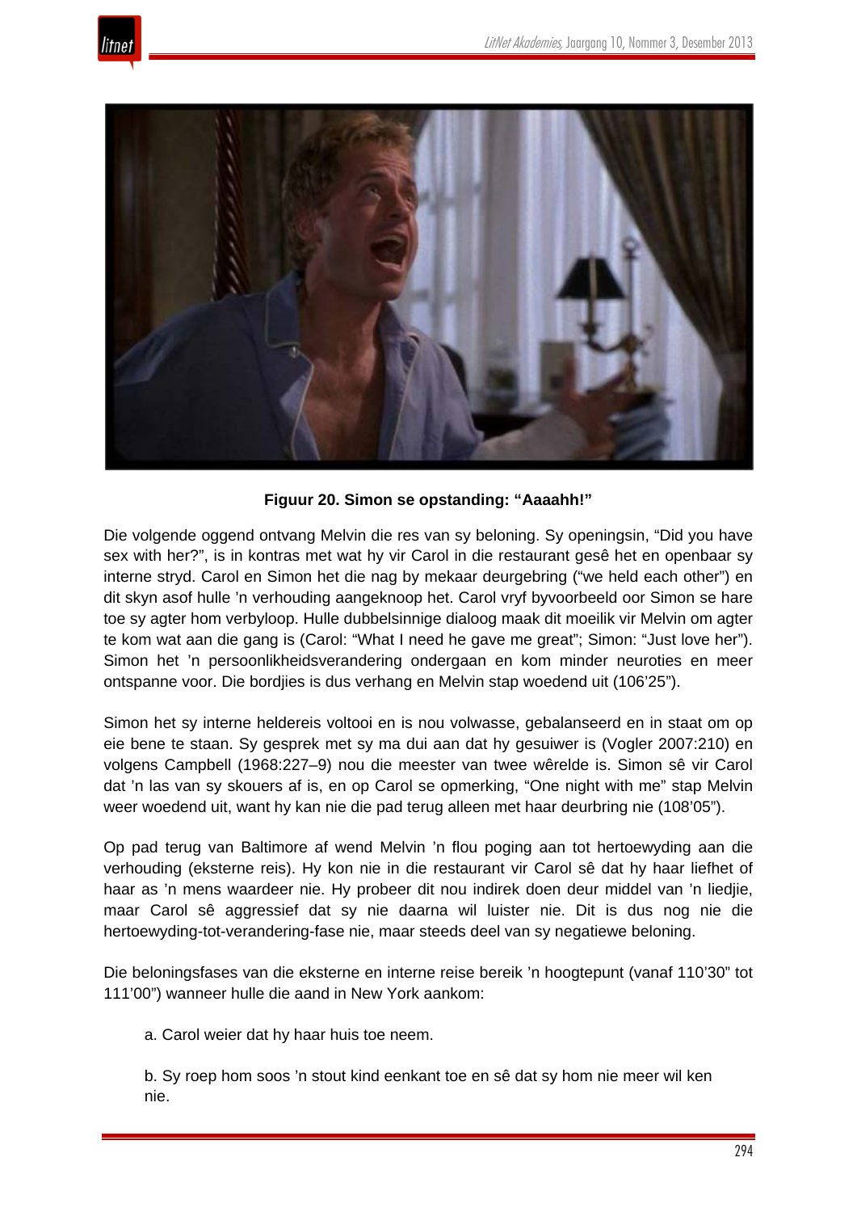**Figuur 20. Simon se opstanding: "Aaaahh!"**

Die volgende oggend ontvang Melvin die res van sy beloning. Sy openingsin, "Did you have sex with her?", is in kontras met wat hy vir Carol in die restaurant gesê het en openbaar sy interne stryd. Carol en Simon het die nag by mekaar deurgebring ("we held each other") en dit skyn asof hulle 'n verhouding aangeknoop het. Carol vryf byvoorbeeld oor Simon se hare toe sy agter hom verbyloop. Hulle dubbelsinnige dialoog maak dit moeilik vir Melvin om agter te kom wat aan die gang is (Carol: "What I need he gave me great"; Simon: "Just love her"). Simon het 'n persoonlikheidsverandering ondergaan en kom minder neuroties en meer ontspanne voor. Die bordjies is dus verhang en Melvin stap woedend uit (106'25").

Simon het sy interne heldereis voltooi en is nou volwasse, gebalanseerd en in staat om op eie bene te staan. Sy gesprek met sy ma dui aan dat hy gesuiwer is (Vogler 2007:210) en volgens Campbell (1968:227–9) nou die meester van twee wêrelde is. Simon sê vir Carol dat 'n las van sy skouers af is, en op Carol se opmerking, "One night with me" stap Melvin weer woedend uit, want hy kan nie die pad terug alleen met haar deurbring nie (108'05").

Op pad terug van Baltimore af wend Melvin 'n flou poging aan tot hertoewyding aan die verhouding (eksterne reis). Hy kon nie in die restaurant vir Carol sê dat hy haar liefhet of haar as 'n mens waardeer nie. Hy probeer dit nou indirek doen deur middel van 'n liedjie, maar Carol sê aggressief dat sy nie daarna wil luister nie. Dit is dus nog nie die hertoewyding-tot-verandering-fase nie, maar steeds deel van sy negatiewe beloning.

Die beloningsfases van die eksterne en interne reise bereik 'n hoogtepunt (vanaf 110'30" tot 111'00") wanneer hulle die aand in New York aankom:

a. Carol weier dat hy haar huis toe neem.

b. Sy roep hom soos 'n stout kind eenkant toe en sê dat sy hom nie meer wil ken nie.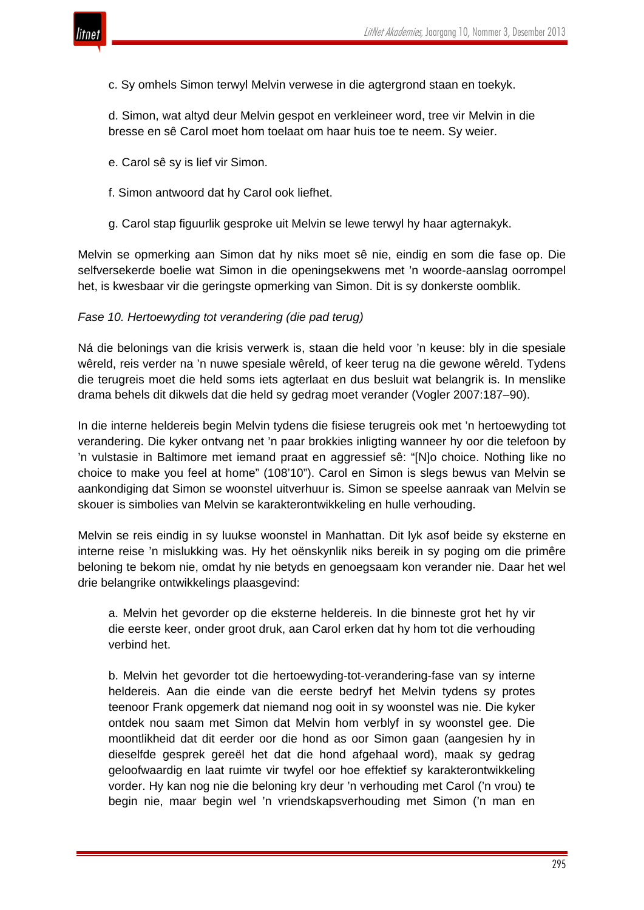c. Sy omhels Simon terwyl Melvin verwese in die agtergrond staan en toekyk.

d. Simon, wat altyd deur Melvin gespot en verkleineer word, tree vir Melvin in die bresse en sê Carol moet hom toelaat om haar huis toe te neem. Sy weier.

e. Carol sê sy is lief vir Simon.

f. Simon antwoord dat hy Carol ook liefhet.

g. Carol stap figuurlik gesproke uit Melvin se lewe terwyl hy haar agternakyk.

Melvin se opmerking aan Simon dat hy niks moet sê nie, eindig en som die fase op. Die selfversekerde boelie wat Simon in die openingsekwens met 'n woorde-aanslag oorrompel het, is kwesbaar vir die geringste opmerking van Simon. Dit is sy donkerste oomblik.

*Fase 10. Hertoewyding tot verandering (die pad terug)*

Ná die belonings van die krisis verwerk is, staan die held voor 'n keuse: bly in die spesiale wêreld, reis verder na 'n nuwe spesiale wêreld, of keer terug na die gewone wêreld. Tydens die terugreis moet die held soms iets agterlaat en dus besluit wat belangrik is. In menslike drama behels dit dikwels dat die held sy gedrag moet verander (Vogler 2007:187–90).

In die interne heldereis begin Melvin tydens die fisiese terugreis ook met 'n hertoewyding tot verandering. Die kyker ontvang net 'n paar brokkies inligting wanneer hy oor die telefoon by 'n vulstasie in Baltimore met iemand praat en aggressief sê: "[N]o choice. Nothing like no choice to make you feel at home" (108'10"). Carol en Simon is slegs bewus van Melvin se aankondiging dat Simon se woonstel uitverhuur is. Simon se speelse aanraak van Melvin se skouer is simbolies van Melvin se karakterontwikkeling en hulle verhouding.

Melvin se reis eindig in sy luukse woonstel in Manhattan. Dit lyk asof beide sy eksterne en interne reise 'n mislukking was. Hy het oënskynlik niks bereik in sy poging om die primêre beloning te bekom nie, omdat hy nie betyds en genoegsaam kon verander nie. Daar het wel drie belangrike ontwikkelings plaasgevind:

a. Melvin het gevorder op die eksterne heldereis. In die binneste grot het hy vir die eerste keer, onder groot druk, aan Carol erken dat hy hom tot die verhouding verbind het.

b. Melvin het gevorder tot die hertoewyding-tot-verandering-fase van sy interne heldereis. Aan die einde van die eerste bedryf het Melvin tydens sy protes teenoor Frank opgemerk dat niemand nog ooit in sy woonstel was nie. Die kyker ontdek nou saam met Simon dat Melvin hom verblyf in sy woonstel gee. Die moontlikheid dat dit eerder oor die hond as oor Simon gaan (aangesien hy in dieselfde gesprek gereël het dat die hond afgehaal word), maak sy gedrag geloofwaardig en laat ruimte vir twyfel oor hoe effektief sy karakterontwikkeling vorder. Hy kan nog nie die beloning kry deur 'n verhouding met Carol ('n vrou) te begin nie, maar begin wel 'n vriendskapsverhouding met Simon ('n man en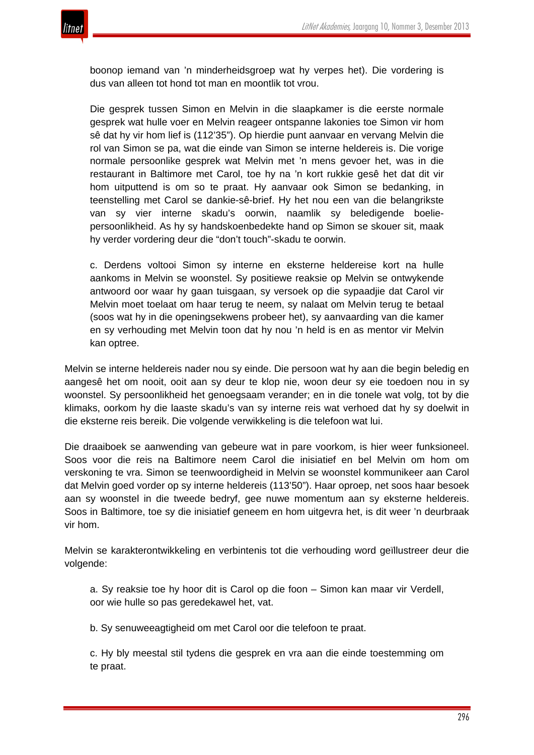boonop iemand van ’n minderheidsgroep wat hy verpes het). Die vordering is dus van alleen tot hond tot man en moontlik tot vrou.

Die gesprek tussen Simon en Melvin in die slaapkamer is die eerste normale gesprek wat hulle voer en Melvin reageer ontspanne lakonies toe Simon vir hom sê dat hy vir hom lief is (112’35”). Op hierdie punt aanvaar en vervang Melvin die rol van Simon se pa, wat die einde van Simon se interne heldereis is. Die vorige normale persoonlike gesprek wat Melvin met ’n mens gevoer het, was in die restaurant in Baltimore met Carol, toe hy na ’n kort rukkie gesê het dat dit vir hom uitputtend is om so te praat. Hy aanvaar ook Simon se bedanking, in teenstelling met Carol se dankie-sê-brief. Hy het nou een van die belangrikste van sy vier interne skadu’s oorwin, naamlik sy beledigende boelie-persoonlikheid. As hy sy handskoenbedekte hand op Simon se skouer sit, maak hy verder vordering deur die “don’t touch”-skadu te oorwin.

c. Derdens voltooi Simon sy interne en eksterne heldereise kort na hulle aankoms in Melvin se woonstel. Sy positiewe reaksie op Melvin se ontwykende antwoord oor waar hy gaan tuisgaan, sy versoek op die sypaadjie dat Carol vir Melvin moet toelaat om haar terug te neem, sy nalaat om Melvin terug te betaal (soos wat hy in die openingsekwens probeer het), sy aanvaarding van die kamer en sy verhouding met Melvin toon dat hy nou ’n held is en as mentor vir Melvin kan optree.

Melvin se interne heldereis nader nou sy einde. Die persoon wat hy aan die begin beledig en aangesê het om nooit, ooit aan sy deur te klop nie, woon deur sy eie toedoen nou in sy woonstel. Sy persoonlikheid het genoegsaam verander; en in die tonele wat volg, tot by die klimaks, oorkom hy die laaste skadu’s van sy interne reis wat verhoed dat hy sy doelwit in die eksterne reis bereik. Die volgende verwikkeling is die telefoon wat lui.

Die draaiboek se aanwending van gebeure wat in pare voorkom, is hier weer funksioneel. Soos voor die reis na Baltimore neem Carol die inisiatief en bel Melvin om hom om verskoning te vra. Simon se teenwoordigheid in Melvin se woonstel kommunikeer aan Carol dat Melvin goed vorder op sy interne heldereis (113’50”). Haar oproep, net soos haar besoek aan sy woonstel in die tweede bedryf, gee nuwe momentum aan sy eksterne heldereis. Soos in Baltimore, toe sy die inisiatief geneem en hom uitgevra het, is dit weer ’n deurbraak vir hom.

Melvin se karakterontwikkeling en verbintenis tot die verhouding word geïllustreer deur die volgende:

a. Sy reaksie toe hy hoor dit is Carol op die foon – Simon kan maar vir Verdell, oor wie hulle so pas geredekawel het, vat.

b. Sy senuweeagtigheid om met Carol oor die telefoon te praat.

c. Hy bly meestal stil tydens die gesprek en vra aan die einde toestemming om te praat.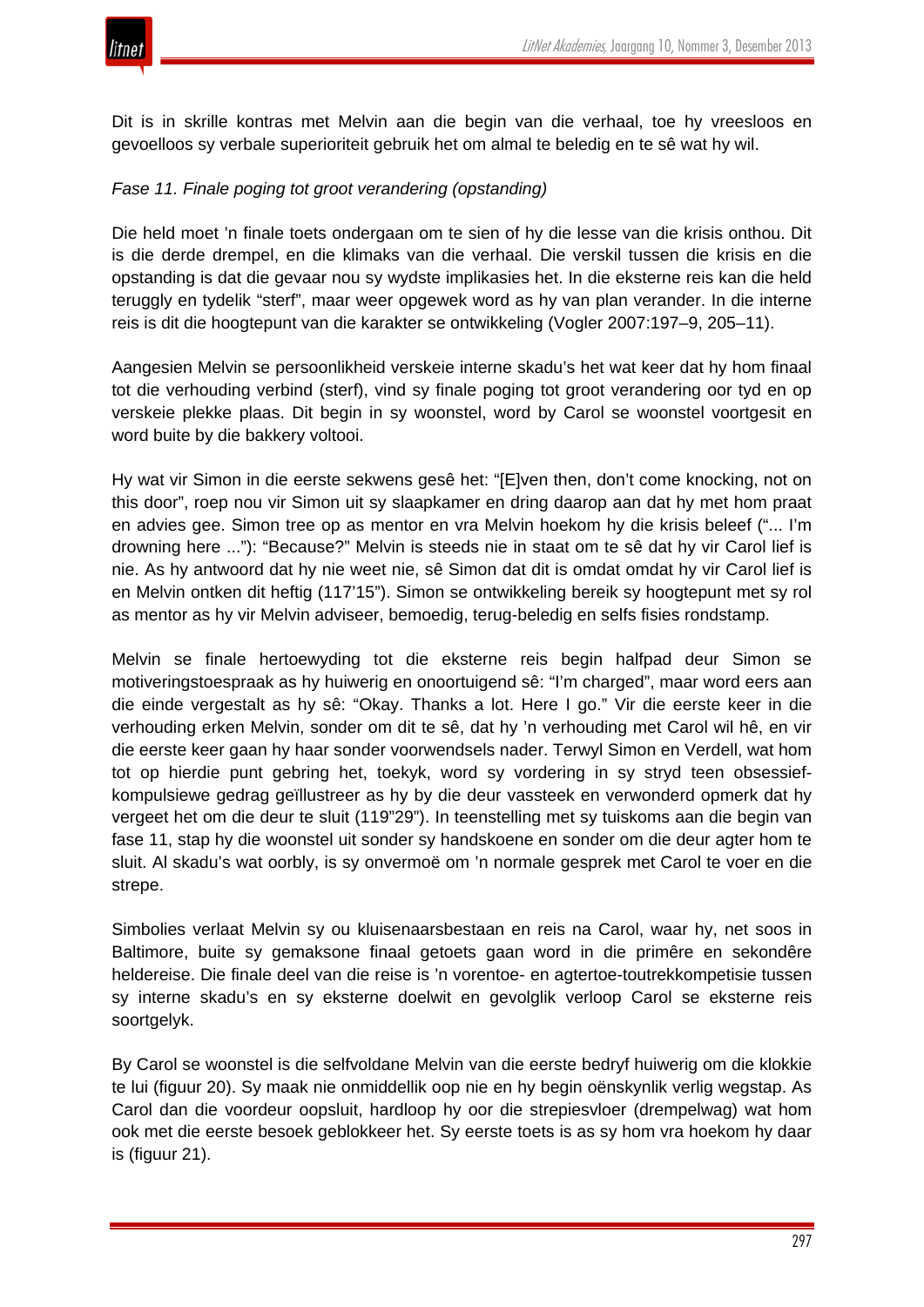Dit is in skrille kontras met Melvin aan die begin van die verhaal, toe hy vreesloos en gevoelloos sy verbale superioriteit gebruik het om almal te beledig en te sê wat hy wil.

*Fase 11. Finale poging tot groot verandering (opstanding)*

Die held moet 'n finale toets ondergaan om te sien of hy die lesse van die krisis onthou. Dit is die derde drempel, en die klimaks van die verhaal. Die verskil tussen die krisis en die opstanding is dat die gevaar nou sy wydste implikasies het. In die eksterne reis kan die held teruggly en tydelik "sterf", maar weer opgewek word as hy van plan verander. In die interne reis is dit die hoogtepunt van die karakter se ontwikkeling (Vogler 2007:197–9, 205–11).

Aangesien Melvin se persoonlikheid verskeie interne skadu's het wat keer dat hy hom finaal tot die verhouding verbind (sterf), vind sy finale poging tot groot verandering oor tyd en op verskeie plekke plaas. Dit begin in sy woonstel, word by Carol se woonstel voortgesit en word buite by die bakkery voltooi.

Hy wat vir Simon in die eerste sekwens gesê het: "[E]ven then, don't come knocking, not on this door", roep nou vir Simon uit sy slaapkamer en dring daarop aan dat hy met hom praat en advies gee. Simon tree op as mentor en vra Melvin hoekom hy die krisis beleef ("... I'm drowning here ..."): "Because?" Melvin is steeds nie in staat om te sê dat hy vir Carol lief is nie. As hy antwoord dat hy nie weet nie, sê Simon dat dit is omdat omdat hy vir Carol lief is en Melvin ontken dit heftig (117'15"). Simon se ontwikkeling bereik sy hoogtepunt met sy rol as mentor as hy vir Melvin adviseer, bemoedig, terug-beledig en selfs fisies rondstamp.

Melvin se finale hertoewyding tot die eksterne reis begin halfpad deur Simon se motiveringstoespraak as hy huiwerig en onoortuigend sê: "I'm charged", maar word eers aan die einde vergestalt as hy sê: "Okay. Thanks a lot. Here I go." Vir die eerste keer in die verhouding erken Melvin, sonder om dit te sê, dat hy 'n verhouding met Carol wil hê, en vir die eerste keer gaan hy haar sonder voorwendsels nader. Terwyl Simon en Verdell, wat hom tot op hierdie punt gebring het, toekyk, word sy vordering in sy stryd teen obsessief-kompulsiewe gedrag geïllustreer as hy by die deur vassteek en verwonderd opmerk dat hy vergeet het om die deur te sluit (119"29"). In teenstelling met sy tuiskoms aan die begin van fase 11, stap hy die woonstel uit sonder sy handskoene en sonder om die deur agter hom te sluit. Al skadu's wat oorbly, is sy onvermoë om 'n normale gesprek met Carol te voer en die strepe.

Simbolies verlaat Melvin sy ou kluisenaarsbestaan en reis na Carol, waar hy, net soos in Baltimore, buite sy gemaksone finaal getoets gaan word in die primêre en sekondêre heldereise. Die finale deel van die reise is 'n vorentoe- en agtertoe-toutrekkompetisie tussen sy interne skadu's en sy eksterne doelwit en gevolglik verloop Carol se eksterne reis soortgelyk.

By Carol se woonstel is die selfvoldane Melvin van die eerste bedryf huiwerig om die klokkie te lui (figuur 20). Sy maak nie onmiddellik oop nie en hy begin oënskynlik verlig wegstap. As Carol dan die voordeur oopsluit, hardloop hy oor die strepiesvloer (drempelwag) wat hom ook met die eerste besoek geblokkeer het. Sy eerste toets is as sy hom vra hoekom hy daar is (figuur 21).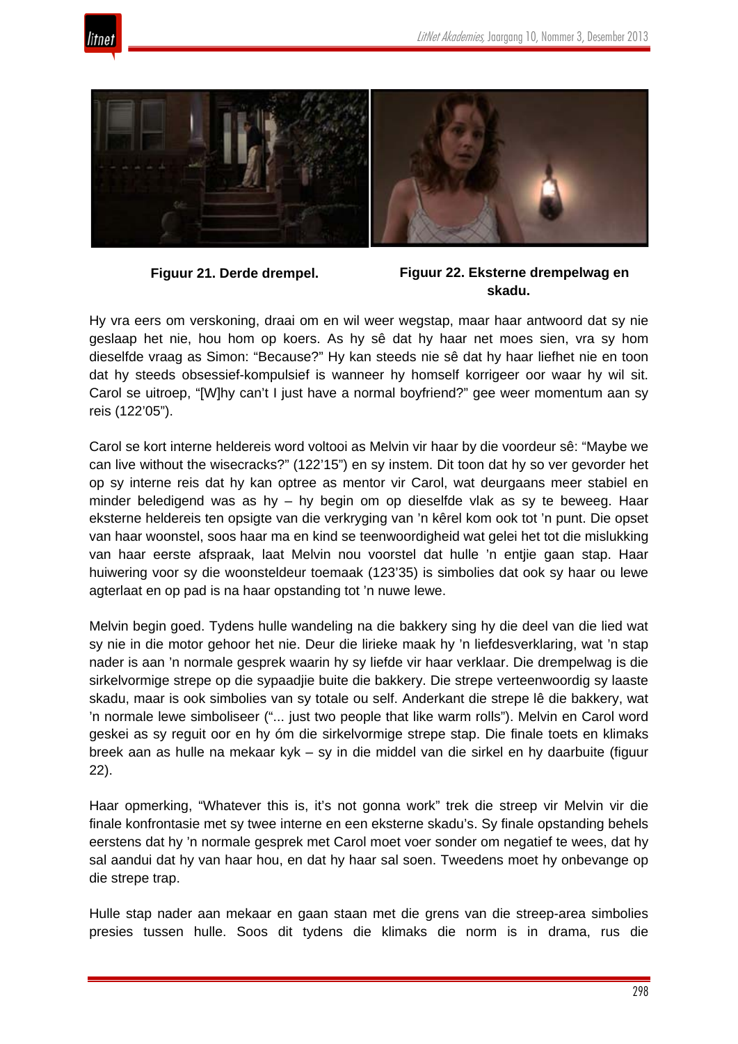**Figuur 21. Derde drempel.**

**Figuur 22. Eksterne drempelwag en skadu.**

Hy vra eers om verskoning, draai om en wil weer wegstap, maar haar antwoord dat sy nie geslaap het nie, hou hom op koers. As hy sê dat hy haar net moes sien, vra sy hom dieselfde vraag as Simon: “Because?” Hy kan steeds nie sê dat hy haar liefhet nie en toon dat hy steeds obsessief-kompulsief is wanneer hy homself korrigeer oor waar hy wil sit. Carol se uitroep, “[W]hy can’t I just have a normal boyfriend?” gee weer momentum aan sy reis (122’05”).

Carol se kort interne heldereis word voltooi as Melvin vir haar by die voordeur sê: “Maybe we can live without the wisecracks?” (122’15”) en sy instem. Dit toon dat hy so ver gevorder het op sy interne reis dat hy kan optree as mentor vir Carol, wat deurgaans meer stabiel en minder beledigend was as hy – hy begin om op dieselfde vlak as sy te beweeg. Haar eksterne heldereis ten opsigte van die verkryging van ’n kêrel kom ook tot ’n punt. Die opset van haar woonstel, soos haar ma en kind se teenwoordigheid wat gelei het tot die mislukking van haar eerste afspraak, laat Melvin nou voorstel dat hulle ’n entjie gaan stap. Haar huiwering voor sy die woonsteldeur toemaak (123’35) is simbolies dat ook sy haar ou lewe agterlaat en op pad is na haar opstanding tot ’n nuwe lewe.

Melvin begin goed. Tydens hulle wandeling na die bakkery sing hy die deel van die lied wat sy nie in die motor gehoor het nie. Deur die lirieke maak hy ’n liefdesverklaring, wat ’n stap nader is aan ’n normale gesprek waarin hy sy liefde vir haar verklaar. Die drempelwag is die sirkelvormige strepe op die sypaadjie buite die bakkery. Die strepe verteenwoordig sy laaste skadu, maar is ook simbolies van sy totale ou self. Anderkant die strepe lê die bakkery, wat ’n normale lewe simboliseer (“... just two people that like warm rolls”). Melvin en Carol word geskei as sy reguit oor en hy óm die sirkelvormige strepe stap. Die finale toets en klimaks breek aan as hulle na mekaar kyk – sy in die middel van die sirkel en hy daarbuite (figuur 22).

Haar opmerking, “Whatever this is, it’s not gonna work” trek die streep vir Melvin vir die finale konfrontasie met sy twee interne en een eksterne skadu’s. Sy finale opstanding behels eerstens dat hy ’n normale gesprek met Carol moet voer sonder om negatief te wees, dat hy sal aandui dat hy van haar hou, en dat hy haar sal soen. Tweedens moet hy onbevange op die strepe trap.

Hulle stap nader aan mekaar en gaan staan met die grens van die streep-area simbolies presies tussen hulle. Soos dit tydens die klimaks die norm is in drama, rus die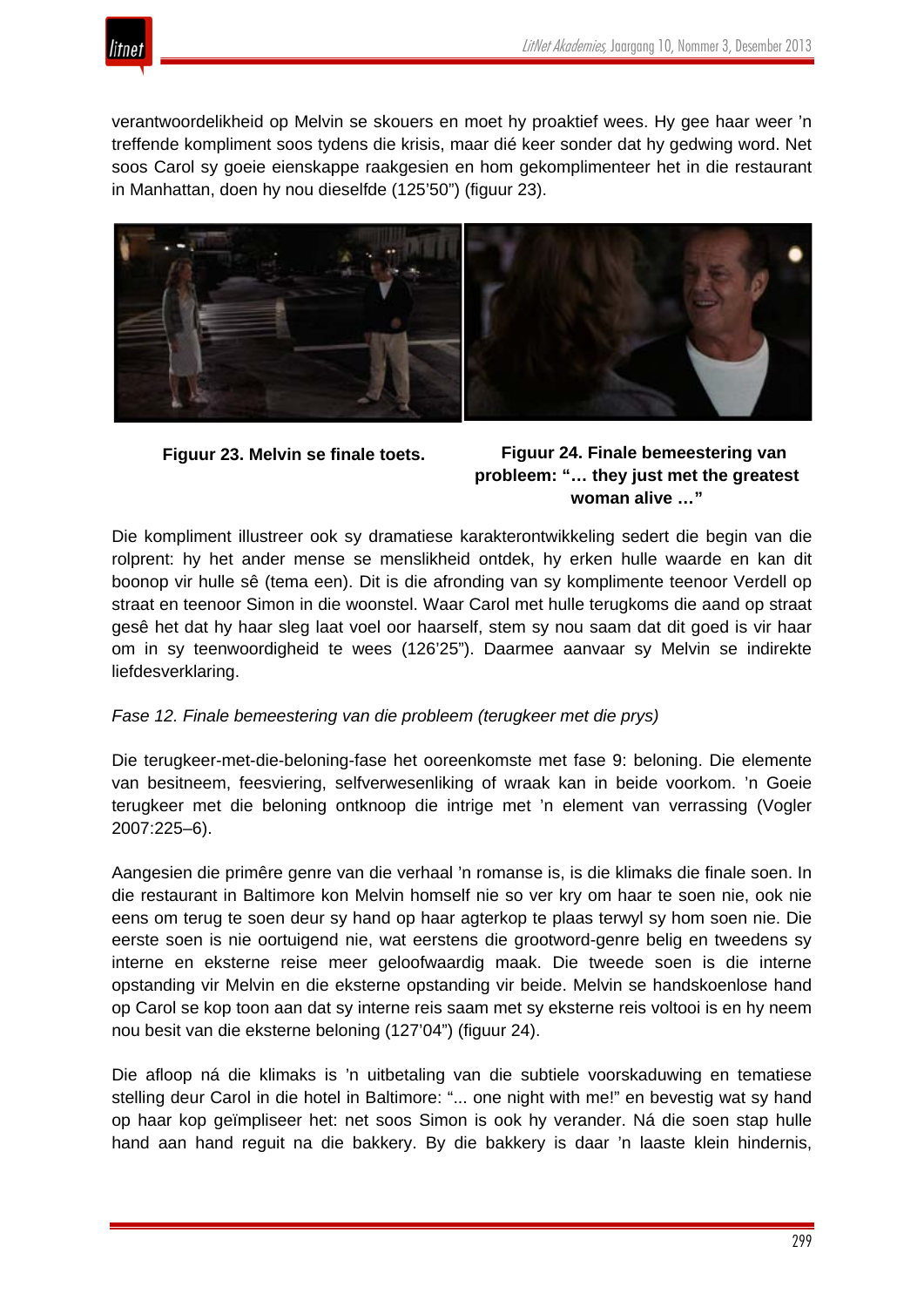verantwoordelikheid op Melvin se skouers en moet hy proaktief wees. Hy gee haar weer 'n treffende kompliment soos tydens die krisis, maar dié keer sonder dat hy gedwing word. Net soos Carol sy goeie eienskappe raakgesien en hom gekomplimenteer het in die restaurant in Manhattan, doen hy nou dieselfde (125'50") (figuur 23).

**Figuur 23. Melvin se finale toets.**

**Figuur 24. Finale bemeestering van probleem: "… they just met the greatest woman alive …"**

Die kompliment illustreer ook sy dramatiese karakterontwikkeling sedert die begin van die rolprent: hy het ander mense se menslikheid ontdek, hy erken hulle waarde en kan dit boonop vir hulle sê (tema een). Dit is die afronding van sy komplimente teenoor Verdell op straat en teenoor Simon in die woonstel. Waar Carol met hulle terugkoms die aand op straat gesê het dat hy haar sleg laat voel oor haarself, stem sy nou saam dat dit goed is vir haar om in sy teenwoordigheid te wees (126'25"). Daarmee aanvaar sy Melvin se indirekte liefdesverklaring.

*Fase 12. Finale bemeestering van die probleem (terugkeer met die prys)*

Die terugkeer-met-die-beloning-fase het ooreenkomste met fase 9: beloning. Die elemente van besitneem, feesviering, selfverwesenliking of wraak kan in beide voorkom. 'n Goeie terugkeer met die beloning ontknoop die intrige met 'n element van verrassing (Vogler 2007:225–6).

Aangesien die primêre genre van die verhaal 'n romanse is, is die klimaks die finale soen. In die restaurant in Baltimore kon Melvin homself nie so ver kry om haar te soen nie, ook nie eens om terug te soen deur sy hand op haar agterkop te plaas terwyl sy hom soen nie. Die eerste soen is nie oortuigend nie, wat eerstens die grootword-genre belig en tweedens sy interne en eksterne reise meer geloofwaardig maak. Die tweede soen is die interne opstanding vir Melvin en die eksterne opstanding vir beide. Melvin se handskoenlose hand op Carol se kop toon aan dat sy interne reis saam met sy eksterne reis voltooi is en hy neem nou besit van die eksterne beloning (127'04") (figuur 24).

Die afloop ná die klimaks is 'n uitbetaling van die subtiele voorskaduwing en tematiese stelling deur Carol in die hotel in Baltimore: "... one night with me!" en bevestig wat sy hand op haar kop geïmpliseer het: net soos Simon is ook hy verander. Ná die soen stap hulle hand aan hand reguit na die bakkery. By die bakkery is daar 'n laaste klein hindernis,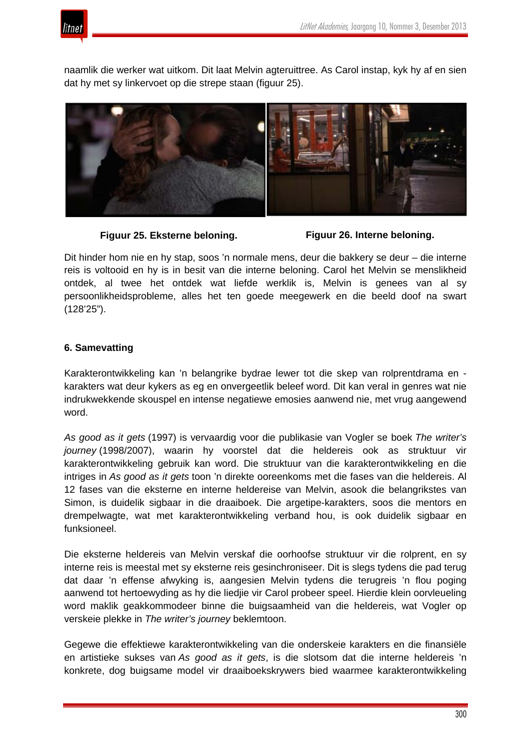naamlik die werker wat uitkom. Dit laat Melvin agteruittree. As Carol instap, kyk hy af en sien dat hy met sy linkervoet op die strepe staan (figuur 25).

**Figuur 25. Eksterne beloning.**

**Figuur 26. Interne beloning.**

Dit hinder hom nie en hy stap, soos 'n normale mens, deur die bakkery se deur – die interne reis is voltooid en hy is in besit van die interne beloning. Carol het Melvin se menslikheid ontdek, al twee het ontdek wat liefde werklik is, Melvin is genees van al sy persoonlikheidsprobleme, alles het ten goede meegewerk en die beeld doof na swart (128'25").

### 6. Samevatting

Karakterontwikkeling kan 'n belangrike bydrae lewer tot die skep van rolprentdrama en -karakters wat deur kykers as eg en onvergeetlik beleef word. Dit kan veral in genres wat nie indrukwekkende skouspel en intense negatiewe emosies aanwend nie, met vrug aangewend word.

*As good as it gets* (1997) is vervaardig voor die publikasie van Vogler se boek *The writer's journey* (1998/2007), waarin hy voorstel dat die heldereis ook as struktuur vir karakterontwikkeling gebruik kan word. Die struktuur van die karakterontwikkeling en die intriges in *As good as it gets* toon 'n direkte ooreenkoms met die fases van die heldereis. Al 12 fases van die eksterne en interne heldereise van Melvin, asook die belangrikstes van Simon, is duidelik sigbaar in die draaiboek. Die argetipe-karakters, soos die mentors en drempelwagte, wat met karakterontwikkeling verband hou, is ook duidelik sigbaar en funksioneel.

Die eksterne heldereis van Melvin verskaf die oorhoofse struktuur vir die rolprent, en sy interne reis is meestal met sy eksterne reis gesinchroniseer. Dit is slegs tydens die pad terug dat daar 'n effense afwyking is, aangesien Melvin tydens die terugreis 'n flou poging aanwend tot hertoewyding as hy die liedjie vir Carol probeer speel. Hierdie klein oorvleueling word maklik geakkommodeer binne die buigsaamheid van die heldereis, wat Vogler op verskeie plekke in *The writer's journey* beklemtoon.

Gegewe die effektiewe karakterontwikkeling van die onderskeie karakters en die finansiële en artistieke sukses van *As good as it gets*, is die slotsom dat die interne heldereis 'n konkrete, dog buigsame model vir draaiboekskrywers bied waarmee karakterontwikkeling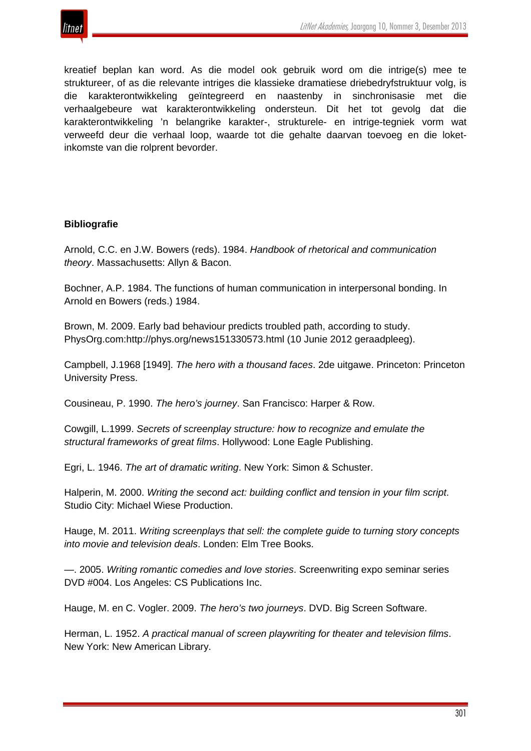kreatief beplan kan word. As die model ook gebruik word om die intrige(s) mee te struktureer, of as die relevante intriges die klassieke dramatiese driebedryfstruktuur volg, is die karakterontwikkeling geïntegreerd en naastenby in sinchronisasie met die verhaalgebeure wat karakterontwikkeling ondersteun. Dit het tot gevolg dat die karakterontwikkeling 'n belangrike karakter-, strukturele- en intrige-tegniek vorm wat verweefd deur die verhaal loop, waarde tot die gehalte daarvan toevoeg en die loket-inkomste van die rolprent bevorder.

**Bibliografie**

Arnold, C.C. en J.W. Bowers (reds). 1984. *Handbook of rhetorical and communication theory*. Massachusetts: Allyn & Bacon.

Bochner, A.P. 1984. The functions of human communication in interpersonal bonding. In Arnold en Bowers (reds.) 1984.

Brown, M. 2009. Early bad behaviour predicts troubled path, according to study. PhysOrg.com:http://phys.org/news151330573.html (10 Junie 2012 geraadpleeg).

Campbell, J.1968 [1949]. *The hero with a thousand faces*. 2de uitgawe. Princeton: Princeton University Press.

Cousineau, P. 1990. *The hero's journey*. San Francisco: Harper & Row.

Cowgill, L.1999. *Secrets of screenplay structure: how to recognize and emulate the structural frameworks of great films*. Hollywood: Lone Eagle Publishing.

Egri, L. 1946. *The art of dramatic writing*. New York: Simon & Schuster.

Halperin, M. 2000. *Writing the second act: building conflict and tension in your film script*. Studio City: Michael Wiese Production.

Hauge, M. 2011. *Writing screenplays that sell: the complete guide to turning story concepts into movie and television deals*. Londen: Elm Tree Books.

—. 2005. *Writing romantic comedies and love stories*. Screenwriting expo seminar series DVD #004. Los Angeles: CS Publications Inc.

Hauge, M. en C. Vogler. 2009. *The hero's two journeys*. DVD. Big Screen Software.

Herman, L. 1952. *A practical manual of screen playwriting for theater and television films*. New York: New American Library.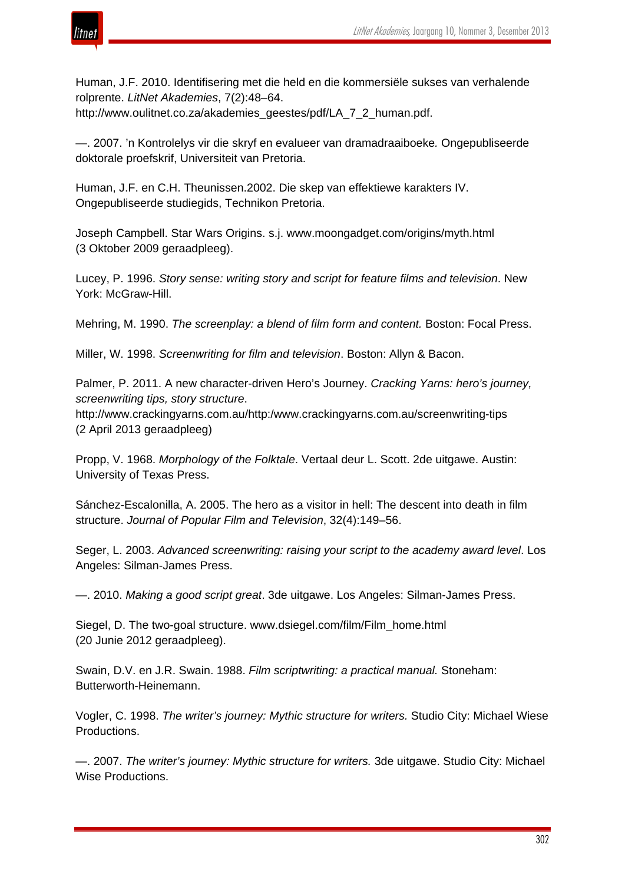Human, J.F. 2010. Identifisering met die held en die kommersiële sukses van verhalende rolprente. *LitNet Akademies*, 7(2):48–64. http://www.oulitnet.co.za/akademies_geestes/pdf/LA_7_2_human.pdf.

—. 2007. 'n Kontrolelys vir die skryf en evalueer van dramadraaiboeke*.* Ongepubliseerde doktorale proefskrif, Universiteit van Pretoria.

Human, J.F. en C.H. Theunissen.2002. Die skep van effektiewe karakters IV. Ongepubliseerde studiegids, Technikon Pretoria.

Joseph Campbell. Star Wars Origins. s.j. www.moongadget.com/origins/myth.html (3 Oktober 2009 geraadpleeg).

Lucey, P. 1996. *Story sense: writing story and script for feature films and television*. New York: McGraw-Hill.

Mehring, M. 1990. *The screenplay: a blend of film form and content.* Boston: Focal Press.

Miller, W. 1998. *Screenwriting for film and television*. Boston: Allyn & Bacon.

Palmer, P. 2011. A new character-driven Hero's Journey. *Cracking Yarns: hero's journey, screenwriting tips, story structure*. http://www.crackingyarns.com.au/http:/www.crackingyarns.com.au/screenwriting-tips (2 April 2013 geraadpleeg)

Propp, V. 1968. *Morphology of the Folktale*. Vertaal deur L. Scott. 2de uitgawe. Austin: University of Texas Press.

Sánchez-Escalonilla, A. 2005. The hero as a visitor in hell: The descent into death in film structure. *Journal of Popular Film and Television*, 32(4):149–56.

Seger, L. 2003. *Advanced screenwriting: raising your script to the academy award level*. Los Angeles: Silman-James Press.

—. 2010. *Making a good script great*. 3de uitgawe. Los Angeles: Silman-James Press.

Siegel, D. The two-goal structure. www.dsiegel.com/film/Film_home.html (20 Junie 2012 geraadpleeg).

Swain, D.V. en J.R. Swain. 1988. *Film scriptwriting: a practical manual.* Stoneham: Butterworth-Heinemann.

Vogler, C. 1998. *The writer's journey: Mythic structure for writers.* Studio City: Michael Wiese Productions.

—. 2007. *The writer's journey: Mythic structure for writers.* 3de uitgawe. Studio City: Michael Wise Productions.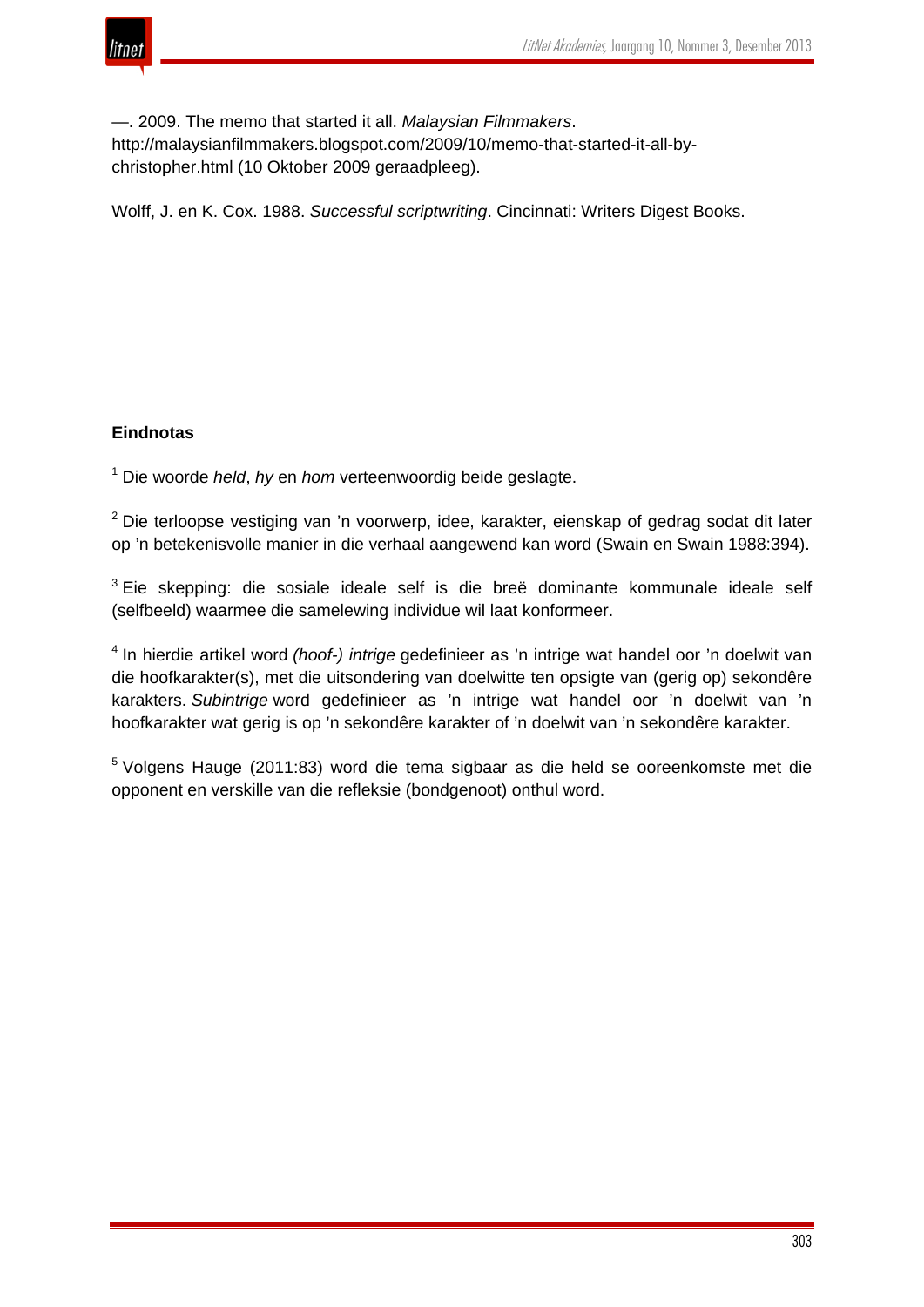—. 2009. The memo that started it all. *Malaysian Filmmakers*. http://malaysianfilmmakers.blogspot.com/2009/10/memo-that-started-it-all-by-christopher.html (10 Oktober 2009 geraadpleeg).

Wolff, J. en K. Cox. 1988. *Successful scriptwriting*. Cincinnati: Writers Digest Books.

**Eindnotas**

[1] Die woorde *held*, *hy* en *hom* verteenwoordig beide geslagte.

[2] Die terloopse vestiging van 'n voorwerp, idee, karakter, eienskap of gedrag sodat dit later op 'n betekenisvolle manier in die verhaal aangewend kan word (Swain en Swain 1988:394).

[3] Eie skepping: die sosiale ideale self is die breë dominante kommunale ideale self (selfbeeld) waarmee die samelewing individue wil laat konformeer.

[4] In hierdie artikel word *(hoof-) intrige* gedefinieer as 'n intrige wat handel oor 'n doelwit van die hoofkarakter(s), met die uitsondering van doelwitte ten opsigte van (gerig op) sekondêre karakters. *Subintrige* word gedefinieer as 'n intrige wat handel oor 'n doelwit van 'n hoofkarakter wat gerig is op 'n sekondêre karakter of 'n doelwit van 'n sekondêre karakter.

[5] Volgens Hauge (2011:83) word die tema sigbaar as die held se ooreenkomste met die opponent en verskille van die refleksie (bondgenoot) onthul word.